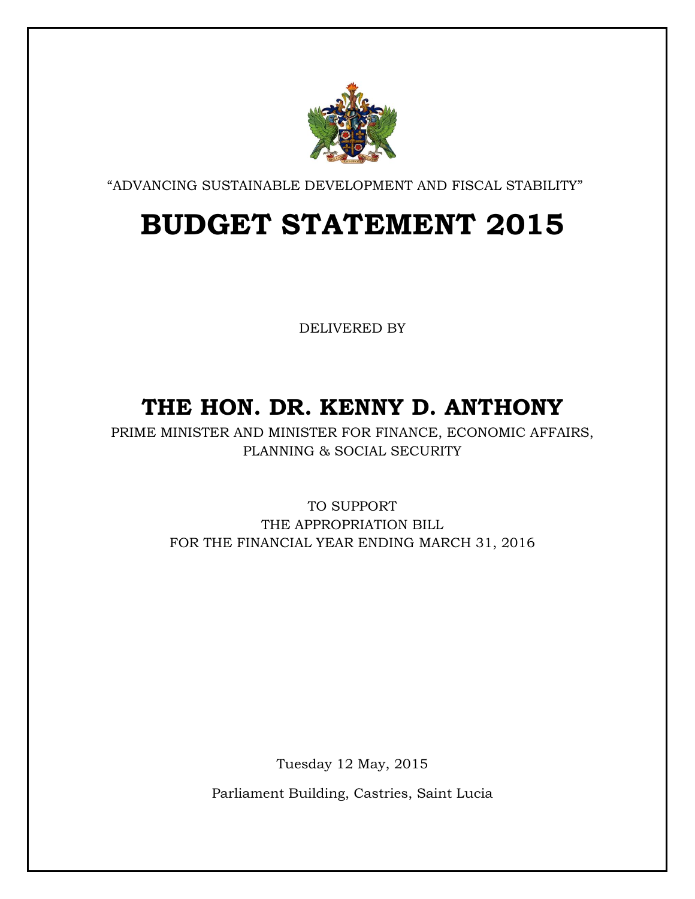“ADVANCING SUSTAINABLE DEVELOPMENT AND FISCAL STABILITY”

# BUDGET STATEMENT 2015

DELIVERED BY

## THE HON. DR. KENNY D. ANTHONY

PRIME MINISTER AND MINISTER FOR FINANCE, ECONOMIC AFFAIRS, PLANNING & SOCIAL SECURITY

TO SUPPORT
THE APPROPRIATION BILL
FOR THE FINANCIAL YEAR ENDING MARCH 31, 2016

Tuesday 12 May, 2015

Parliament Building, Castries, Saint Lucia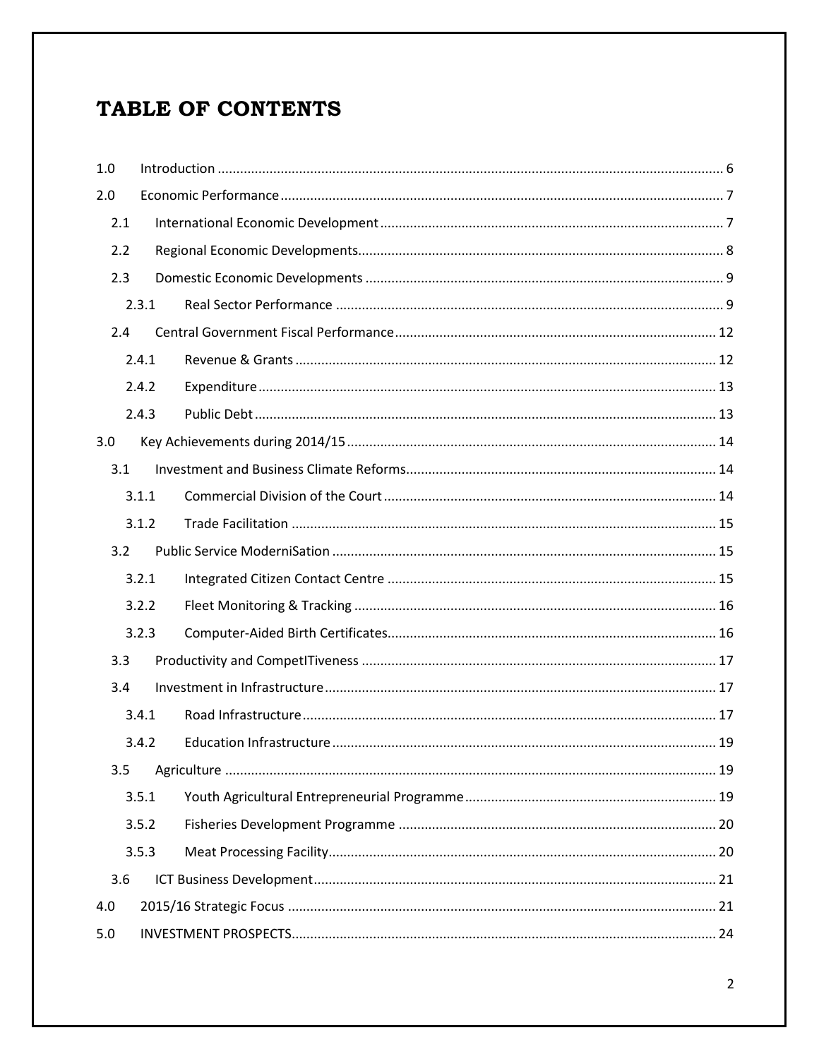# TABLE OF CONTENTS

- 1.0 Introduction ........ 6
- 2.0 Economic Performance ........ 7
  - 2.1 International Economic Development ........ 7
  - 2.2 Regional Economic Developments ........ 8
  - 2.3 Domestic Economic Developments ........ 9
    - 2.3.1 Real Sector Performance ........ 9
  - 2.4 Central Government Fiscal Performance ........ 12
    - 2.4.1 Revenue & Grants ........ 12
    - 2.4.2 Expenditure ........ 13
    - 2.4.3 Public Debt ........ 13
- 3.0 Key Achievements during 2014/15 ........ 14
  - 3.1 Investment and Business Climate Reforms ........ 14
    - 3.1.1 Commercial Division of the Court ........ 14
    - 3.1.2 Trade Facilitation ........ 15
  - 3.2 Public Service ModerniSation ........ 15
    - 3.2.1 Integrated Citizen Contact Centre ........ 15
    - 3.2.2 Fleet Monitoring & Tracking ........ 16
    - 3.2.3 Computer-Aided Birth Certificates ........ 16
  - 3.3 Productivity and CompetITiveness ........ 17
  - 3.4 Investment in Infrastructure ........ 17
    - 3.4.1 Road Infrastructure ........ 17
    - 3.4.2 Education Infrastructure ........ 19
  - 3.5 Agriculture ........ 19
    - 3.5.1 Youth Agricultural Entrepreneurial Programme ........ 19
    - 3.5.2 Fisheries Development Programme ........ 20
    - 3.5.3 Meat Processing Facility ........ 20
  - 3.6 ICT Business Development ........ 21
- 4.0 2015/16 Strategic Focus ........ 21
- 5.0 INVESTMENT PROSPECTS ........ 24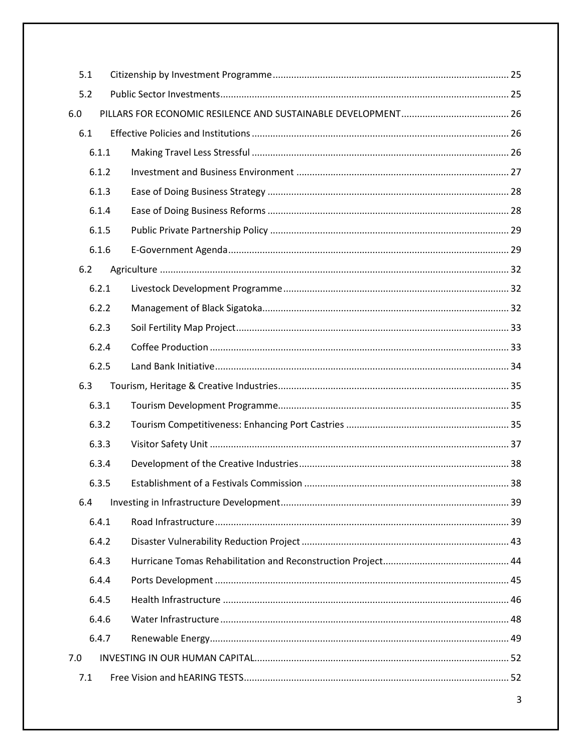| | |
|---|---|
| 5.1 Citizenship by Investment Programme | 25 |
| 5.2 Public Sector Investments | 25 |
| 6.0 PILLARS FOR ECONOMIC RESILENCE AND SUSTAINABLE DEVELOPMENT | 26 |
| 6.1 Effective Policies and Institutions | 26 |
| 6.1.1 Making Travel Less Stressful | 26 |
| 6.1.2 Investment and Business Environment | 27 |
| 6.1.3 Ease of Doing Business Strategy | 28 |
| 6.1.4 Ease of Doing Business Reforms | 28 |
| 6.1.5 Public Private Partnership Policy | 29 |
| 6.1.6 E-Government Agenda | 29 |
| 6.2 Agriculture | 32 |
| 6.2.1 Livestock Development Programme | 32 |
| 6.2.2 Management of Black Sigatoka | 32 |
| 6.2.3 Soil Fertility Map Project | 33 |
| 6.2.4 Coffee Production | 33 |
| 6.2.5 Land Bank Initiative | 34 |
| 6.3 Tourism, Heritage & Creative Industries | 35 |
| 6.3.1 Tourism Development Programme | 35 |
| 6.3.2 Tourism Competitiveness: Enhancing Port Castries | 35 |
| 6.3.3 Visitor Safety Unit | 37 |
| 6.3.4 Development of the Creative Industries | 38 |
| 6.3.5 Establishment of a Festivals Commission | 38 |
| 6.4 Investing in Infrastructure Development | 39 |
| 6.4.1 Road Infrastructure | 39 |
| 6.4.2 Disaster Vulnerability Reduction Project | 43 |
| 6.4.3 Hurricane Tomas Rehabilitation and Reconstruction Project | 44 |
| 6.4.4 Ports Development | 45 |
| 6.4.5 Health Infrastructure | 46 |
| 6.4.6 Water Infrastructure | 48 |
| 6.4.7 Renewable Energy | 49 |
| 7.0 INVESTING IN OUR HUMAN CAPITAL | 52 |
| 7.1 Free Vision and hEARING TESTS | 52 |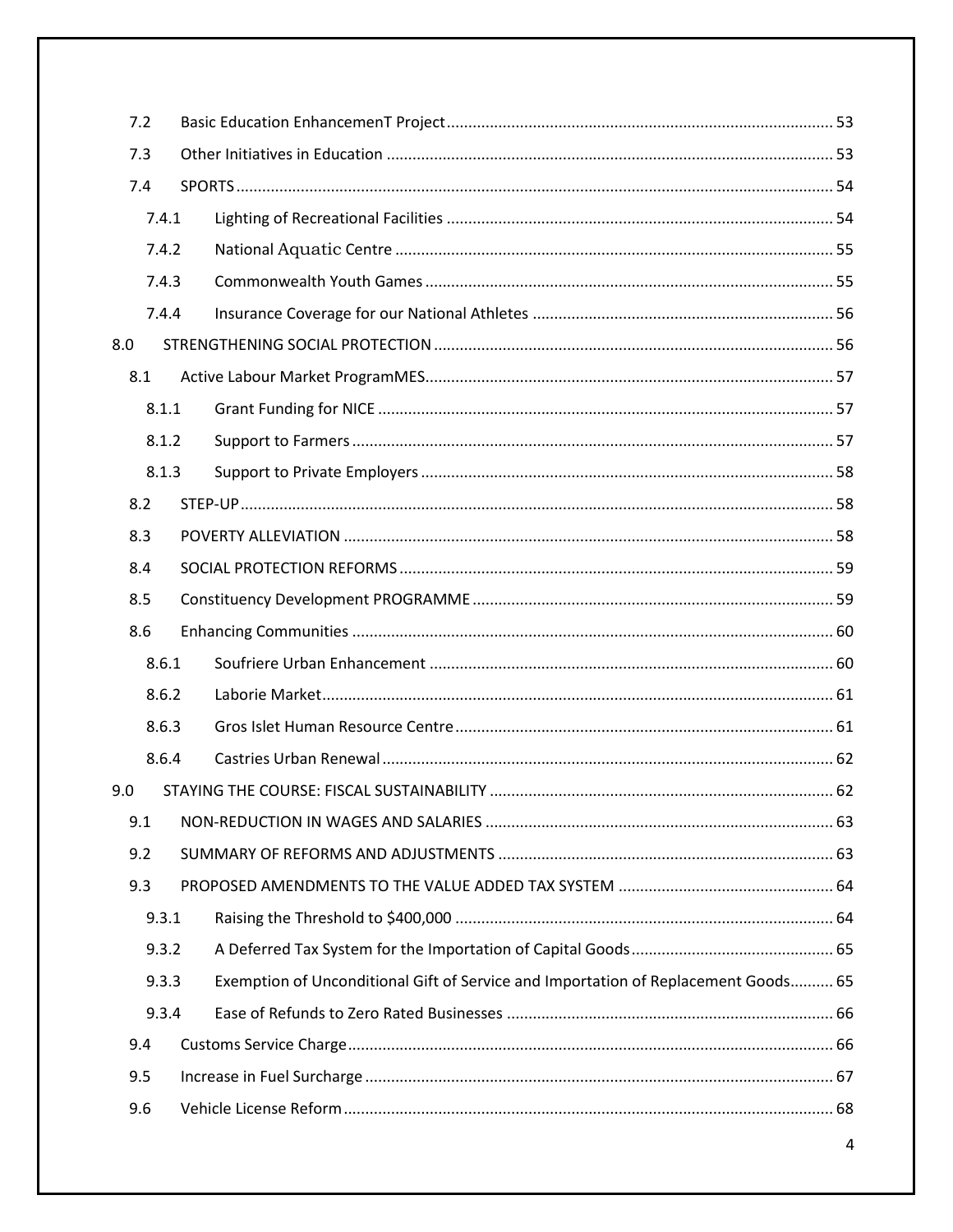- 7.2 Basic Education EnhancemenT Project ... 53
- 7.3 Other Initiatives in Education ... 53
- 7.4 SPORTS ... 54
  - 7.4.1 Lighting of Recreational Facilities ... 54
  - 7.4.2 National Aquatic Centre ... 55
  - 7.4.3 Commonwealth Youth Games ... 55
  - 7.4.4 Insurance Coverage for our National Athletes ... 56
- 8.0 STRENGTHENING SOCIAL PROTECTION ... 56
  - 8.1 Active Labour Market ProgramMES ... 57
    - 8.1.1 Grant Funding for NICE ... 57
    - 8.1.2 Support to Farmers ... 57
    - 8.1.3 Support to Private Employers ... 58
  - 8.2 STEP-UP ... 58
  - 8.3 POVERTY ALLEVIATION ... 58
  - 8.4 SOCIAL PROTECTION REFORMS ... 59
  - 8.5 Constituency Development PROGRAMME ... 59
  - 8.6 Enhancing Communities ... 60
    - 8.6.1 Soufriere Urban Enhancement ... 60
    - 8.6.2 Laborie Market ... 61
    - 8.6.3 Gros Islet Human Resource Centre ... 61
    - 8.6.4 Castries Urban Renewal ... 62
- 9.0 STAYING THE COURSE: FISCAL SUSTAINABILITY ... 62
  - 9.1 NON-REDUCTION IN WAGES AND SALARIES ... 63
  - 9.2 SUMMARY OF REFORMS AND ADJUSTMENTS ... 63
  - 9.3 PROPOSED AMENDMENTS TO THE VALUE ADDED TAX SYSTEM ... 64
    - 9.3.1 Raising the Threshold to $400,000 ... 64
    - 9.3.2 A Deferred Tax System for the Importation of Capital Goods ... 65
    - 9.3.3 Exemption of Unconditional Gift of Service and Importation of Replacement Goods ... 65
    - 9.3.4 Ease of Refunds to Zero Rated Businesses ... 66
  - 9.4 Customs Service Charge ... 66
  - 9.5 Increase in Fuel Surcharge ... 67
  - 9.6 Vehicle License Reform ... 68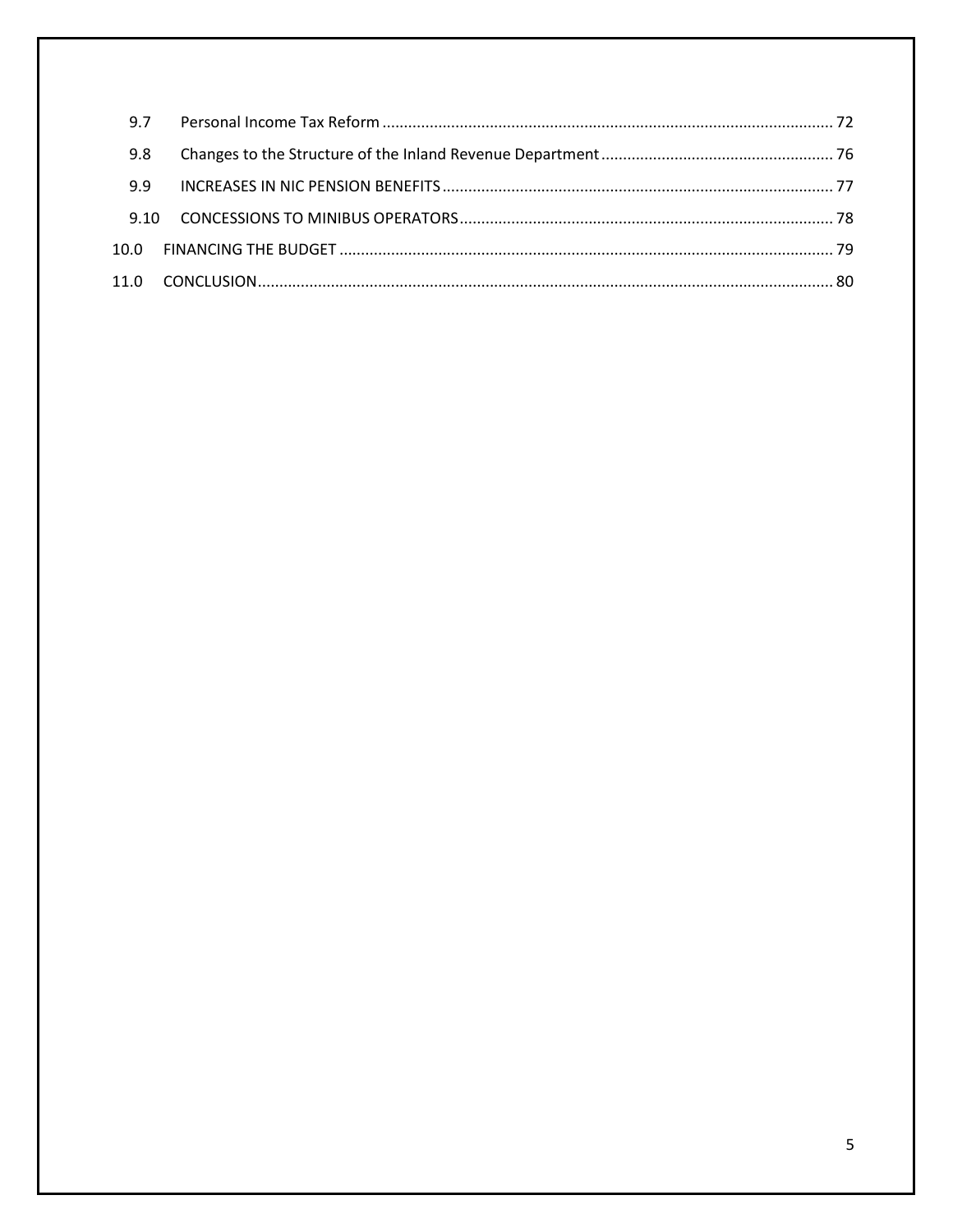| | | |
|---|---|---|
| 9.7 | Personal Income Tax Reform | 72 |
| 9.8 | Changes to the Structure of the Inland Revenue Department | 76 |
| 9.9 | INCREASES IN NIC PENSION BENEFITS | 77 |
| 9.10 | CONCESSIONS TO MINIBUS OPERATORS | 78 |
| 10.0 | FINANCING THE BUDGET | 79 |
| 11.0 | CONCLUSION | 80 |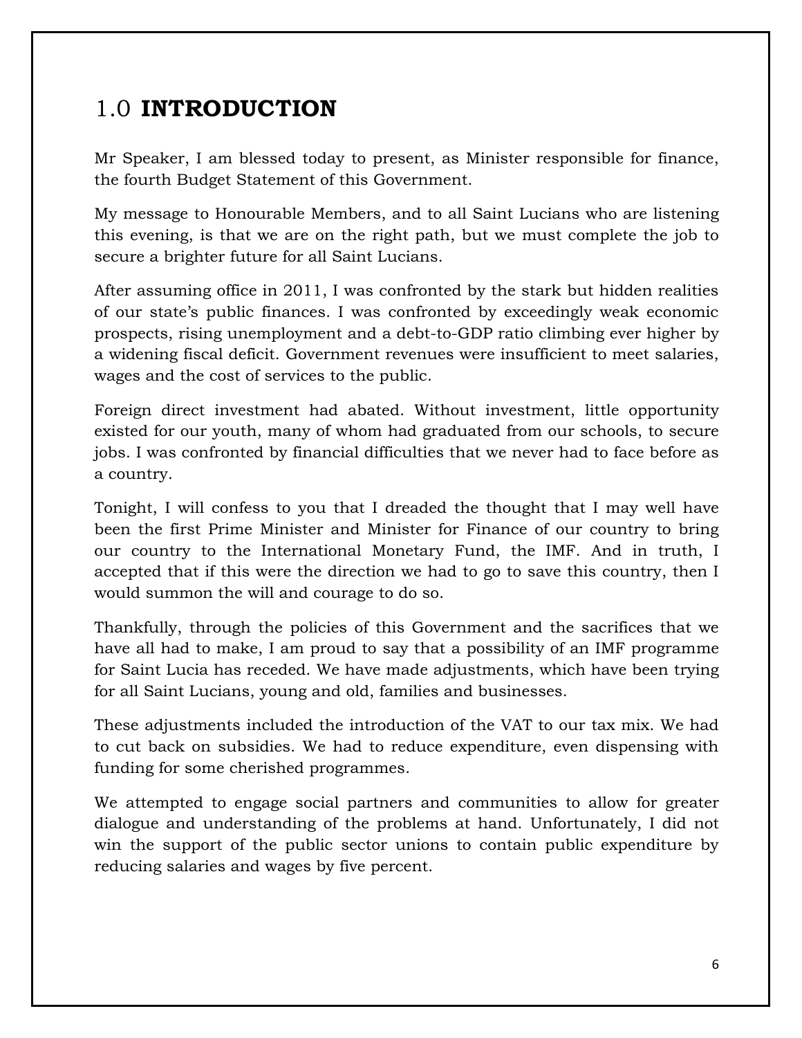# 1.0 **INTRODUCTION**

Mr Speaker, I am blessed today to present, as Minister responsible for finance, the fourth Budget Statement of this Government.

My message to Honourable Members, and to all Saint Lucians who are listening this evening, is that we are on the right path, but we must complete the job to secure a brighter future for all Saint Lucians.

After assuming office in 2011, I was confronted by the stark but hidden realities of our state's public finances. I was confronted by exceedingly weak economic prospects, rising unemployment and a debt-to-GDP ratio climbing ever higher by a widening fiscal deficit. Government revenues were insufficient to meet salaries, wages and the cost of services to the public.

Foreign direct investment had abated. Without investment, little opportunity existed for our youth, many of whom had graduated from our schools, to secure jobs. I was confronted by financial difficulties that we never had to face before as a country.

Tonight, I will confess to you that I dreaded the thought that I may well have been the first Prime Minister and Minister for Finance of our country to bring our country to the International Monetary Fund, the IMF. And in truth, I accepted that if this were the direction we had to go to save this country, then I would summon the will and courage to do so.

Thankfully, through the policies of this Government and the sacrifices that we have all had to make, I am proud to say that a possibility of an IMF programme for Saint Lucia has receded. We have made adjustments, which have been trying for all Saint Lucians, young and old, families and businesses.

These adjustments included the introduction of the VAT to our tax mix. We had to cut back on subsidies. We had to reduce expenditure, even dispensing with funding for some cherished programmes.

We attempted to engage social partners and communities to allow for greater dialogue and understanding of the problems at hand. Unfortunately, I did not win the support of the public sector unions to contain public expenditure by reducing salaries and wages by five percent.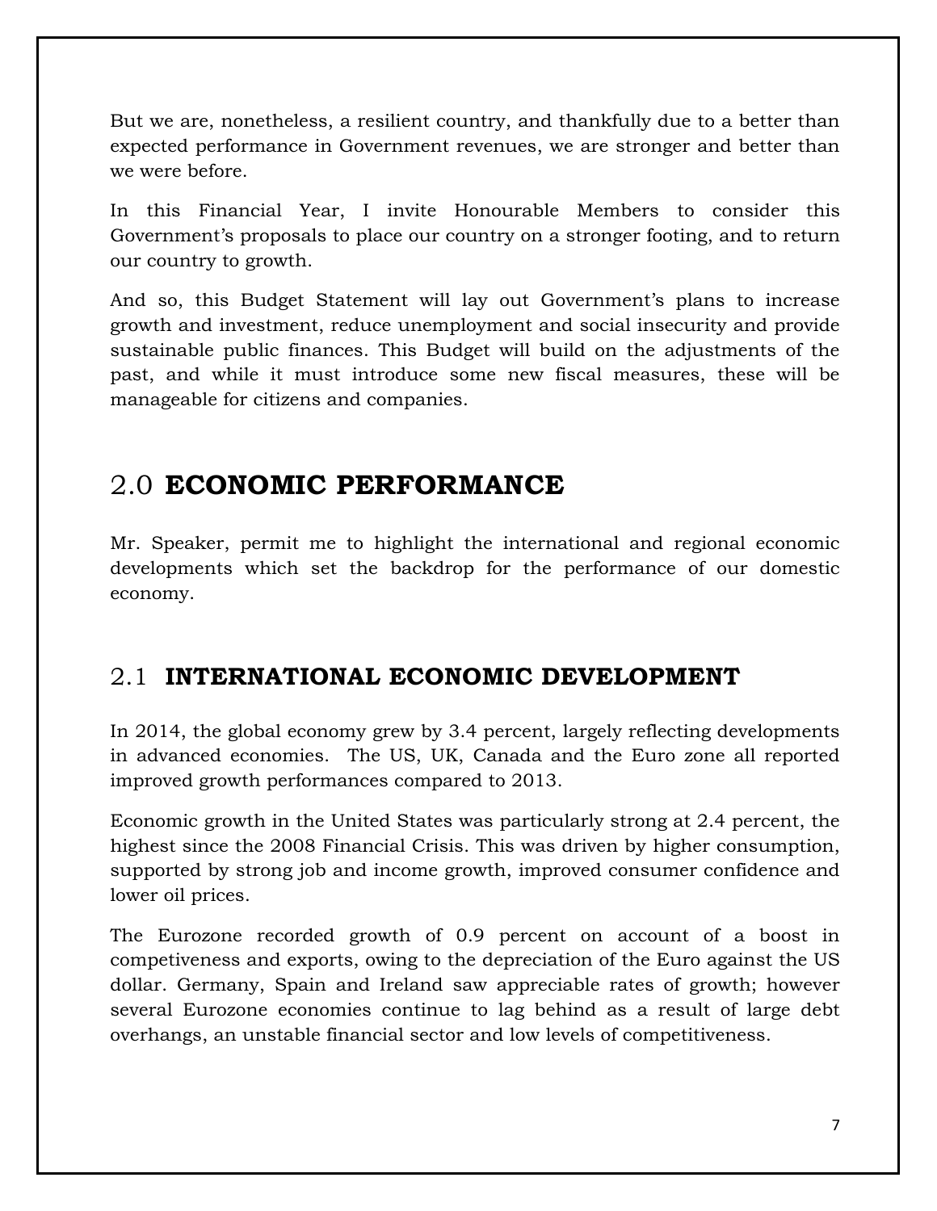But we are, nonetheless, a resilient country, and thankfully due to a better than expected performance in Government revenues, we are stronger and better than we were before.

In this Financial Year, I invite Honourable Members to consider this Government's proposals to place our country on a stronger footing, and to return our country to growth.

And so, this Budget Statement will lay out Government's plans to increase growth and investment, reduce unemployment and social insecurity and provide sustainable public finances. This Budget will build on the adjustments of the past, and while it must introduce some new fiscal measures, these will be manageable for citizens and companies.

## 2.0 ECONOMIC PERFORMANCE

Mr. Speaker, permit me to highlight the international and regional economic developments which set the backdrop for the performance of our domestic economy.

### 2.1 INTERNATIONAL ECONOMIC DEVELOPMENT

In 2014, the global economy grew by 3.4 percent, largely reflecting developments in advanced economies. The US, UK, Canada and the Euro zone all reported improved growth performances compared to 2013.

Economic growth in the United States was particularly strong at 2.4 percent, the highest since the 2008 Financial Crisis. This was driven by higher consumption, supported by strong job and income growth, improved consumer confidence and lower oil prices.

The Eurozone recorded growth of 0.9 percent on account of a boost in competiveness and exports, owing to the depreciation of the Euro against the US dollar. Germany, Spain and Ireland saw appreciable rates of growth; however several Eurozone economies continue to lag behind as a result of large debt overhangs, an unstable financial sector and low levels of competitiveness.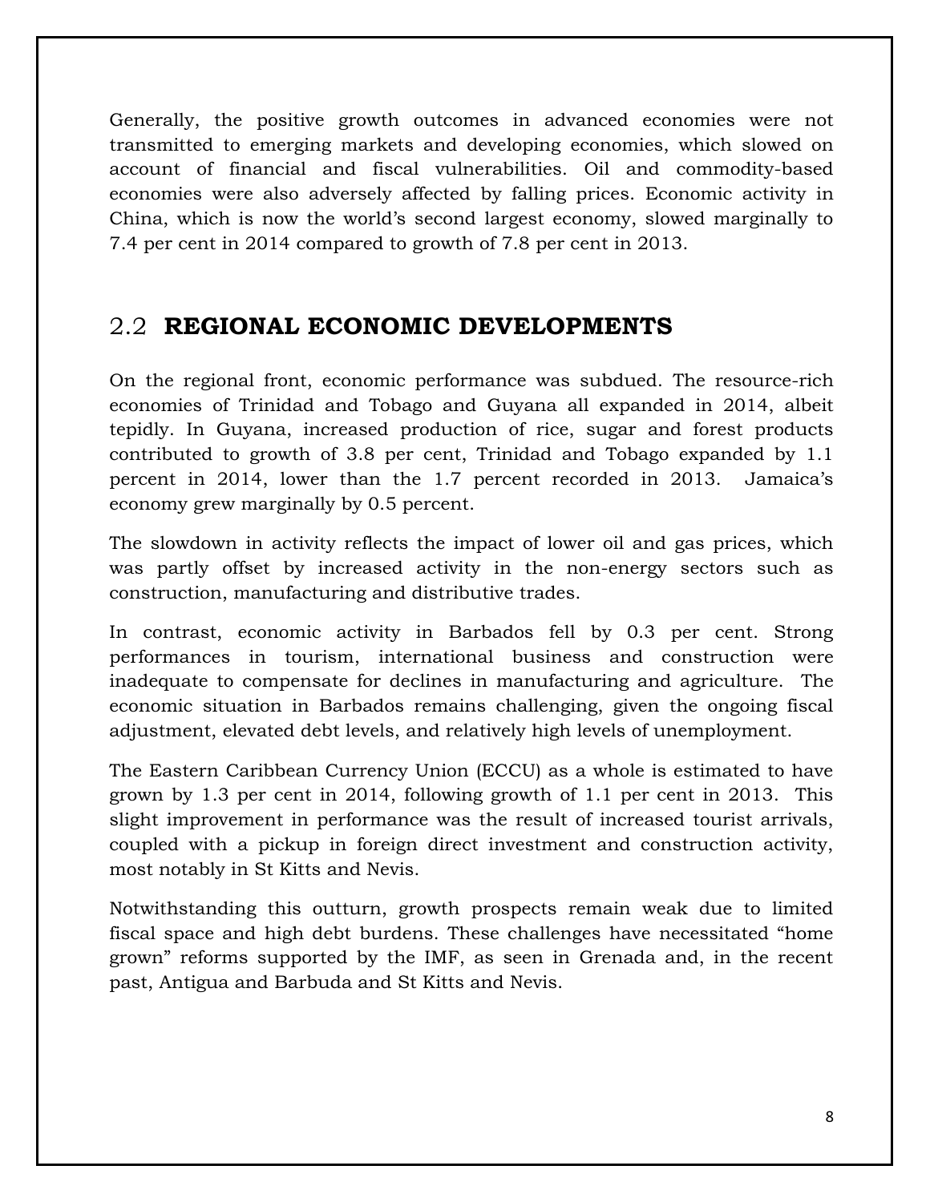Generally, the positive growth outcomes in advanced economies were not transmitted to emerging markets and developing economies, which slowed on account of financial and fiscal vulnerabilities. Oil and commodity-based economies were also adversely affected by falling prices. Economic activity in China, which is now the world's second largest economy, slowed marginally to 7.4 per cent in 2014 compared to growth of 7.8 per cent in 2013.

## 2.2 **REGIONAL ECONOMIC DEVELOPMENTS**

On the regional front, economic performance was subdued. The resource-rich economies of Trinidad and Tobago and Guyana all expanded in 2014, albeit tepidly. In Guyana, increased production of rice, sugar and forest products contributed to growth of 3.8 per cent, Trinidad and Tobago expanded by 1.1 percent in 2014, lower than the 1.7 percent recorded in 2013. Jamaica's economy grew marginally by 0.5 percent.

The slowdown in activity reflects the impact of lower oil and gas prices, which was partly offset by increased activity in the non-energy sectors such as construction, manufacturing and distributive trades.

In contrast, economic activity in Barbados fell by 0.3 per cent. Strong performances in tourism, international business and construction were inadequate to compensate for declines in manufacturing and agriculture. The economic situation in Barbados remains challenging, given the ongoing fiscal adjustment, elevated debt levels, and relatively high levels of unemployment.

The Eastern Caribbean Currency Union (ECCU) as a whole is estimated to have grown by 1.3 per cent in 2014, following growth of 1.1 per cent in 2013. This slight improvement in performance was the result of increased tourist arrivals, coupled with a pickup in foreign direct investment and construction activity, most notably in St Kitts and Nevis.

Notwithstanding this outturn, growth prospects remain weak due to limited fiscal space and high debt burdens. These challenges have necessitated "home grown" reforms supported by the IMF, as seen in Grenada and, in the recent past, Antigua and Barbuda and St Kitts and Nevis.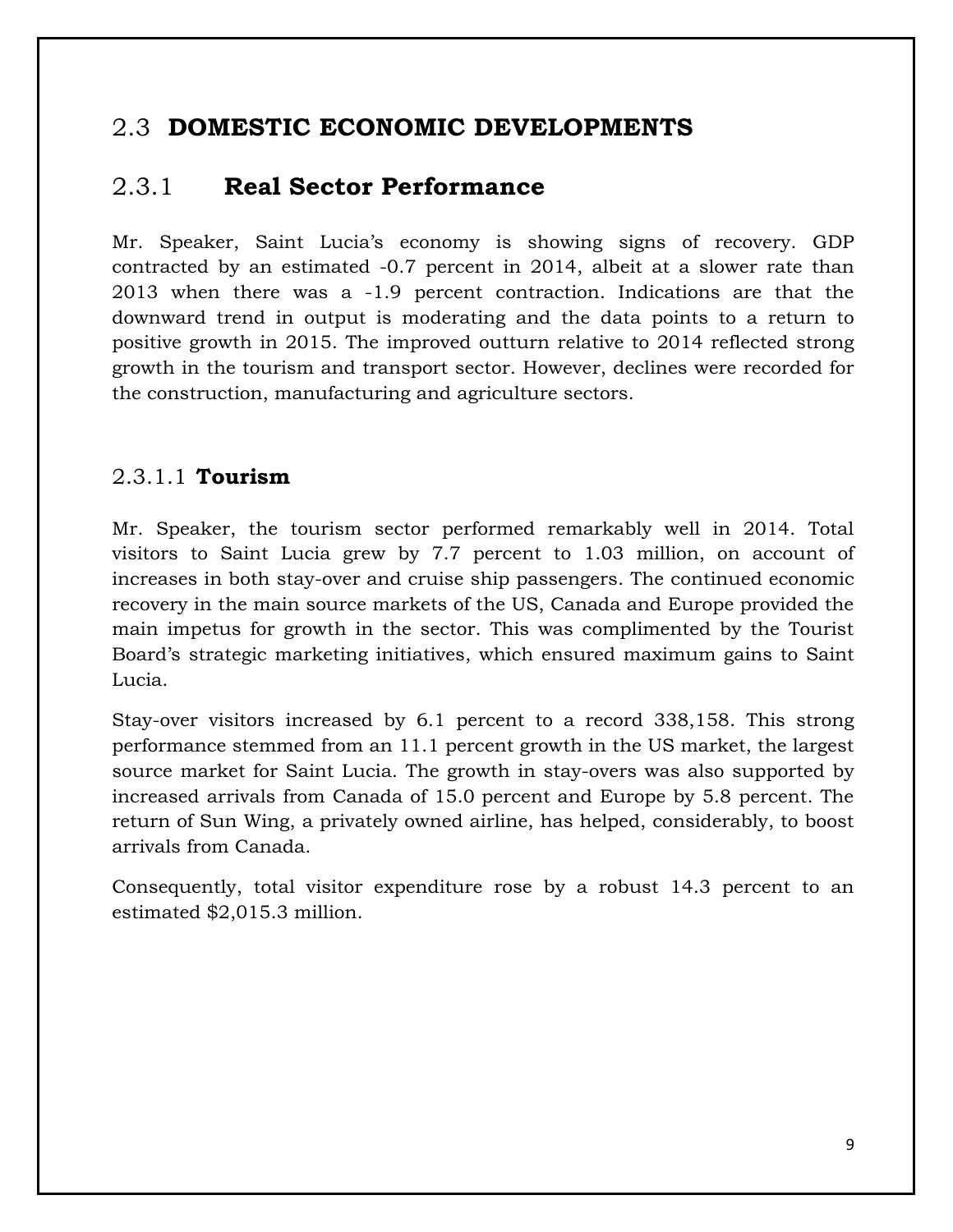## 2.3 DOMESTIC ECONOMIC DEVELOPMENTS

### 2.3.1 Real Sector Performance

Mr. Speaker, Saint Lucia's economy is showing signs of recovery. GDP contracted by an estimated -0.7 percent in 2014, albeit at a slower rate than 2013 when there was a -1.9 percent contraction. Indications are that the downward trend in output is moderating and the data points to a return to positive growth in 2015. The improved outturn relative to 2014 reflected strong growth in the tourism and transport sector. However, declines were recorded for the construction, manufacturing and agriculture sectors.

#### 2.3.1.1 Tourism

Mr. Speaker, the tourism sector performed remarkably well in 2014. Total visitors to Saint Lucia grew by 7.7 percent to 1.03 million, on account of increases in both stay-over and cruise ship passengers. The continued economic recovery in the main source markets of the US, Canada and Europe provided the main impetus for growth in the sector. This was complimented by the Tourist Board's strategic marketing initiatives, which ensured maximum gains to Saint Lucia.

Stay-over visitors increased by 6.1 percent to a record 338,158. This strong performance stemmed from an 11.1 percent growth in the US market, the largest source market for Saint Lucia. The growth in stay-overs was also supported by increased arrivals from Canada of 15.0 percent and Europe by 5.8 percent. The return of Sun Wing, a privately owned airline, has helped, considerably, to boost arrivals from Canada.

Consequently, total visitor expenditure rose by a robust 14.3 percent to an estimated $2,015.3 million.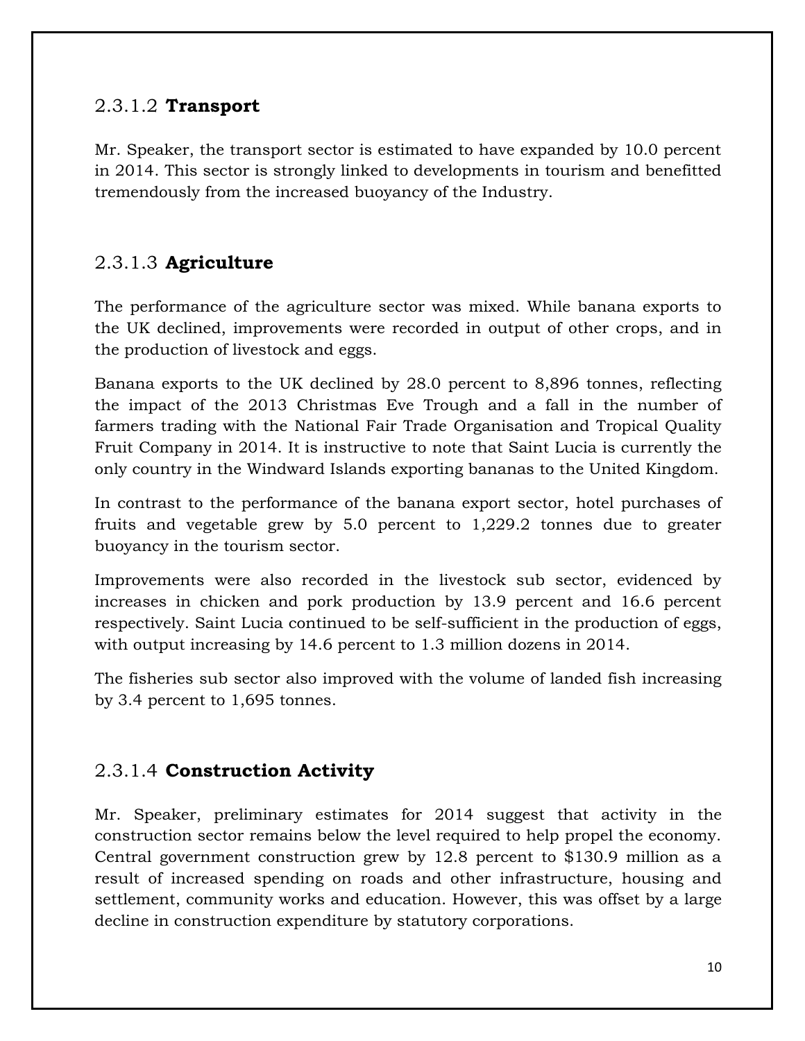### 2.3.1.2 **Transport**

Mr. Speaker, the transport sector is estimated to have expanded by 10.0 percent in 2014. This sector is strongly linked to developments in tourism and benefitted tremendously from the increased buoyancy of the Industry.

### 2.3.1.3 **Agriculture**

The performance of the agriculture sector was mixed. While banana exports to the UK declined, improvements were recorded in output of other crops, and in the production of livestock and eggs.

Banana exports to the UK declined by 28.0 percent to 8,896 tonnes, reflecting the impact of the 2013 Christmas Eve Trough and a fall in the number of farmers trading with the National Fair Trade Organisation and Tropical Quality Fruit Company in 2014. It is instructive to note that Saint Lucia is currently the only country in the Windward Islands exporting bananas to the United Kingdom.

In contrast to the performance of the banana export sector, hotel purchases of fruits and vegetable grew by 5.0 percent to 1,229.2 tonnes due to greater buoyancy in the tourism sector.

Improvements were also recorded in the livestock sub sector, evidenced by increases in chicken and pork production by 13.9 percent and 16.6 percent respectively. Saint Lucia continued to be self-sufficient in the production of eggs, with output increasing by 14.6 percent to 1.3 million dozens in 2014.

The fisheries sub sector also improved with the volume of landed fish increasing by 3.4 percent to 1,695 tonnes.

### 2.3.1.4 **Construction Activity**

Mr. Speaker, preliminary estimates for 2014 suggest that activity in the construction sector remains below the level required to help propel the economy. Central government construction grew by 12.8 percent to $130.9 million as a result of increased spending on roads and other infrastructure, housing and settlement, community works and education. However, this was offset by a large decline in construction expenditure by statutory corporations.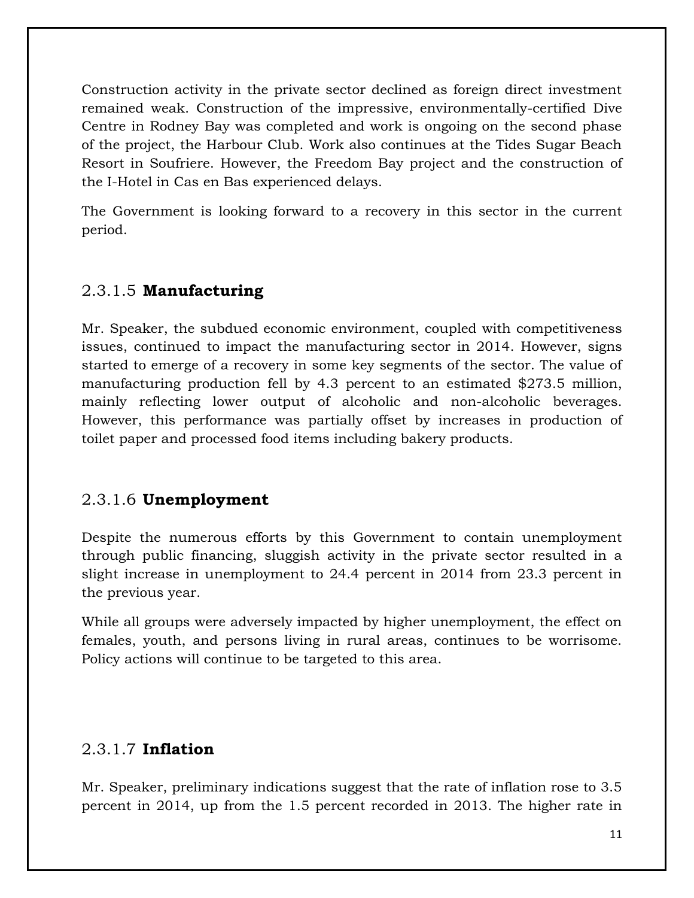Construction activity in the private sector declined as foreign direct investment remained weak. Construction of the impressive, environmentally-certified Dive Centre in Rodney Bay was completed and work is ongoing on the second phase of the project, the Harbour Club. Work also continues at the Tides Sugar Beach Resort in Soufriere. However, the Freedom Bay project and the construction of the I-Hotel in Cas en Bas experienced delays.

The Government is looking forward to a recovery in this sector in the current period.

#### 2.3.1.5 **Manufacturing**

Mr. Speaker, the subdued economic environment, coupled with competitiveness issues, continued to impact the manufacturing sector in 2014. However, signs started to emerge of a recovery in some key segments of the sector. The value of manufacturing production fell by 4.3 percent to an estimated $273.5 million, mainly reflecting lower output of alcoholic and non-alcoholic beverages. However, this performance was partially offset by increases in production of toilet paper and processed food items including bakery products.

#### 2.3.1.6 **Unemployment**

Despite the numerous efforts by this Government to contain unemployment through public financing, sluggish activity in the private sector resulted in a slight increase in unemployment to 24.4 percent in 2014 from 23.3 percent in the previous year.

While all groups were adversely impacted by higher unemployment, the effect on females, youth, and persons living in rural areas, continues to be worrisome. Policy actions will continue to be targeted to this area.

#### 2.3.1.7 **Inflation**

Mr. Speaker, preliminary indications suggest that the rate of inflation rose to 3.5 percent in 2014, up from the 1.5 percent recorded in 2013. The higher rate in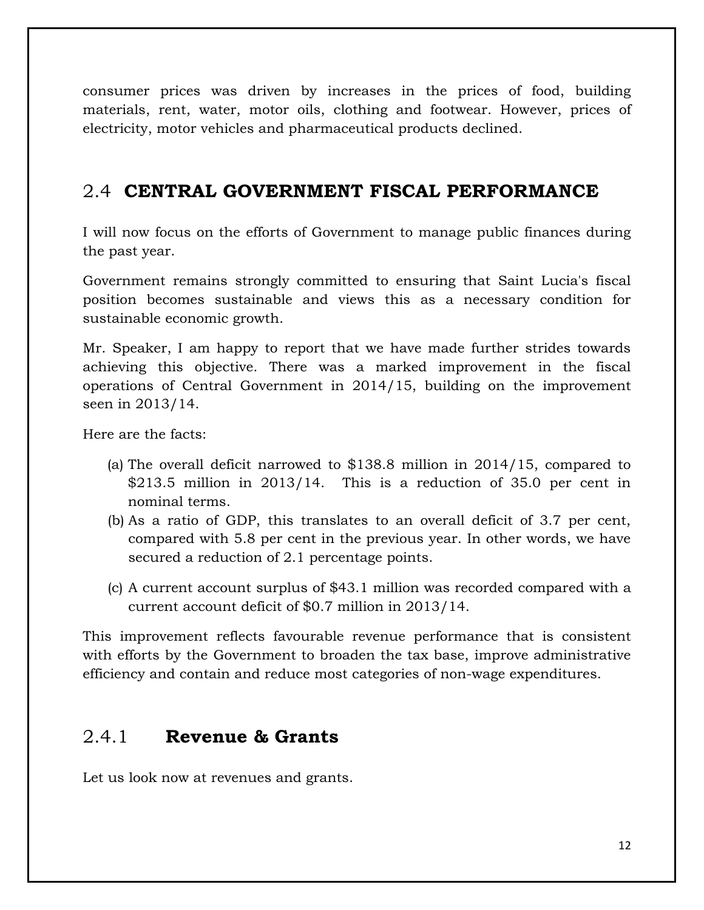consumer prices was driven by increases in the prices of food, building materials, rent, water, motor oils, clothing and footwear. However, prices of electricity, motor vehicles and pharmaceutical products declined.

## 2.4 **CENTRAL GOVERNMENT FISCAL PERFORMANCE**

I will now focus on the efforts of Government to manage public finances during the past year.

Government remains strongly committed to ensuring that Saint Lucia's fiscal position becomes sustainable and views this as a necessary condition for sustainable economic growth.

Mr. Speaker, I am happy to report that we have made further strides towards achieving this objective. There was a marked improvement in the fiscal operations of Central Government in 2014/15, building on the improvement seen in 2013/14.

Here are the facts:

(a) The overall deficit narrowed to $138.8 million in 2014/15, compared to $213.5 million in 2013/14. This is a reduction of 35.0 per cent in nominal terms.

(b) As a ratio of GDP, this translates to an overall deficit of 3.7 per cent, compared with 5.8 per cent in the previous year. In other words, we have secured a reduction of 2.1 percentage points.

(c) A current account surplus of $43.1 million was recorded compared with a current account deficit of $0.7 million in 2013/14.

This improvement reflects favourable revenue performance that is consistent with efforts by the Government to broaden the tax base, improve administrative efficiency and contain and reduce most categories of non-wage expenditures.

### 2.4.1 **Revenue & Grants**

Let us look now at revenues and grants.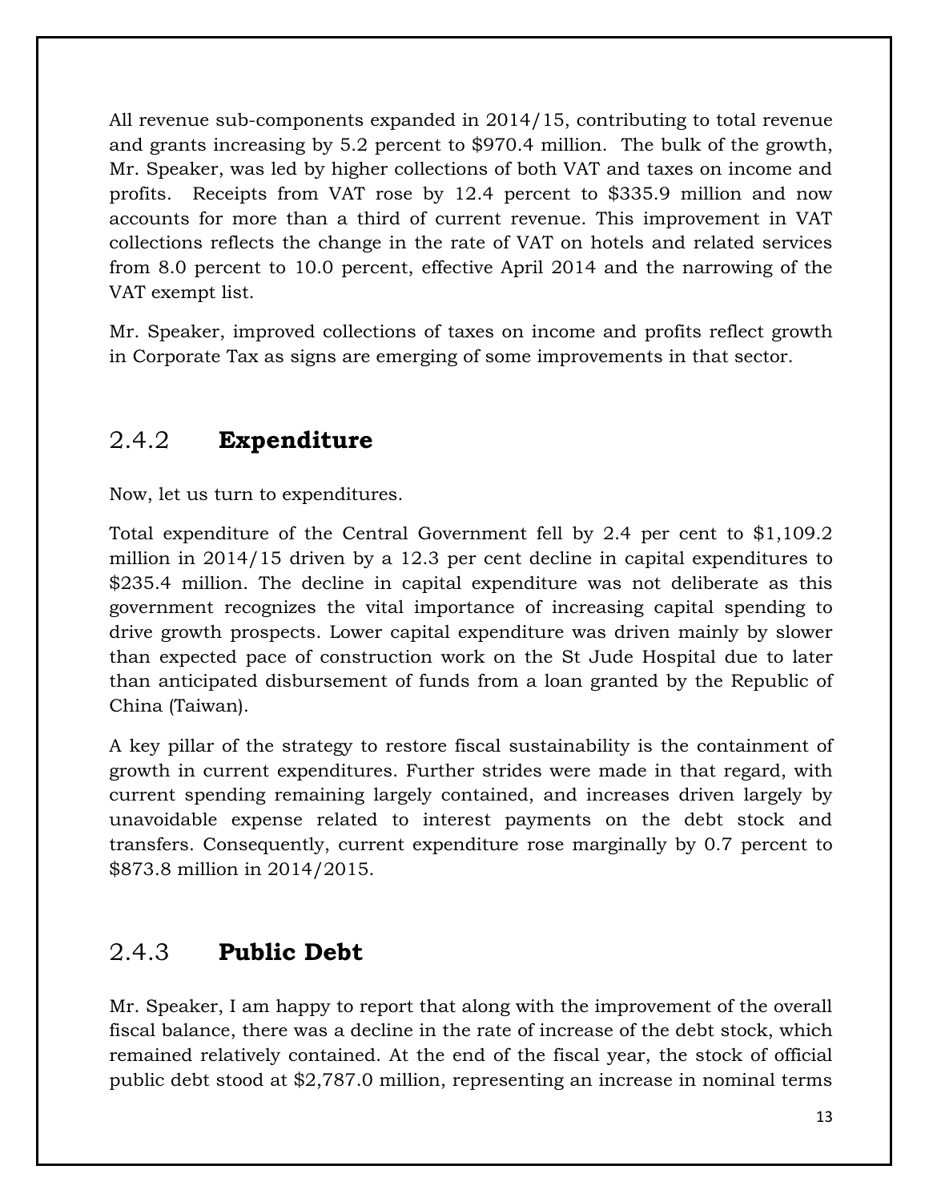All revenue sub-components expanded in 2014/15, contributing to total revenue and grants increasing by 5.2 percent to $970.4 million. The bulk of the growth, Mr. Speaker, was led by higher collections of both VAT and taxes on income and profits. Receipts from VAT rose by 12.4 percent to $335.9 million and now accounts for more than a third of current revenue. This improvement in VAT collections reflects the change in the rate of VAT on hotels and related services from 8.0 percent to 10.0 percent, effective April 2014 and the narrowing of the VAT exempt list.

Mr. Speaker, improved collections of taxes on income and profits reflect growth in Corporate Tax as signs are emerging of some improvements in that sector.

### 2.4.2 **Expenditure**

Now, let us turn to expenditures.

Total expenditure of the Central Government fell by 2.4 per cent to $1,109.2 million in 2014/15 driven by a 12.3 per cent decline in capital expenditures to $235.4 million. The decline in capital expenditure was not deliberate as this government recognizes the vital importance of increasing capital spending to drive growth prospects. Lower capital expenditure was driven mainly by slower than expected pace of construction work on the St Jude Hospital due to later than anticipated disbursement of funds from a loan granted by the Republic of China (Taiwan).

A key pillar of the strategy to restore fiscal sustainability is the containment of growth in current expenditures. Further strides were made in that regard, with current spending remaining largely contained, and increases driven largely by unavoidable expense related to interest payments on the debt stock and transfers. Consequently, current expenditure rose marginally by 0.7 percent to $873.8 million in 2014/2015.

### 2.4.3 **Public Debt**

Mr. Speaker, I am happy to report that along with the improvement of the overall fiscal balance, there was a decline in the rate of increase of the debt stock, which remained relatively contained. At the end of the fiscal year, the stock of official public debt stood at $2,787.0 million, representing an increase in nominal terms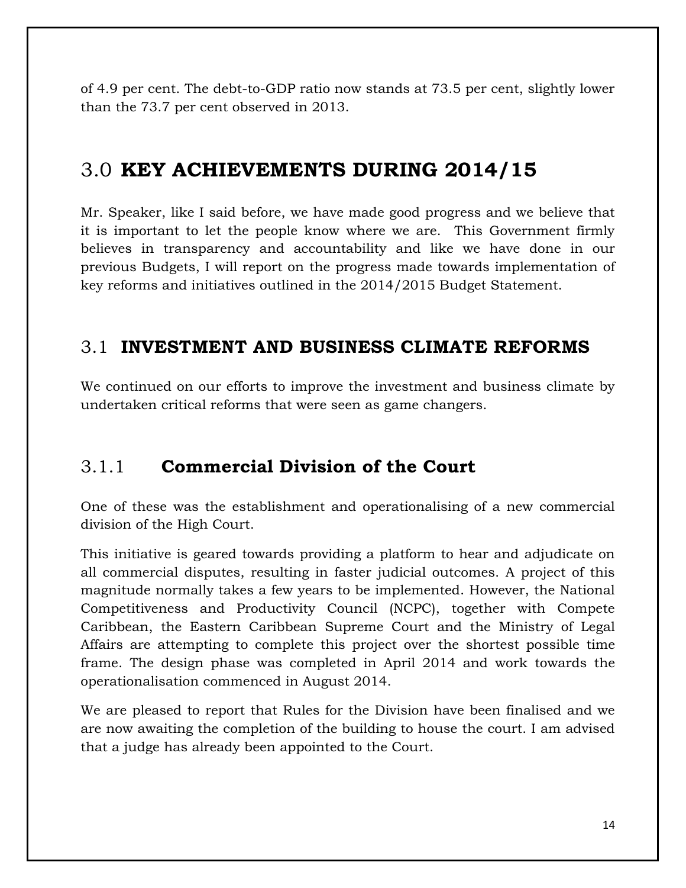of 4.9 per cent. The debt-to-GDP ratio now stands at 73.5 per cent, slightly lower than the 73.7 per cent observed in 2013.

# 3.0 KEY ACHIEVEMENTS DURING 2014/15

Mr. Speaker, like I said before, we have made good progress and we believe that it is important to let the people know where we are. This Government firmly believes in transparency and accountability and like we have done in our previous Budgets, I will report on the progress made towards implementation of key reforms and initiatives outlined in the 2014/2015 Budget Statement.

## 3.1 INVESTMENT AND BUSINESS CLIMATE REFORMS

We continued on our efforts to improve the investment and business climate by undertaken critical reforms that were seen as game changers.

### 3.1.1 Commercial Division of the Court

One of these was the establishment and operationalising of a new commercial division of the High Court.

This initiative is geared towards providing a platform to hear and adjudicate on all commercial disputes, resulting in faster judicial outcomes. A project of this magnitude normally takes a few years to be implemented. However, the National Competitiveness and Productivity Council (NCPC), together with Compete Caribbean, the Eastern Caribbean Supreme Court and the Ministry of Legal Affairs are attempting to complete this project over the shortest possible time frame. The design phase was completed in April 2014 and work towards the operationalisation commenced in August 2014.

We are pleased to report that Rules for the Division have been finalised and we are now awaiting the completion of the building to house the court. I am advised that a judge has already been appointed to the Court.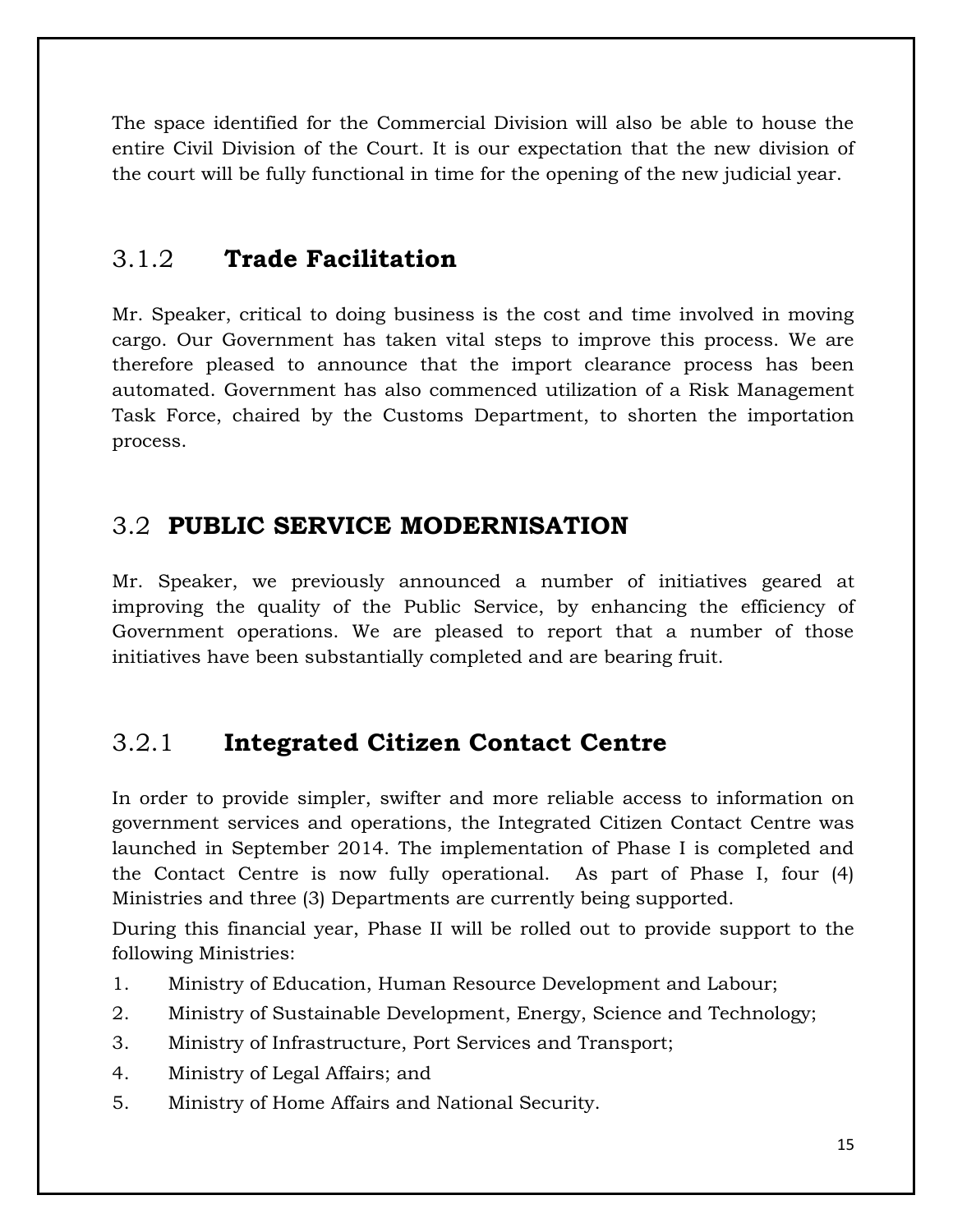The space identified for the Commercial Division will also be able to house the entire Civil Division of the Court. It is our expectation that the new division of the court will be fully functional in time for the opening of the new judicial year.

### 3.1.2 **Trade Facilitation**

Mr. Speaker, critical to doing business is the cost and time involved in moving cargo. Our Government has taken vital steps to improve this process. We are therefore pleased to announce that the import clearance process has been automated. Government has also commenced utilization of a Risk Management Task Force, chaired by the Customs Department, to shorten the importation process.

## 3.2 **PUBLIC SERVICE MODERNISATION**

Mr. Speaker, we previously announced a number of initiatives geared at improving the quality of the Public Service, by enhancing the efficiency of Government operations. We are pleased to report that a number of those initiatives have been substantially completed and are bearing fruit.

### 3.2.1 **Integrated Citizen Contact Centre**

In order to provide simpler, swifter and more reliable access to information on government services and operations, the Integrated Citizen Contact Centre was launched in September 2014. The implementation of Phase I is completed and the Contact Centre is now fully operational. As part of Phase I, four (4) Ministries and three (3) Departments are currently being supported.

During this financial year, Phase II will be rolled out to provide support to the following Ministries:

1. Ministry of Education, Human Resource Development and Labour;
2. Ministry of Sustainable Development, Energy, Science and Technology;
3. Ministry of Infrastructure, Port Services and Transport;
4. Ministry of Legal Affairs; and
5. Ministry of Home Affairs and National Security.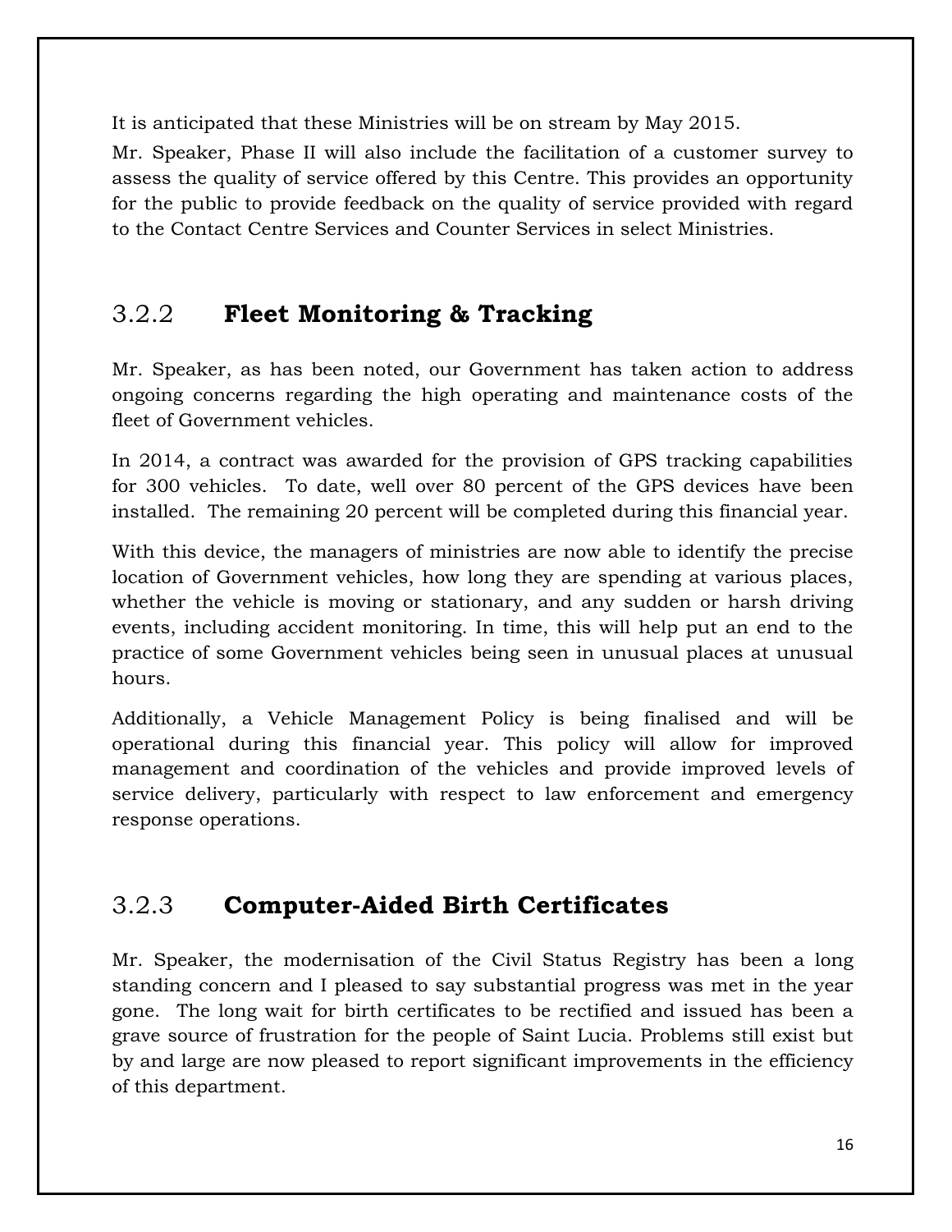It is anticipated that these Ministries will be on stream by May 2015.

Mr. Speaker, Phase II will also include the facilitation of a customer survey to assess the quality of service offered by this Centre. This provides an opportunity for the public to provide feedback on the quality of service provided with regard to the Contact Centre Services and Counter Services in select Ministries.

### 3.2.2 **Fleet Monitoring & Tracking**

Mr. Speaker, as has been noted, our Government has taken action to address ongoing concerns regarding the high operating and maintenance costs of the fleet of Government vehicles.

In 2014, a contract was awarded for the provision of GPS tracking capabilities for 300 vehicles. To date, well over 80 percent of the GPS devices have been installed. The remaining 20 percent will be completed during this financial year.

With this device, the managers of ministries are now able to identify the precise location of Government vehicles, how long they are spending at various places, whether the vehicle is moving or stationary, and any sudden or harsh driving events, including accident monitoring. In time, this will help put an end to the practice of some Government vehicles being seen in unusual places at unusual hours.

Additionally, a Vehicle Management Policy is being finalised and will be operational during this financial year. This policy will allow for improved management and coordination of the vehicles and provide improved levels of service delivery, particularly with respect to law enforcement and emergency response operations.

### 3.2.3 **Computer-Aided Birth Certificates**

Mr. Speaker, the modernisation of the Civil Status Registry has been a long standing concern and I pleased to say substantial progress was met in the year gone. The long wait for birth certificates to be rectified and issued has been a grave source of frustration for the people of Saint Lucia. Problems still exist but by and large are now pleased to report significant improvements in the efficiency of this department.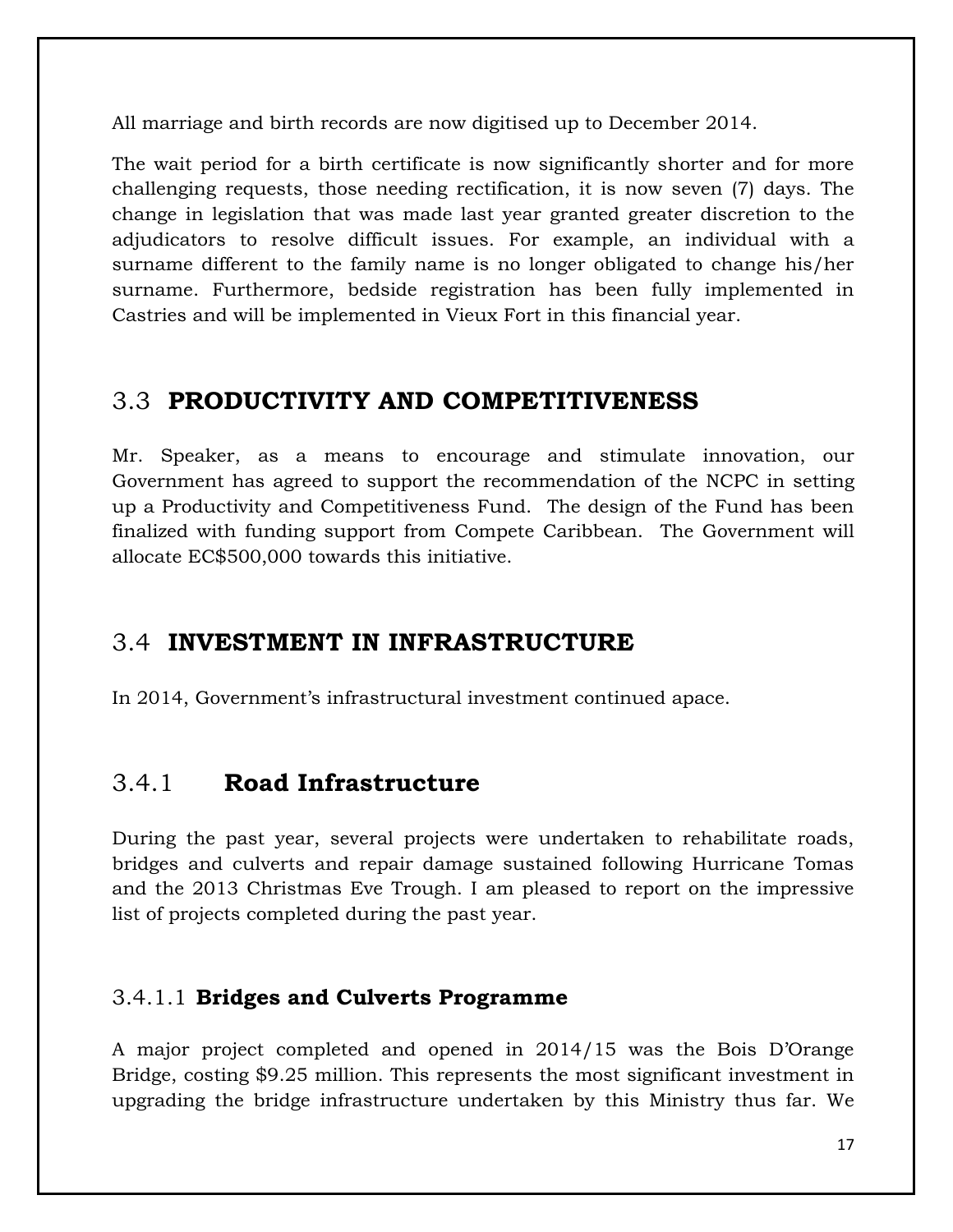All marriage and birth records are now digitised up to December 2014.

The wait period for a birth certificate is now significantly shorter and for more challenging requests, those needing rectification, it is now seven (7) days. The change in legislation that was made last year granted greater discretion to the adjudicators to resolve difficult issues. For example, an individual with a surname different to the family name is no longer obligated to change his/her surname. Furthermore, bedside registration has been fully implemented in Castries and will be implemented in Vieux Fort in this financial year.

## 3.3 **PRODUCTIVITY AND COMPETITIVENESS**

Mr. Speaker, as a means to encourage and stimulate innovation, our Government has agreed to support the recommendation of the NCPC in setting up a Productivity and Competitiveness Fund. The design of the Fund has been finalized with funding support from Compete Caribbean. The Government will allocate EC$500,000 towards this initiative.

## 3.4 **INVESTMENT IN INFRASTRUCTURE**

In 2014, Government's infrastructural investment continued apace.

### 3.4.1 **Road Infrastructure**

During the past year, several projects were undertaken to rehabilitate roads, bridges and culverts and repair damage sustained following Hurricane Tomas and the 2013 Christmas Eve Trough. I am pleased to report on the impressive list of projects completed during the past year.

#### 3.4.1.1 **Bridges and Culverts Programme**

A major project completed and opened in 2014/15 was the Bois D'Orange Bridge, costing $9.25 million. This represents the most significant investment in upgrading the bridge infrastructure undertaken by this Ministry thus far. We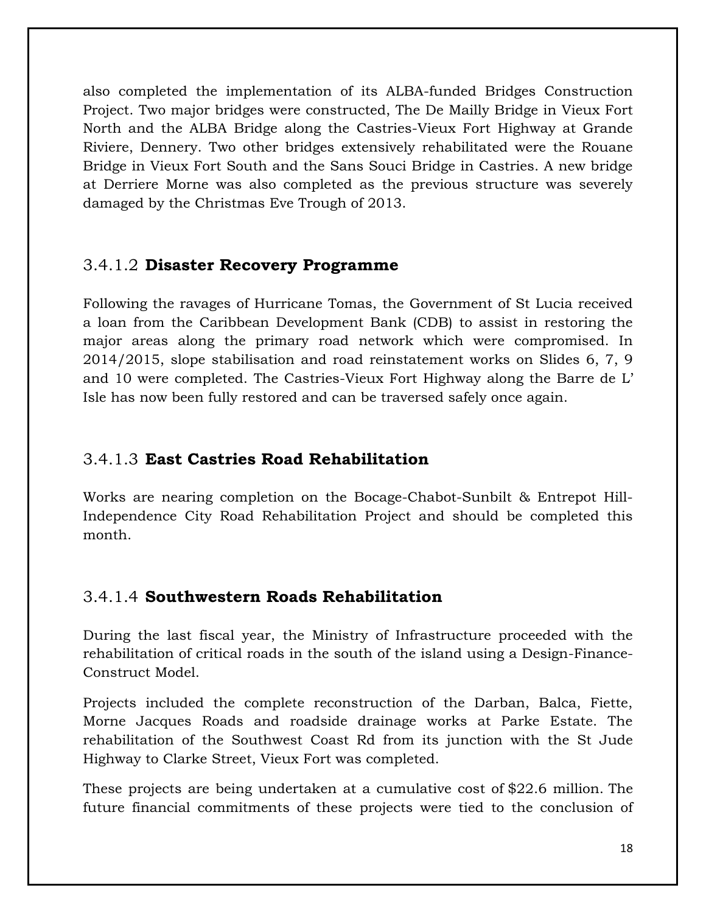also completed the implementation of its ALBA-funded Bridges Construction Project. Two major bridges were constructed, The De Mailly Bridge in Vieux Fort North and the ALBA Bridge along the Castries-Vieux Fort Highway at Grande Riviere, Dennery. Two other bridges extensively rehabilitated were the Rouane Bridge in Vieux Fort South and the Sans Souci Bridge in Castries. A new bridge at Derriere Morne was also completed as the previous structure was severely damaged by the Christmas Eve Trough of 2013.

### 3.4.1.2 **Disaster Recovery Programme**

Following the ravages of Hurricane Tomas, the Government of St Lucia received a loan from the Caribbean Development Bank (CDB) to assist in restoring the major areas along the primary road network which were compromised. In 2014/2015, slope stabilisation and road reinstatement works on Slides 6, 7, 9 and 10 were completed. The Castries-Vieux Fort Highway along the Barre de L' Isle has now been fully restored and can be traversed safely once again.

### 3.4.1.3 **East Castries Road Rehabilitation**

Works are nearing completion on the Bocage-Chabot-Sunbilt & Entrepot Hill-Independence City Road Rehabilitation Project and should be completed this month.

### 3.4.1.4 **Southwestern Roads Rehabilitation**

During the last fiscal year, the Ministry of Infrastructure proceeded with the rehabilitation of critical roads in the south of the island using a Design-Finance-Construct Model.

Projects included the complete reconstruction of the Darban, Balca, Fiette, Morne Jacques Roads and roadside drainage works at Parke Estate. The rehabilitation of the Southwest Coast Rd from its junction with the St Jude Highway to Clarke Street, Vieux Fort was completed.

These projects are being undertaken at a cumulative cost of $22.6 million. The future financial commitments of these projects were tied to the conclusion of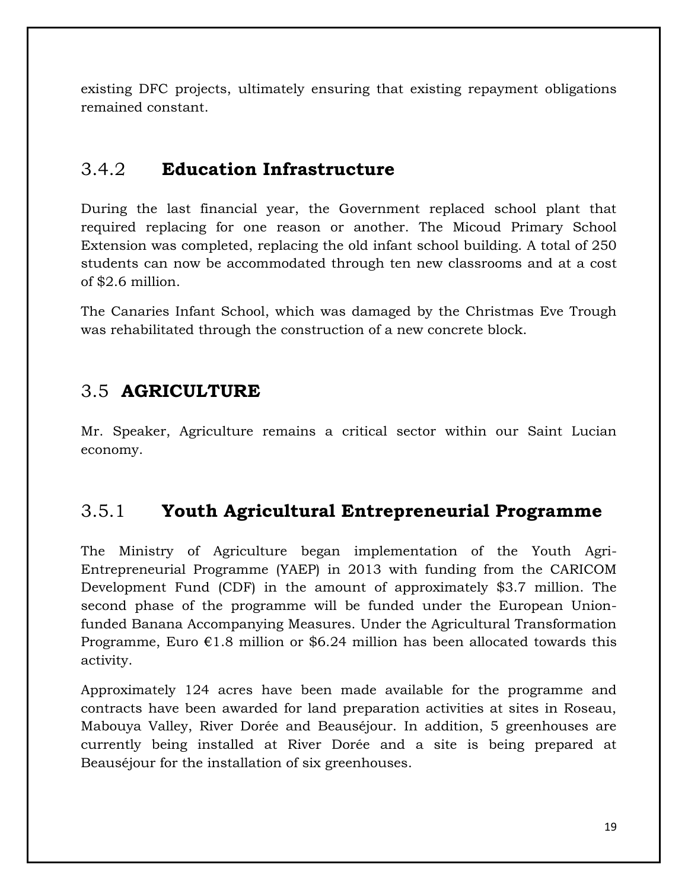existing DFC projects, ultimately ensuring that existing repayment obligations remained constant.

### 3.4.2 **Education Infrastructure**

During the last financial year, the Government replaced school plant that required replacing for one reason or another. The Micoud Primary School Extension was completed, replacing the old infant school building. A total of 250 students can now be accommodated through ten new classrooms and at a cost of $2.6 million.

The Canaries Infant School, which was damaged by the Christmas Eve Trough was rehabilitated through the construction of a new concrete block.

## 3.5 **AGRICULTURE**

Mr. Speaker, Agriculture remains a critical sector within our Saint Lucian economy.

### 3.5.1 **Youth Agricultural Entrepreneurial Programme**

The Ministry of Agriculture began implementation of the Youth Agri-Entrepreneurial Programme (YAEP) in 2013 with funding from the CARICOM Development Fund (CDF) in the amount of approximately $3.7 million. The second phase of the programme will be funded under the European Union-funded Banana Accompanying Measures. Under the Agricultural Transformation Programme, Euro €1.8 million or $6.24 million has been allocated towards this activity.

Approximately 124 acres have been made available for the programme and contracts have been awarded for land preparation activities at sites in Roseau, Mabouya Valley, River Dorée and Beauséjour. In addition, 5 greenhouses are currently being installed at River Dorée and a site is being prepared at Beauséjour for the installation of six greenhouses.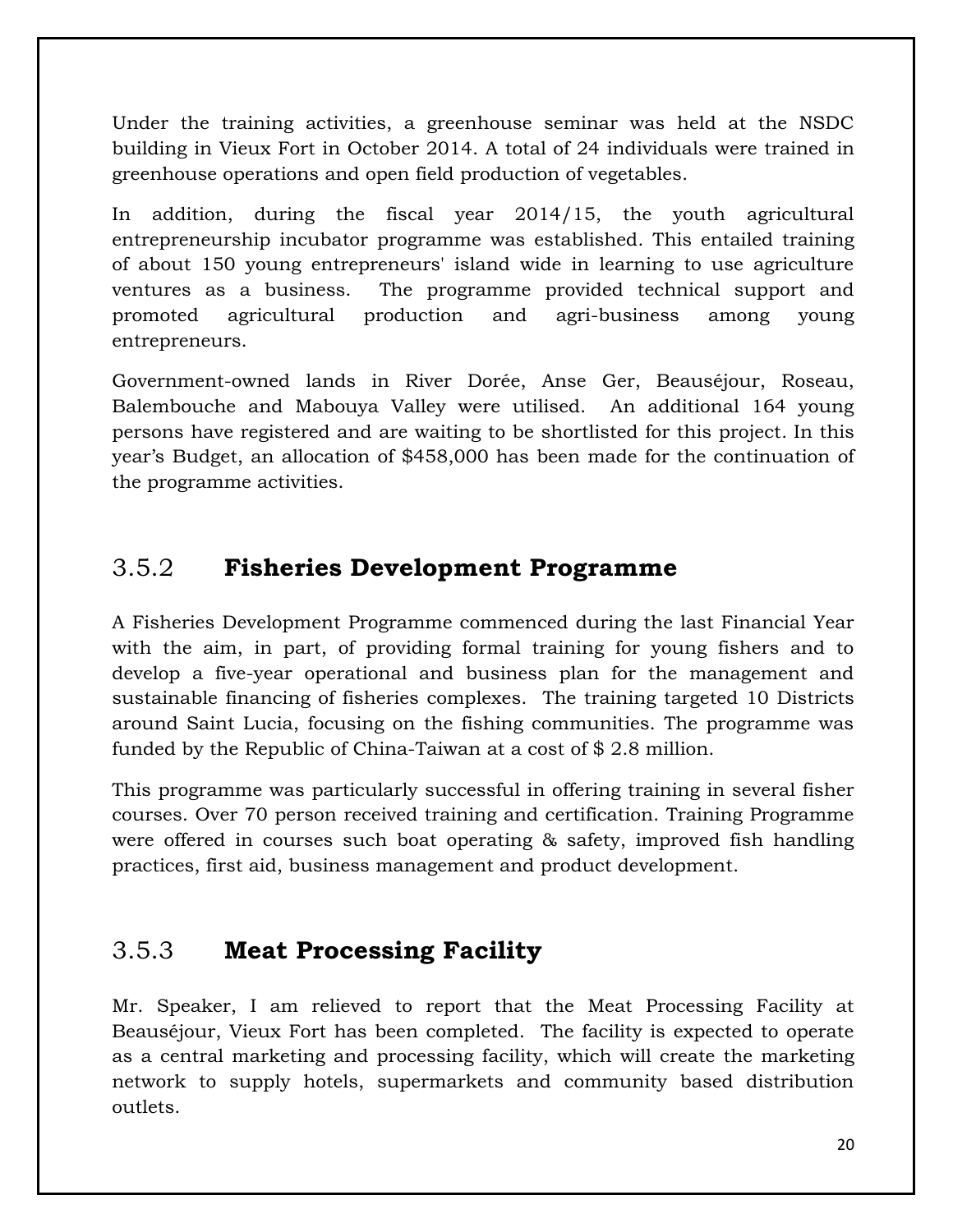Under the training activities, a greenhouse seminar was held at the NSDC building in Vieux Fort in October 2014. A total of 24 individuals were trained in greenhouse operations and open field production of vegetables.

In addition, during the fiscal year 2014/15, the youth agricultural entrepreneurship incubator programme was established. This entailed training of about 150 young entrepreneurs' island wide in learning to use agriculture ventures as a business. The programme provided technical support and promoted agricultural production and agri-business among young entrepreneurs.

Government-owned lands in River Dorée, Anse Ger, Beauséjour, Roseau, Balembouche and Mabouya Valley were utilised. An additional 164 young persons have registered and are waiting to be shortlisted for this project. In this year's Budget, an allocation of $458,000 has been made for the continuation of the programme activities.

### 3.5.2 **Fisheries Development Programme**

A Fisheries Development Programme commenced during the last Financial Year with the aim, in part, of providing formal training for young fishers and to develop a five-year operational and business plan for the management and sustainable financing of fisheries complexes. The training targeted 10 Districts around Saint Lucia, focusing on the fishing communities. The programme was funded by the Republic of China-Taiwan at a cost of $ 2.8 million.

This programme was particularly successful in offering training in several fisher courses. Over 70 person received training and certification. Training Programme were offered in courses such boat operating & safety, improved fish handling practices, first aid, business management and product development.

### 3.5.3 **Meat Processing Facility**

Mr. Speaker, I am relieved to report that the Meat Processing Facility at Beauséjour, Vieux Fort has been completed. The facility is expected to operate as a central marketing and processing facility, which will create the marketing network to supply hotels, supermarkets and community based distribution outlets.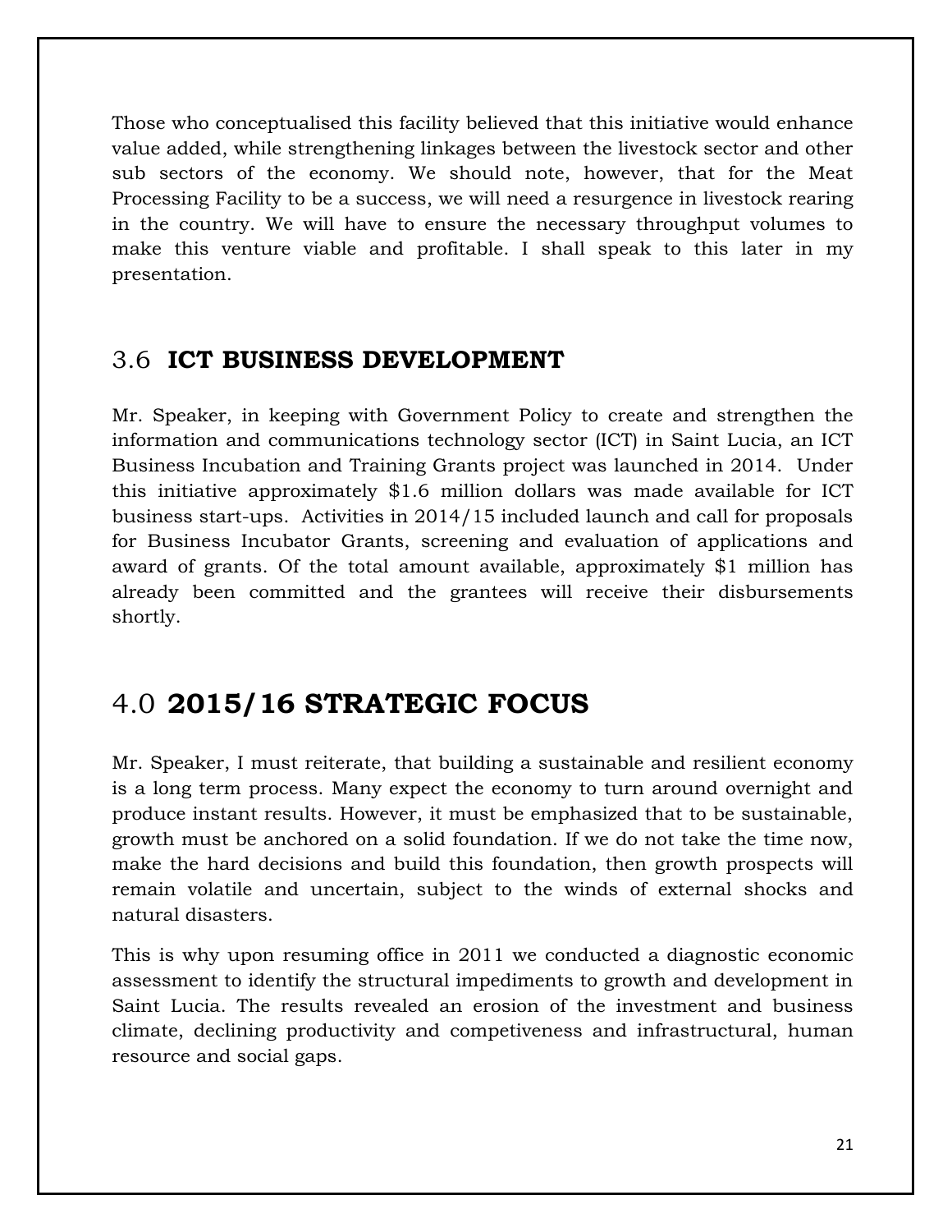Those who conceptualised this facility believed that this initiative would enhance value added, while strengthening linkages between the livestock sector and other sub sectors of the economy. We should note, however, that for the Meat Processing Facility to be a success, we will need a resurgence in livestock rearing in the country. We will have to ensure the necessary throughput volumes to make this venture viable and profitable. I shall speak to this later in my presentation.

## 3.6 **ICT BUSINESS DEVELOPMENT**

Mr. Speaker, in keeping with Government Policy to create and strengthen the information and communications technology sector (ICT) in Saint Lucia, an ICT Business Incubation and Training Grants project was launched in 2014. Under this initiative approximately $1.6 million dollars was made available for ICT business start-ups. Activities in 2014/15 included launch and call for proposals for Business Incubator Grants, screening and evaluation of applications and award of grants. Of the total amount available, approximately $1 million has already been committed and the grantees will receive their disbursements shortly.

# 4.0 **2015/16 STRATEGIC FOCUS**

Mr. Speaker, I must reiterate, that building a sustainable and resilient economy is a long term process. Many expect the economy to turn around overnight and produce instant results. However, it must be emphasized that to be sustainable, growth must be anchored on a solid foundation. If we do not take the time now, make the hard decisions and build this foundation, then growth prospects will remain volatile and uncertain, subject to the winds of external shocks and natural disasters.

This is why upon resuming office in 2011 we conducted a diagnostic economic assessment to identify the structural impediments to growth and development in Saint Lucia. The results revealed an erosion of the investment and business climate, declining productivity and competiveness and infrastructural, human resource and social gaps.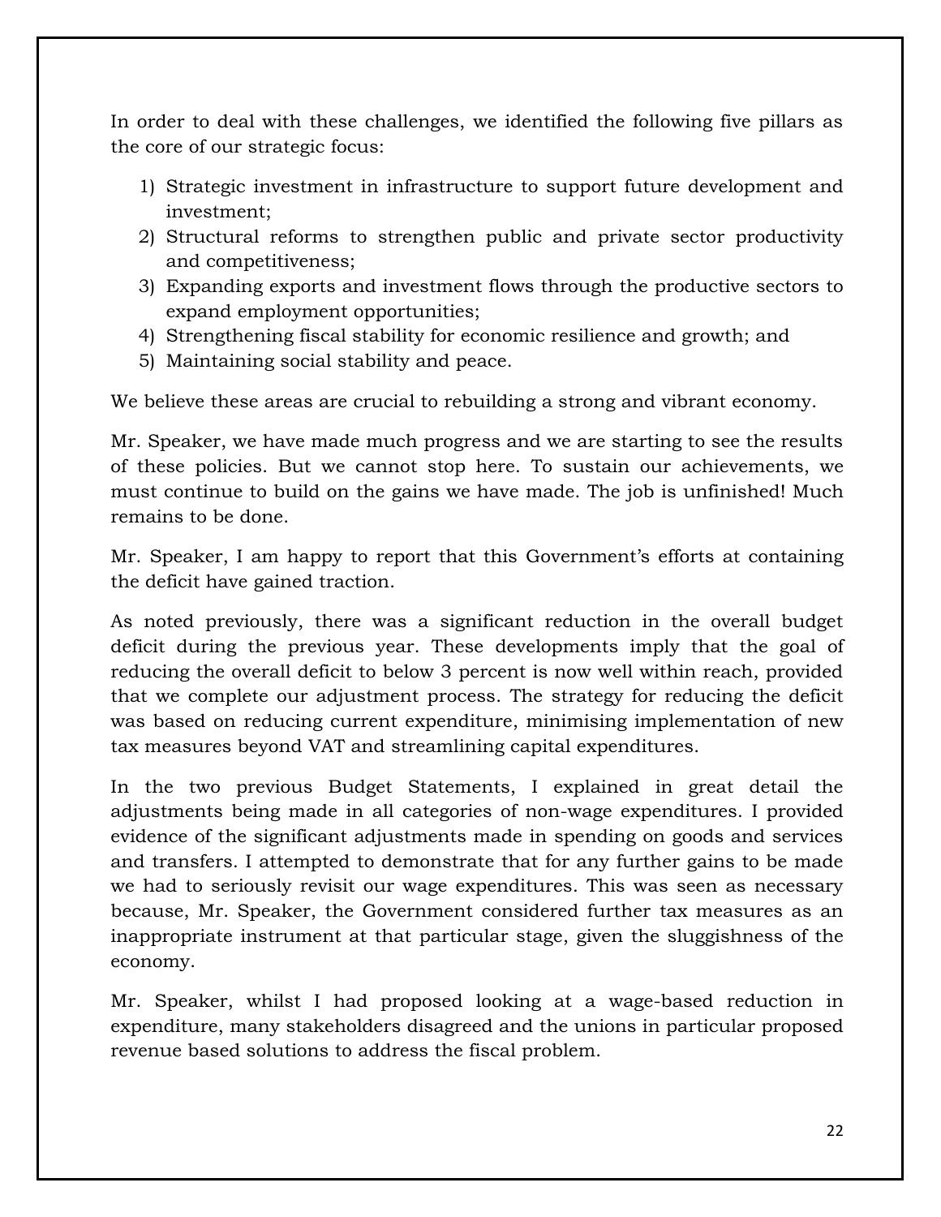In order to deal with these challenges, we identified the following five pillars as the core of our strategic focus:

1) Strategic investment in infrastructure to support future development and investment;
2) Structural reforms to strengthen public and private sector productivity and competitiveness;
3) Expanding exports and investment flows through the productive sectors to expand employment opportunities;
4) Strengthening fiscal stability for economic resilience and growth; and
5) Maintaining social stability and peace.

We believe these areas are crucial to rebuilding a strong and vibrant economy.

Mr. Speaker, we have made much progress and we are starting to see the results of these policies. But we cannot stop here. To sustain our achievements, we must continue to build on the gains we have made. The job is unfinished! Much remains to be done.

Mr. Speaker, I am happy to report that this Government's efforts at containing the deficit have gained traction.

As noted previously, there was a significant reduction in the overall budget deficit during the previous year. These developments imply that the goal of reducing the overall deficit to below 3 percent is now well within reach, provided that we complete our adjustment process. The strategy for reducing the deficit was based on reducing current expenditure, minimising implementation of new tax measures beyond VAT and streamlining capital expenditures.

In the two previous Budget Statements, I explained in great detail the adjustments being made in all categories of non-wage expenditures. I provided evidence of the significant adjustments made in spending on goods and services and transfers. I attempted to demonstrate that for any further gains to be made we had to seriously revisit our wage expenditures. This was seen as necessary because, Mr. Speaker, the Government considered further tax measures as an inappropriate instrument at that particular stage, given the sluggishness of the economy.

Mr. Speaker, whilst I had proposed looking at a wage-based reduction in expenditure, many stakeholders disagreed and the unions in particular proposed revenue based solutions to address the fiscal problem.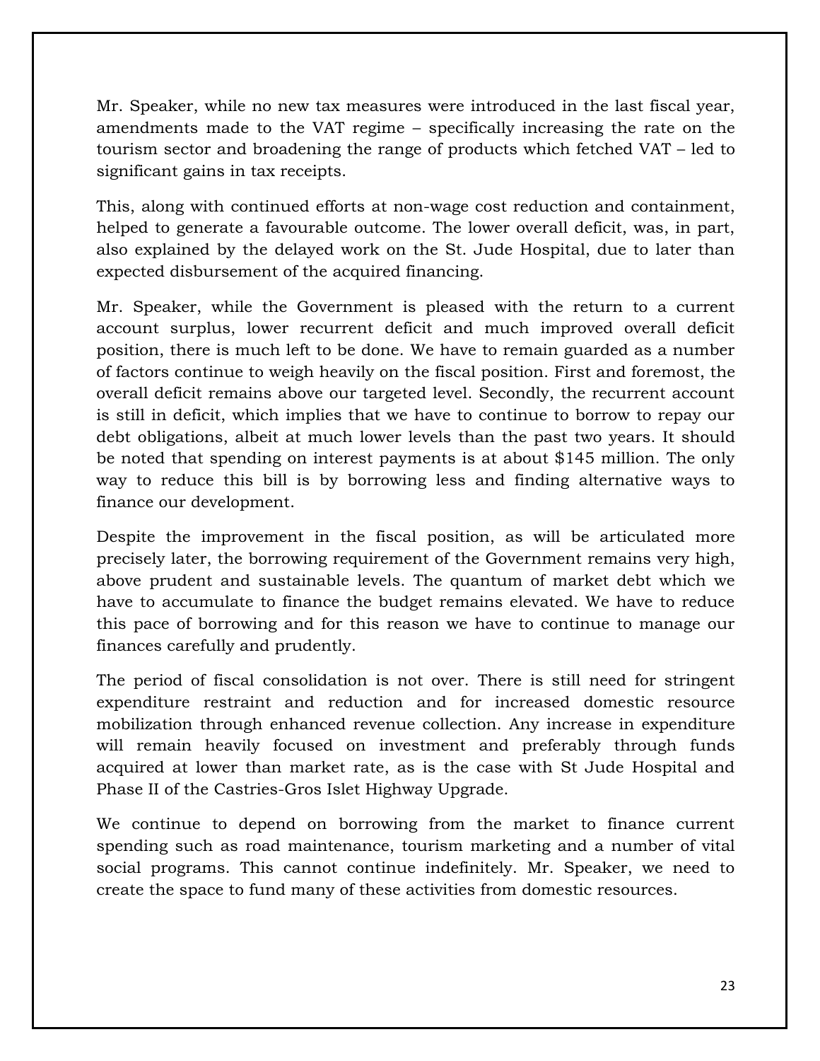Mr. Speaker, while no new tax measures were introduced in the last fiscal year, amendments made to the VAT regime – specifically increasing the rate on the tourism sector and broadening the range of products which fetched VAT – led to significant gains in tax receipts.

This, along with continued efforts at non-wage cost reduction and containment, helped to generate a favourable outcome. The lower overall deficit, was, in part, also explained by the delayed work on the St. Jude Hospital, due to later than expected disbursement of the acquired financing.

Mr. Speaker, while the Government is pleased with the return to a current account surplus, lower recurrent deficit and much improved overall deficit position, there is much left to be done. We have to remain guarded as a number of factors continue to weigh heavily on the fiscal position. First and foremost, the overall deficit remains above our targeted level. Secondly, the recurrent account is still in deficit, which implies that we have to continue to borrow to repay our debt obligations, albeit at much lower levels than the past two years. It should be noted that spending on interest payments is at about $145 million. The only way to reduce this bill is by borrowing less and finding alternative ways to finance our development.

Despite the improvement in the fiscal position, as will be articulated more precisely later, the borrowing requirement of the Government remains very high, above prudent and sustainable levels. The quantum of market debt which we have to accumulate to finance the budget remains elevated. We have to reduce this pace of borrowing and for this reason we have to continue to manage our finances carefully and prudently.

The period of fiscal consolidation is not over. There is still need for stringent expenditure restraint and reduction and for increased domestic resource mobilization through enhanced revenue collection. Any increase in expenditure will remain heavily focused on investment and preferably through funds acquired at lower than market rate, as is the case with St Jude Hospital and Phase II of the Castries-Gros Islet Highway Upgrade.

We continue to depend on borrowing from the market to finance current spending such as road maintenance, tourism marketing and a number of vital social programs. This cannot continue indefinitely. Mr. Speaker, we need to create the space to fund many of these activities from domestic resources.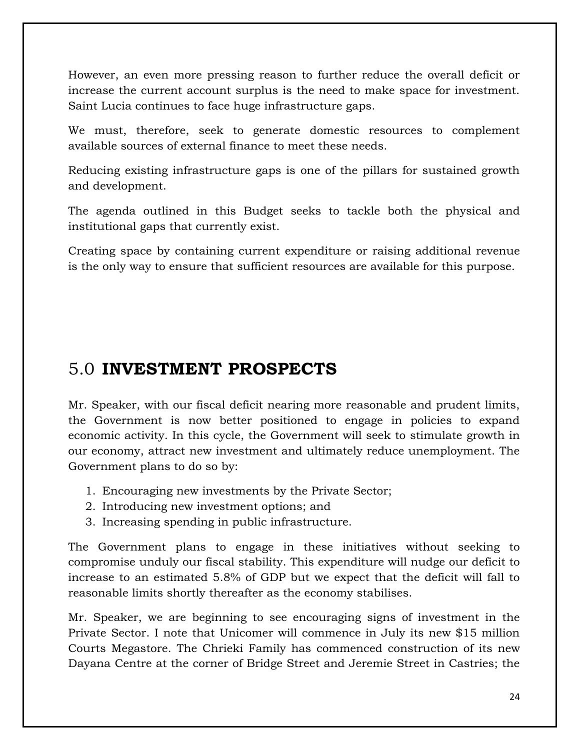However, an even more pressing reason to further reduce the overall deficit or increase the current account surplus is the need to make space for investment. Saint Lucia continues to face huge infrastructure gaps.

We must, therefore, seek to generate domestic resources to complement available sources of external finance to meet these needs.

Reducing existing infrastructure gaps is one of the pillars for sustained growth and development.

The agenda outlined in this Budget seeks to tackle both the physical and institutional gaps that currently exist.

Creating space by containing current expenditure or raising additional revenue is the only way to ensure that sufficient resources are available for this purpose.

# 5.0 **INVESTMENT PROSPECTS**

Mr. Speaker, with our fiscal deficit nearing more reasonable and prudent limits, the Government is now better positioned to engage in policies to expand economic activity. In this cycle, the Government will seek to stimulate growth in our economy, attract new investment and ultimately reduce unemployment. The Government plans to do so by:

1. Encouraging new investments by the Private Sector;
2. Introducing new investment options; and
3. Increasing spending in public infrastructure.

The Government plans to engage in these initiatives without seeking to compromise unduly our fiscal stability. This expenditure will nudge our deficit to increase to an estimated 5.8% of GDP but we expect that the deficit will fall to reasonable limits shortly thereafter as the economy stabilises.

Mr. Speaker, we are beginning to see encouraging signs of investment in the Private Sector. I note that Unicomer will commence in July its new $15 million Courts Megastore. The Chrieki Family has commenced construction of its new Dayana Centre at the corner of Bridge Street and Jeremie Street in Castries; the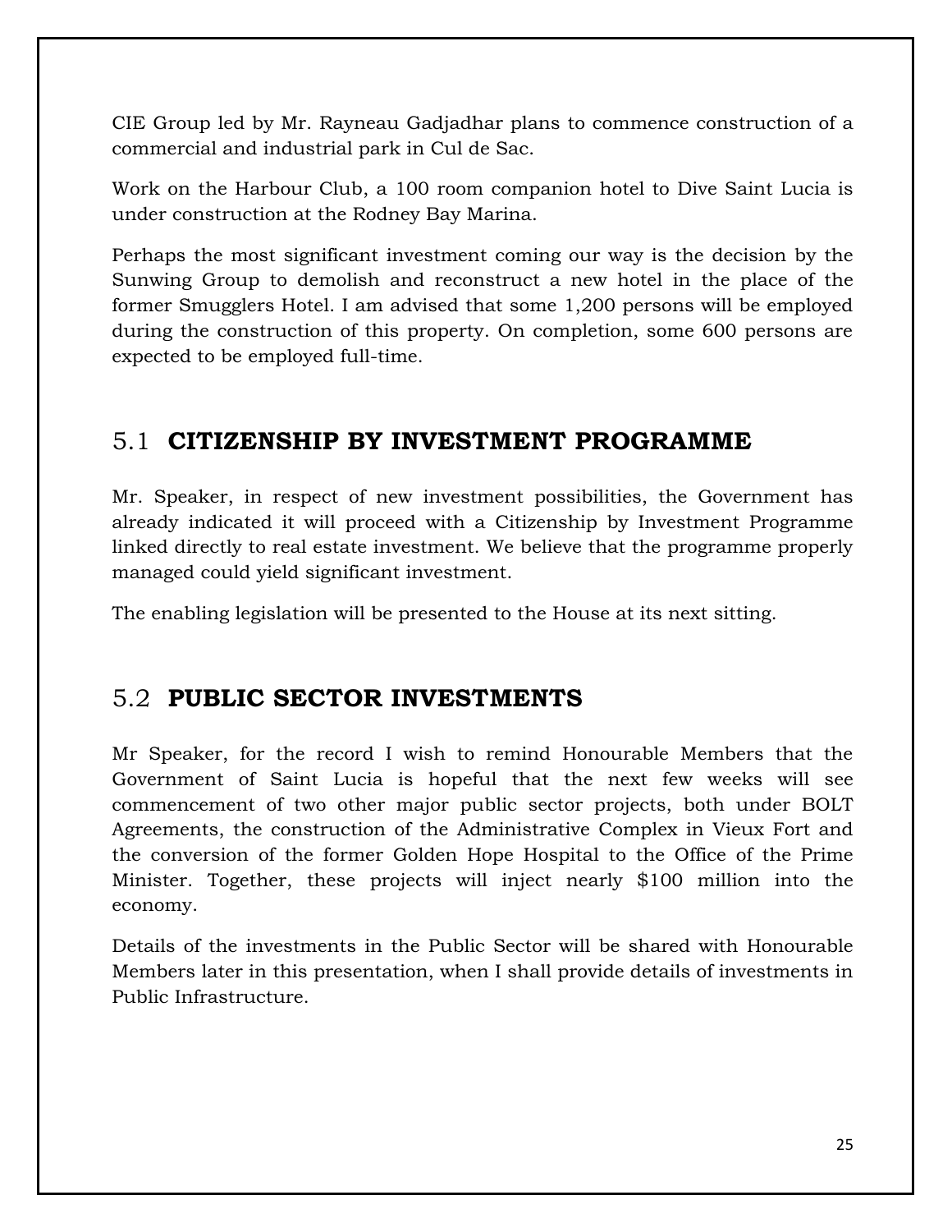CIE Group led by Mr. Rayneau Gadjadhar plans to commence construction of a commercial and industrial park in Cul de Sac.

Work on the Harbour Club, a 100 room companion hotel to Dive Saint Lucia is under construction at the Rodney Bay Marina.

Perhaps the most significant investment coming our way is the decision by the Sunwing Group to demolish and reconstruct a new hotel in the place of the former Smugglers Hotel. I am advised that some 1,200 persons will be employed during the construction of this property. On completion, some 600 persons are expected to be employed full-time.

## 5.1 **CITIZENSHIP BY INVESTMENT PROGRAMME**

Mr. Speaker, in respect of new investment possibilities, the Government has already indicated it will proceed with a Citizenship by Investment Programme linked directly to real estate investment. We believe that the programme properly managed could yield significant investment.

The enabling legislation will be presented to the House at its next sitting.

## 5.2 **PUBLIC SECTOR INVESTMENTS**

Mr Speaker, for the record I wish to remind Honourable Members that the Government of Saint Lucia is hopeful that the next few weeks will see commencement of two other major public sector projects, both under BOLT Agreements, the construction of the Administrative Complex in Vieux Fort and the conversion of the former Golden Hope Hospital to the Office of the Prime Minister. Together, these projects will inject nearly $100 million into the economy.

Details of the investments in the Public Sector will be shared with Honourable Members later in this presentation, when I shall provide details of investments in Public Infrastructure.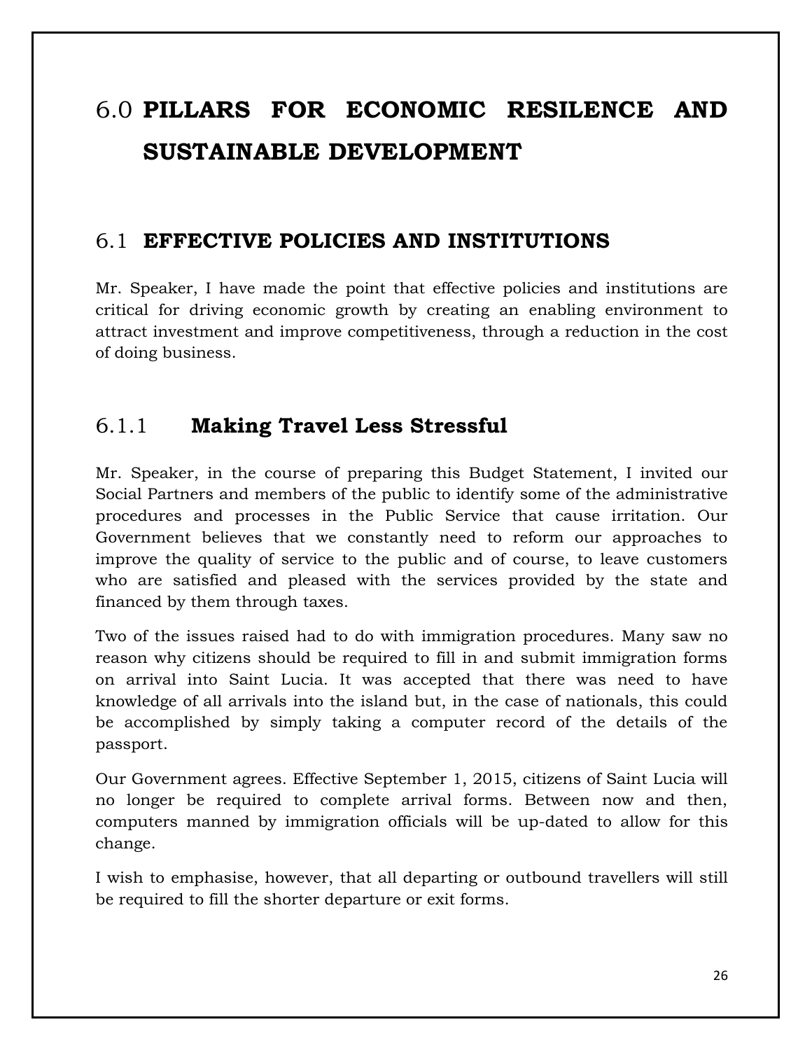# 6.0 PILLARS FOR ECONOMIC RESILENCE AND SUSTAINABLE DEVELOPMENT

## 6.1 EFFECTIVE POLICIES AND INSTITUTIONS

Mr. Speaker, I have made the point that effective policies and institutions are critical for driving economic growth by creating an enabling environment to attract investment and improve competitiveness, through a reduction in the cost of doing business.

### 6.1.1 Making Travel Less Stressful

Mr. Speaker, in the course of preparing this Budget Statement, I invited our Social Partners and members of the public to identify some of the administrative procedures and processes in the Public Service that cause irritation. Our Government believes that we constantly need to reform our approaches to improve the quality of service to the public and of course, to leave customers who are satisfied and pleased with the services provided by the state and financed by them through taxes.

Two of the issues raised had to do with immigration procedures. Many saw no reason why citizens should be required to fill in and submit immigration forms on arrival into Saint Lucia. It was accepted that there was need to have knowledge of all arrivals into the island but, in the case of nationals, this could be accomplished by simply taking a computer record of the details of the passport.

Our Government agrees. Effective September 1, 2015, citizens of Saint Lucia will no longer be required to complete arrival forms. Between now and then, computers manned by immigration officials will be up-dated to allow for this change.

I wish to emphasise, however, that all departing or outbound travellers will still be required to fill the shorter departure or exit forms.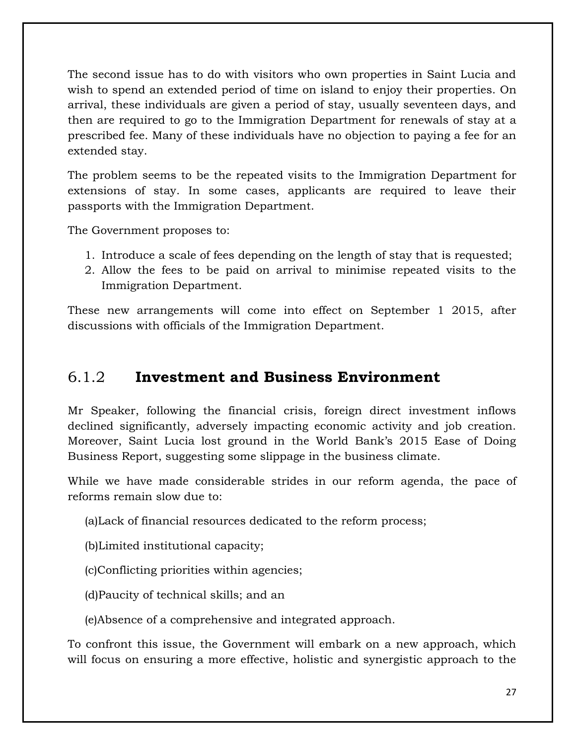The second issue has to do with visitors who own properties in Saint Lucia and wish to spend an extended period of time on island to enjoy their properties. On arrival, these individuals are given a period of stay, usually seventeen days, and then are required to go to the Immigration Department for renewals of stay at a prescribed fee. Many of these individuals have no objection to paying a fee for an extended stay.

The problem seems to be the repeated visits to the Immigration Department for extensions of stay. In some cases, applicants are required to leave their passports with the Immigration Department.

The Government proposes to:

1. Introduce a scale of fees depending on the length of stay that is requested;
2. Allow the fees to be paid on arrival to minimise repeated visits to the Immigration Department.

These new arrangements will come into effect on September 1 2015, after discussions with officials of the Immigration Department.

### 6.1.2 **Investment and Business Environment**

Mr Speaker, following the financial crisis, foreign direct investment inflows declined significantly, adversely impacting economic activity and job creation. Moreover, Saint Lucia lost ground in the World Bank's 2015 Ease of Doing Business Report, suggesting some slippage in the business climate.

While we have made considerable strides in our reform agenda, the pace of reforms remain slow due to:

(a)Lack of financial resources dedicated to the reform process;

(b)Limited institutional capacity;

(c)Conflicting priorities within agencies;

(d)Paucity of technical skills; and an

(e)Absence of a comprehensive and integrated approach.

To confront this issue, the Government will embark on a new approach, which will focus on ensuring a more effective, holistic and synergistic approach to the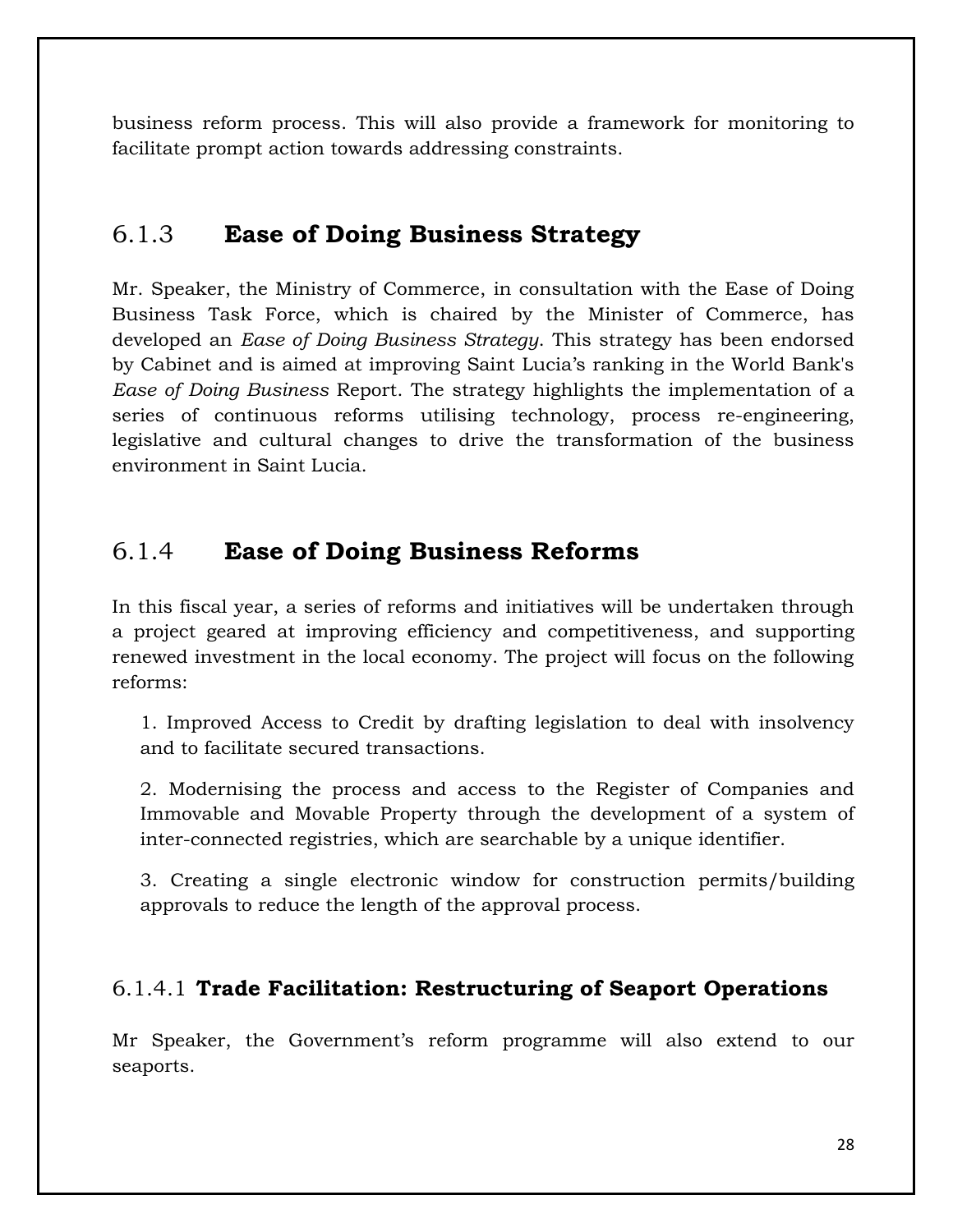business reform process. This will also provide a framework for monitoring to facilitate prompt action towards addressing constraints.

### 6.1.3 **Ease of Doing Business Strategy**

Mr. Speaker, the Ministry of Commerce, in consultation with the Ease of Doing Business Task Force, which is chaired by the Minister of Commerce, has developed an *Ease of Doing Business Strategy*. This strategy has been endorsed by Cabinet and is aimed at improving Saint Lucia's ranking in the World Bank's *Ease of Doing Business* Report. The strategy highlights the implementation of a series of continuous reforms utilising technology, process re-engineering, legislative and cultural changes to drive the transformation of the business environment in Saint Lucia.

### 6.1.4 **Ease of Doing Business Reforms**

In this fiscal year, a series of reforms and initiatives will be undertaken through a project geared at improving efficiency and competitiveness, and supporting renewed investment in the local economy. The project will focus on the following reforms:

1. Improved Access to Credit by drafting legislation to deal with insolvency and to facilitate secured transactions.

2. Modernising the process and access to the Register of Companies and Immovable and Movable Property through the development of a system of inter-connected registries, which are searchable by a unique identifier.

3. Creating a single electronic window for construction permits/building approvals to reduce the length of the approval process.

#### 6.1.4.1 **Trade Facilitation: Restructuring of Seaport Operations**

Mr Speaker, the Government's reform programme will also extend to our seaports.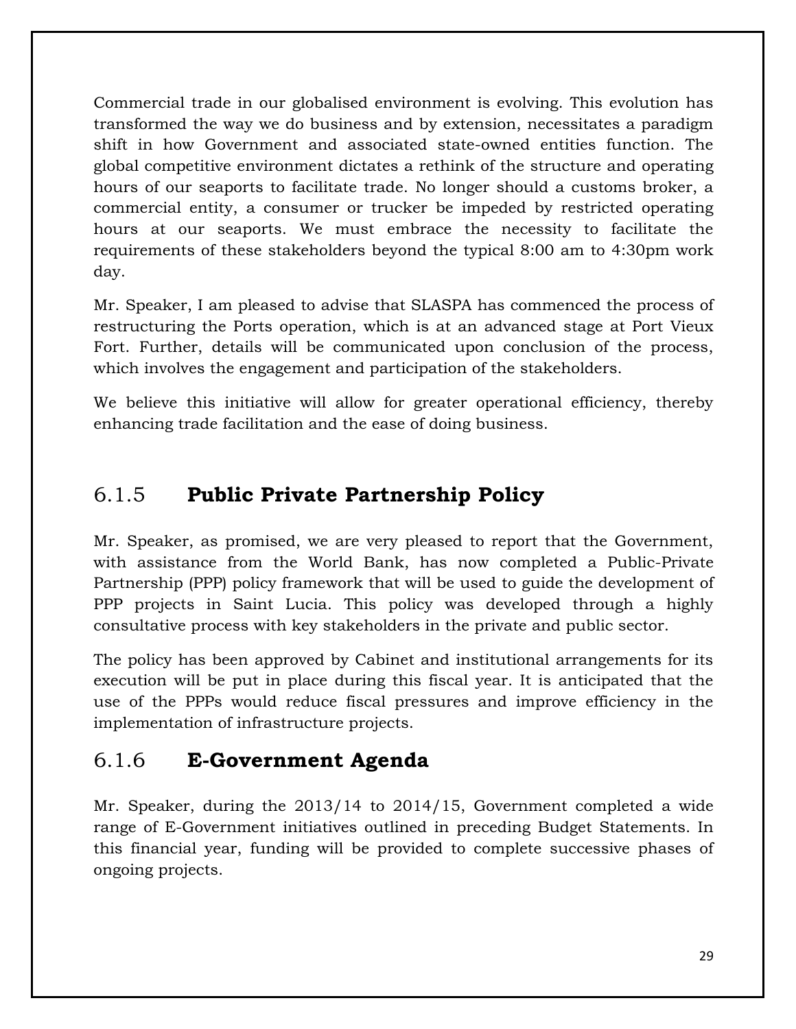Commercial trade in our globalised environment is evolving. This evolution has transformed the way we do business and by extension, necessitates a paradigm shift in how Government and associated state-owned entities function. The global competitive environment dictates a rethink of the structure and operating hours of our seaports to facilitate trade. No longer should a customs broker, a commercial entity, a consumer or trucker be impeded by restricted operating hours at our seaports. We must embrace the necessity to facilitate the requirements of these stakeholders beyond the typical 8:00 am to 4:30pm work day.

Mr. Speaker, I am pleased to advise that SLASPA has commenced the process of restructuring the Ports operation, which is at an advanced stage at Port Vieux Fort. Further, details will be communicated upon conclusion of the process, which involves the engagement and participation of the stakeholders.

We believe this initiative will allow for greater operational efficiency, thereby enhancing trade facilitation and the ease of doing business.

### 6.1.5 **Public Private Partnership Policy**

Mr. Speaker, as promised, we are very pleased to report that the Government, with assistance from the World Bank, has now completed a Public-Private Partnership (PPP) policy framework that will be used to guide the development of PPP projects in Saint Lucia. This policy was developed through a highly consultative process with key stakeholders in the private and public sector.

The policy has been approved by Cabinet and institutional arrangements for its execution will be put in place during this fiscal year. It is anticipated that the use of the PPPs would reduce fiscal pressures and improve efficiency in the implementation of infrastructure projects.

### 6.1.6 **E-Government Agenda**

Mr. Speaker, during the 2013/14 to 2014/15, Government completed a wide range of E-Government initiatives outlined in preceding Budget Statements. In this financial year, funding will be provided to complete successive phases of ongoing projects.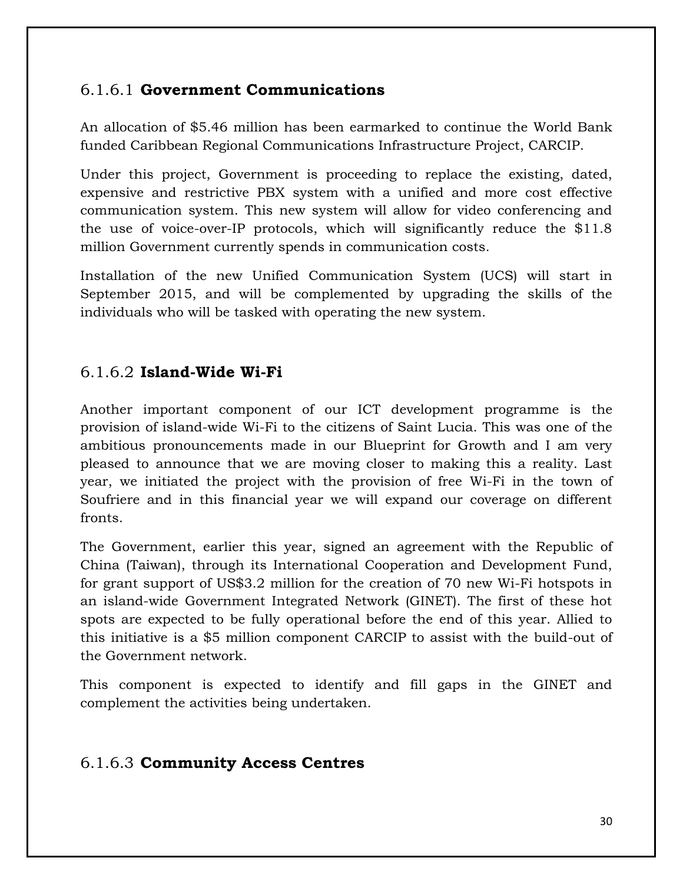#### 6.1.6.1 **Government Communications**

An allocation of $5.46 million has been earmarked to continue the World Bank funded Caribbean Regional Communications Infrastructure Project, CARCIP.

Under this project, Government is proceeding to replace the existing, dated, expensive and restrictive PBX system with a unified and more cost effective communication system. This new system will allow for video conferencing and the use of voice-over-IP protocols, which will significantly reduce the $11.8 million Government currently spends in communication costs.

Installation of the new Unified Communication System (UCS) will start in September 2015, and will be complemented by upgrading the skills of the individuals who will be tasked with operating the new system.

#### 6.1.6.2 **Island-Wide Wi-Fi**

Another important component of our ICT development programme is the provision of island-wide Wi-Fi to the citizens of Saint Lucia. This was one of the ambitious pronouncements made in our Blueprint for Growth and I am very pleased to announce that we are moving closer to making this a reality. Last year, we initiated the project with the provision of free Wi-Fi in the town of Soufriere and in this financial year we will expand our coverage on different fronts.

The Government, earlier this year, signed an agreement with the Republic of China (Taiwan), through its International Cooperation and Development Fund, for grant support of US$3.2 million for the creation of 70 new Wi-Fi hotspots in an island-wide Government Integrated Network (GINET). The first of these hot spots are expected to be fully operational before the end of this year. Allied to this initiative is a $5 million component CARCIP to assist with the build-out of the Government network.

This component is expected to identify and fill gaps in the GINET and complement the activities being undertaken.

#### 6.1.6.3 **Community Access Centres**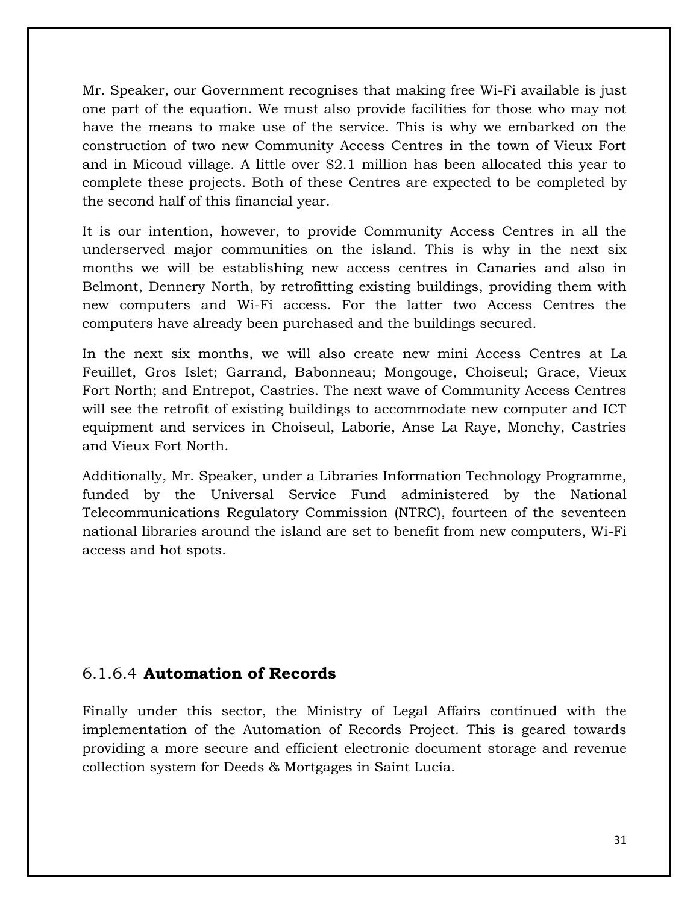Mr. Speaker, our Government recognises that making free Wi-Fi available is just one part of the equation. We must also provide facilities for those who may not have the means to make use of the service. This is why we embarked on the construction of two new Community Access Centres in the town of Vieux Fort and in Micoud village. A little over $2.1 million has been allocated this year to complete these projects. Both of these Centres are expected to be completed by the second half of this financial year.

It is our intention, however, to provide Community Access Centres in all the underserved major communities on the island. This is why in the next six months we will be establishing new access centres in Canaries and also in Belmont, Dennery North, by retrofitting existing buildings, providing them with new computers and Wi-Fi access. For the latter two Access Centres the computers have already been purchased and the buildings secured.

In the next six months, we will also create new mini Access Centres at La Feuillet, Gros Islet; Garrand, Babonneau; Mongouge, Choiseul; Grace, Vieux Fort North; and Entrepot, Castries. The next wave of Community Access Centres will see the retrofit of existing buildings to accommodate new computer and ICT equipment and services in Choiseul, Laborie, Anse La Raye, Monchy, Castries and Vieux Fort North.

Additionally, Mr. Speaker, under a Libraries Information Technology Programme, funded by the Universal Service Fund administered by the National Telecommunications Regulatory Commission (NTRC), fourteen of the seventeen national libraries around the island are set to benefit from new computers, Wi-Fi access and hot spots.

### 6.1.6.4 **Automation of Records**

Finally under this sector, the Ministry of Legal Affairs continued with the implementation of the Automation of Records Project. This is geared towards providing a more secure and efficient electronic document storage and revenue collection system for Deeds & Mortgages in Saint Lucia.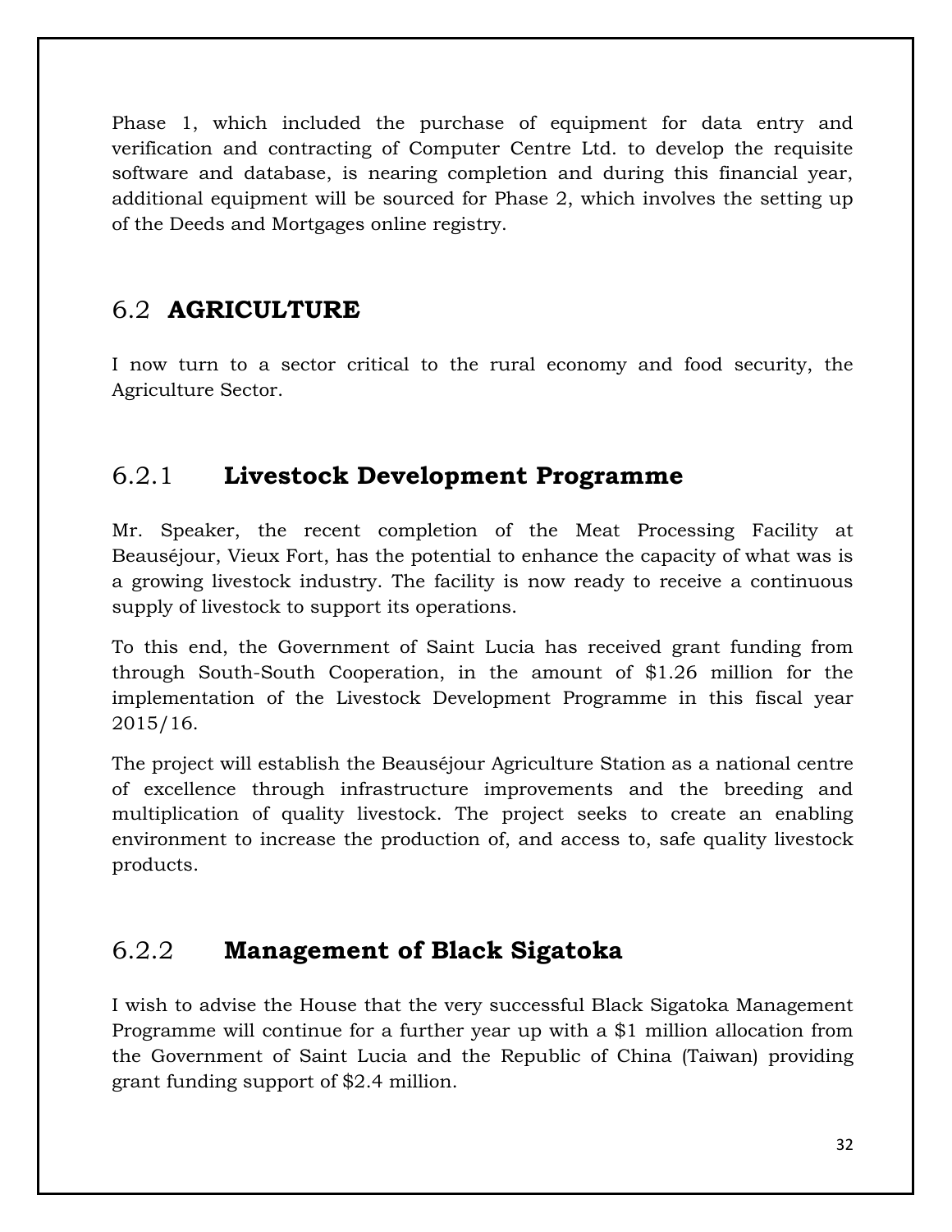Phase 1, which included the purchase of equipment for data entry and verification and contracting of Computer Centre Ltd. to develop the requisite software and database, is nearing completion and during this financial year, additional equipment will be sourced for Phase 2, which involves the setting up of the Deeds and Mortgages online registry.

## 6.2 **AGRICULTURE**

I now turn to a sector critical to the rural economy and food security, the Agriculture Sector.

### 6.2.1 **Livestock Development Programme**

Mr. Speaker, the recent completion of the Meat Processing Facility at Beauséjour, Vieux Fort, has the potential to enhance the capacity of what was is a growing livestock industry. The facility is now ready to receive a continuous supply of livestock to support its operations.

To this end, the Government of Saint Lucia has received grant funding from through South-South Cooperation, in the amount of $1.26 million for the implementation of the Livestock Development Programme in this fiscal year 2015/16.

The project will establish the Beauséjour Agriculture Station as a national centre of excellence through infrastructure improvements and the breeding and multiplication of quality livestock. The project seeks to create an enabling environment to increase the production of, and access to, safe quality livestock products.

### 6.2.2 **Management of Black Sigatoka**

I wish to advise the House that the very successful Black Sigatoka Management Programme will continue for a further year up with a $1 million allocation from the Government of Saint Lucia and the Republic of China (Taiwan) providing grant funding support of $2.4 million.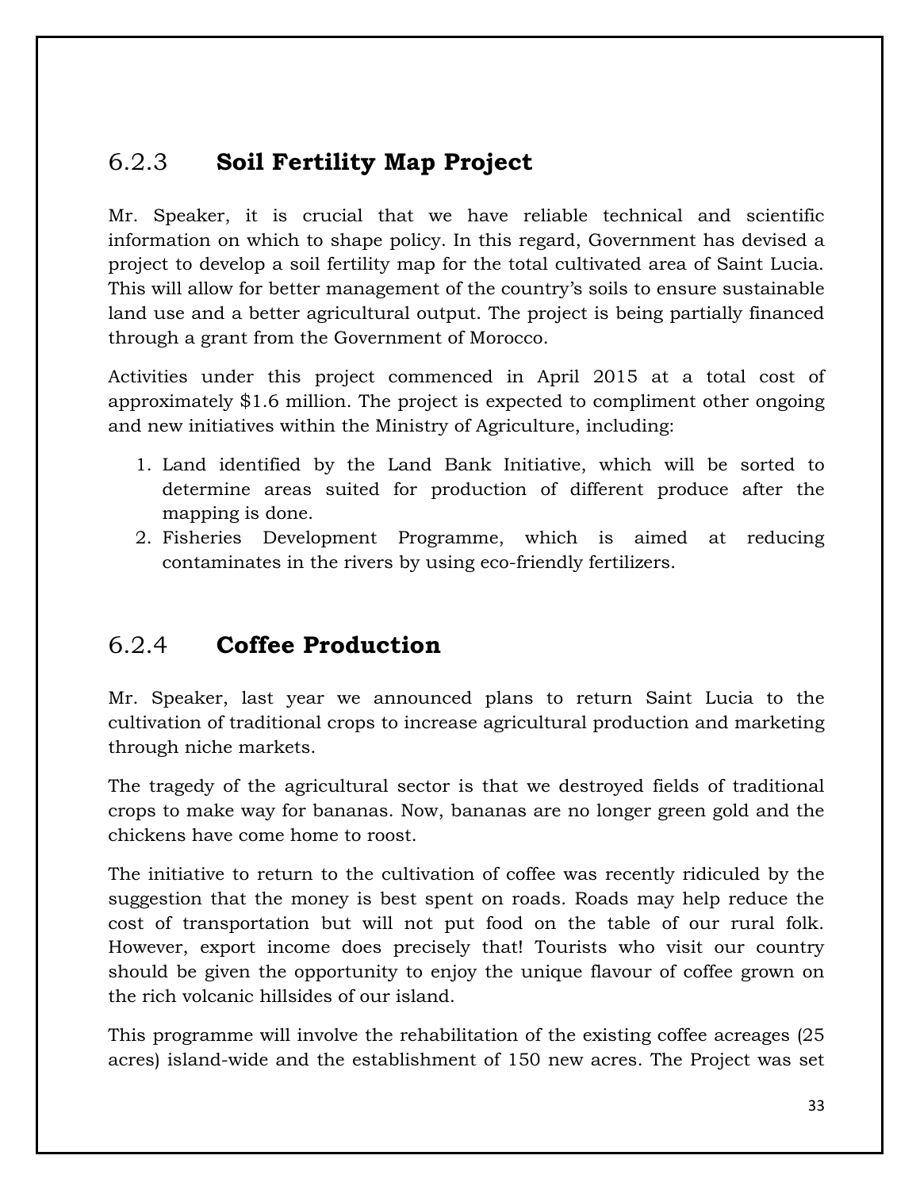### 6.2.3 **Soil Fertility Map Project**

Mr. Speaker, it is crucial that we have reliable technical and scientific information on which to shape policy. In this regard, Government has devised a project to develop a soil fertility map for the total cultivated area of Saint Lucia. This will allow for better management of the country's soils to ensure sustainable land use and a better agricultural output. The project is being partially financed through a grant from the Government of Morocco.

Activities under this project commenced in April 2015 at a total cost of approximately $1.6 million. The project is expected to compliment other ongoing and new initiatives within the Ministry of Agriculture, including:

1. Land identified by the Land Bank Initiative, which will be sorted to determine areas suited for production of different produce after the mapping is done.
2. Fisheries Development Programme, which is aimed at reducing contaminates in the rivers by using eco-friendly fertilizers.

### 6.2.4 **Coffee Production**

Mr. Speaker, last year we announced plans to return Saint Lucia to the cultivation of traditional crops to increase agricultural production and marketing through niche markets.

The tragedy of the agricultural sector is that we destroyed fields of traditional crops to make way for bananas. Now, bananas are no longer green gold and the chickens have come home to roost.

The initiative to return to the cultivation of coffee was recently ridiculed by the suggestion that the money is best spent on roads. Roads may help reduce the cost of transportation but will not put food on the table of our rural folk. However, export income does precisely that! Tourists who visit our country should be given the opportunity to enjoy the unique flavour of coffee grown on the rich volcanic hillsides of our island.

This programme will involve the rehabilitation of the existing coffee acreages (25 acres) island-wide and the establishment of 150 new acres. The Project was set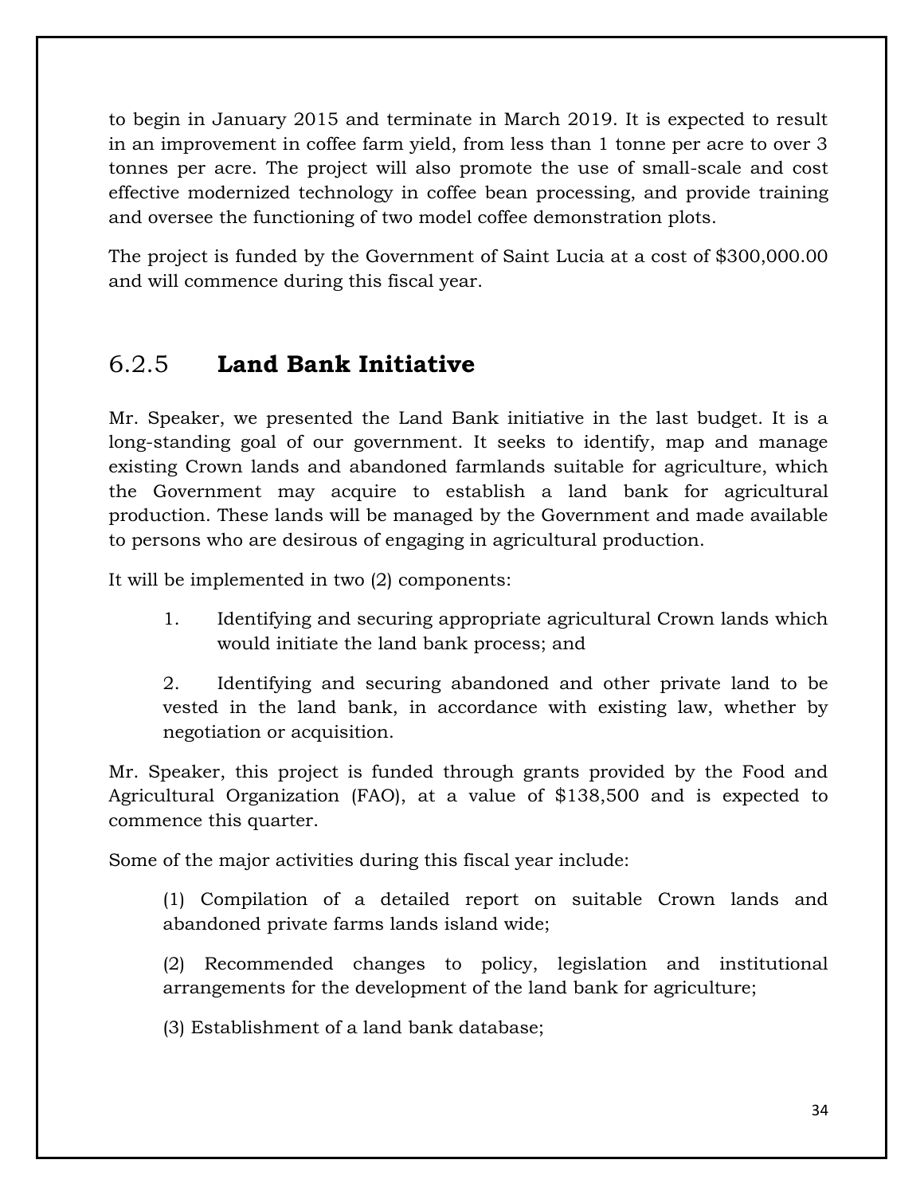to begin in January 2015 and terminate in March 2019. It is expected to result in an improvement in coffee farm yield, from less than 1 tonne per acre to over 3 tonnes per acre. The project will also promote the use of small-scale and cost effective modernized technology in coffee bean processing, and provide training and oversee the functioning of two model coffee demonstration plots.

The project is funded by the Government of Saint Lucia at a cost of $300,000.00 and will commence during this fiscal year.

### 6.2.5 **Land Bank Initiative**

Mr. Speaker, we presented the Land Bank initiative in the last budget. It is a long-standing goal of our government. It seeks to identify, map and manage existing Crown lands and abandoned farmlands suitable for agriculture, which the Government may acquire to establish a land bank for agricultural production. These lands will be managed by the Government and made available to persons who are desirous of engaging in agricultural production.

It will be implemented in two (2) components:

1. Identifying and securing appropriate agricultural Crown lands which would initiate the land bank process; and

2. Identifying and securing abandoned and other private land to be vested in the land bank, in accordance with existing law, whether by negotiation or acquisition.

Mr. Speaker, this project is funded through grants provided by the Food and Agricultural Organization (FAO), at a value of $138,500 and is expected to commence this quarter.

Some of the major activities during this fiscal year include:

(1) Compilation of a detailed report on suitable Crown lands and abandoned private farms lands island wide;

(2) Recommended changes to policy, legislation and institutional arrangements for the development of the land bank for agriculture;

(3) Establishment of a land bank database;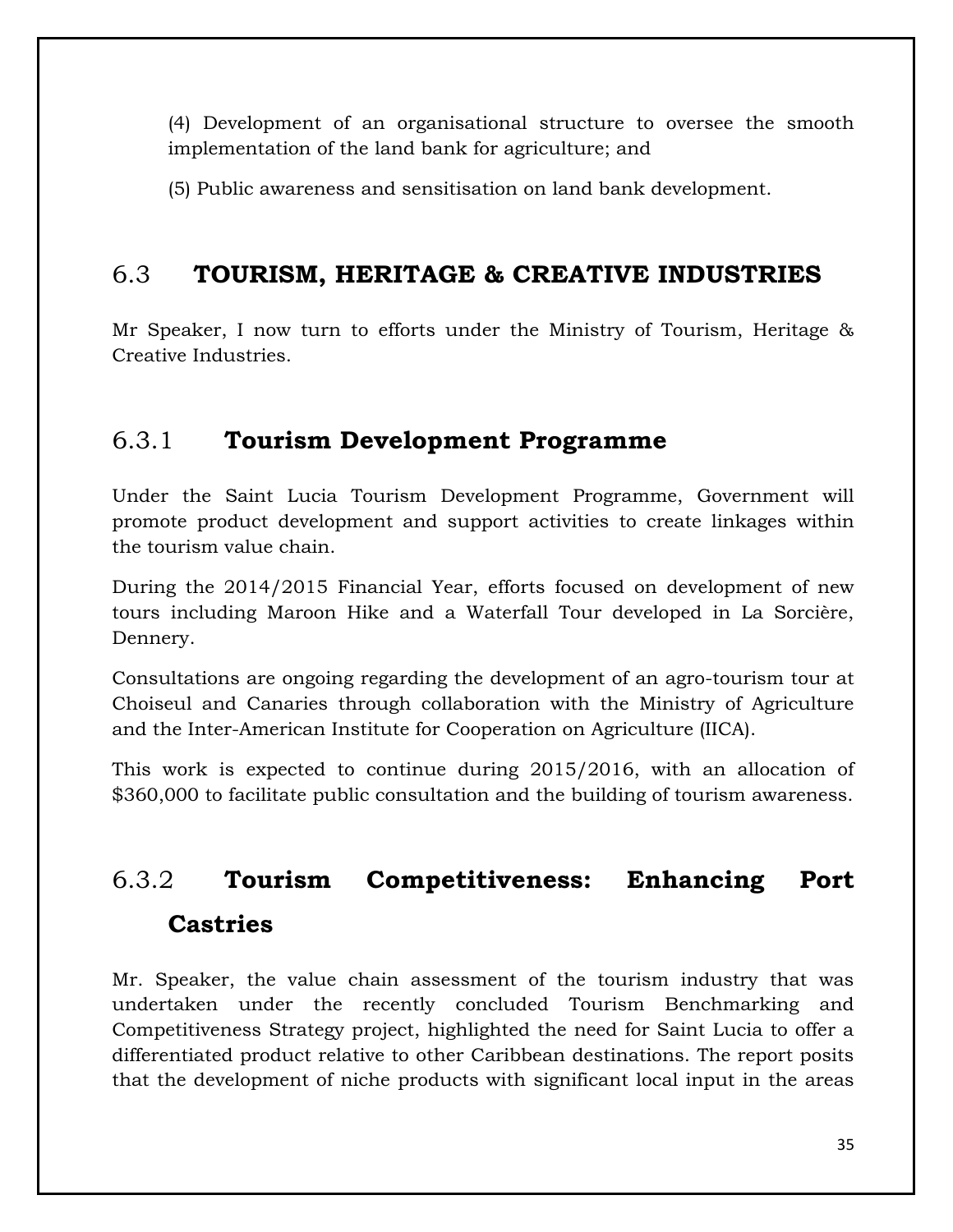(4) Development of an organisational structure to oversee the smooth implementation of the land bank for agriculture; and

(5) Public awareness and sensitisation on land bank development.

## 6.3 TOURISM, HERITAGE & CREATIVE INDUSTRIES

Mr Speaker, I now turn to efforts under the Ministry of Tourism, Heritage & Creative Industries.

### 6.3.1 Tourism Development Programme

Under the Saint Lucia Tourism Development Programme, Government will promote product development and support activities to create linkages within the tourism value chain.

During the 2014/2015 Financial Year, efforts focused on development of new tours including Maroon Hike and a Waterfall Tour developed in La Sorcière, Dennery.

Consultations are ongoing regarding the development of an agro-tourism tour at Choiseul and Canaries through collaboration with the Ministry of Agriculture and the Inter-American Institute for Cooperation on Agriculture (IICA).

This work is expected to continue during 2015/2016, with an allocation of $360,000 to facilitate public consultation and the building of tourism awareness.

### 6.3.2 Tourism Competitiveness: Enhancing Port Castries

Mr. Speaker, the value chain assessment of the tourism industry that was undertaken under the recently concluded Tourism Benchmarking and Competitiveness Strategy project, highlighted the need for Saint Lucia to offer a differentiated product relative to other Caribbean destinations. The report posits that the development of niche products with significant local input in the areas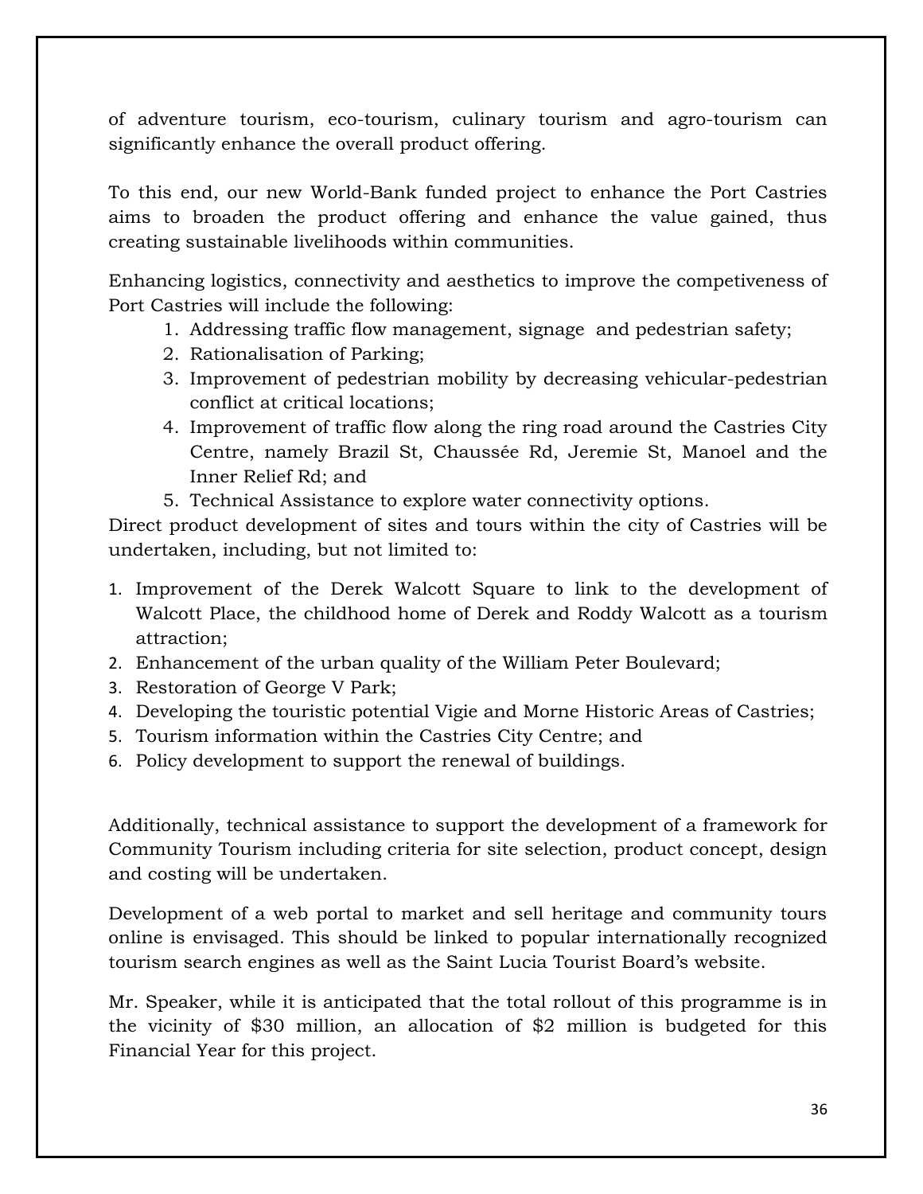of adventure tourism, eco-tourism, culinary tourism and agro-tourism can significantly enhance the overall product offering.

To this end, our new World-Bank funded project to enhance the Port Castries aims to broaden the product offering and enhance the value gained, thus creating sustainable livelihoods within communities.

Enhancing logistics, connectivity and aesthetics to improve the competiveness of Port Castries will include the following:

1. Addressing traffic flow management, signage and pedestrian safety;
2. Rationalisation of Parking;
3. Improvement of pedestrian mobility by decreasing vehicular-pedestrian conflict at critical locations;
4. Improvement of traffic flow along the ring road around the Castries City Centre, namely Brazil St, Chaussée Rd, Jeremie St, Manoel and the Inner Relief Rd; and
5. Technical Assistance to explore water connectivity options.

Direct product development of sites and tours within the city of Castries will be undertaken, including, but not limited to:

1. Improvement of the Derek Walcott Square to link to the development of Walcott Place, the childhood home of Derek and Roddy Walcott as a tourism attraction;
2. Enhancement of the urban quality of the William Peter Boulevard;
3. Restoration of George V Park;
4. Developing the touristic potential Vigie and Morne Historic Areas of Castries;
5. Tourism information within the Castries City Centre; and
6. Policy development to support the renewal of buildings.

Additionally, technical assistance to support the development of a framework for Community Tourism including criteria for site selection, product concept, design and costing will be undertaken.

Development of a web portal to market and sell heritage and community tours online is envisaged. This should be linked to popular internationally recognized tourism search engines as well as the Saint Lucia Tourist Board's website.

Mr. Speaker, while it is anticipated that the total rollout of this programme is in the vicinity of $30 million, an allocation of $2 million is budgeted for this Financial Year for this project.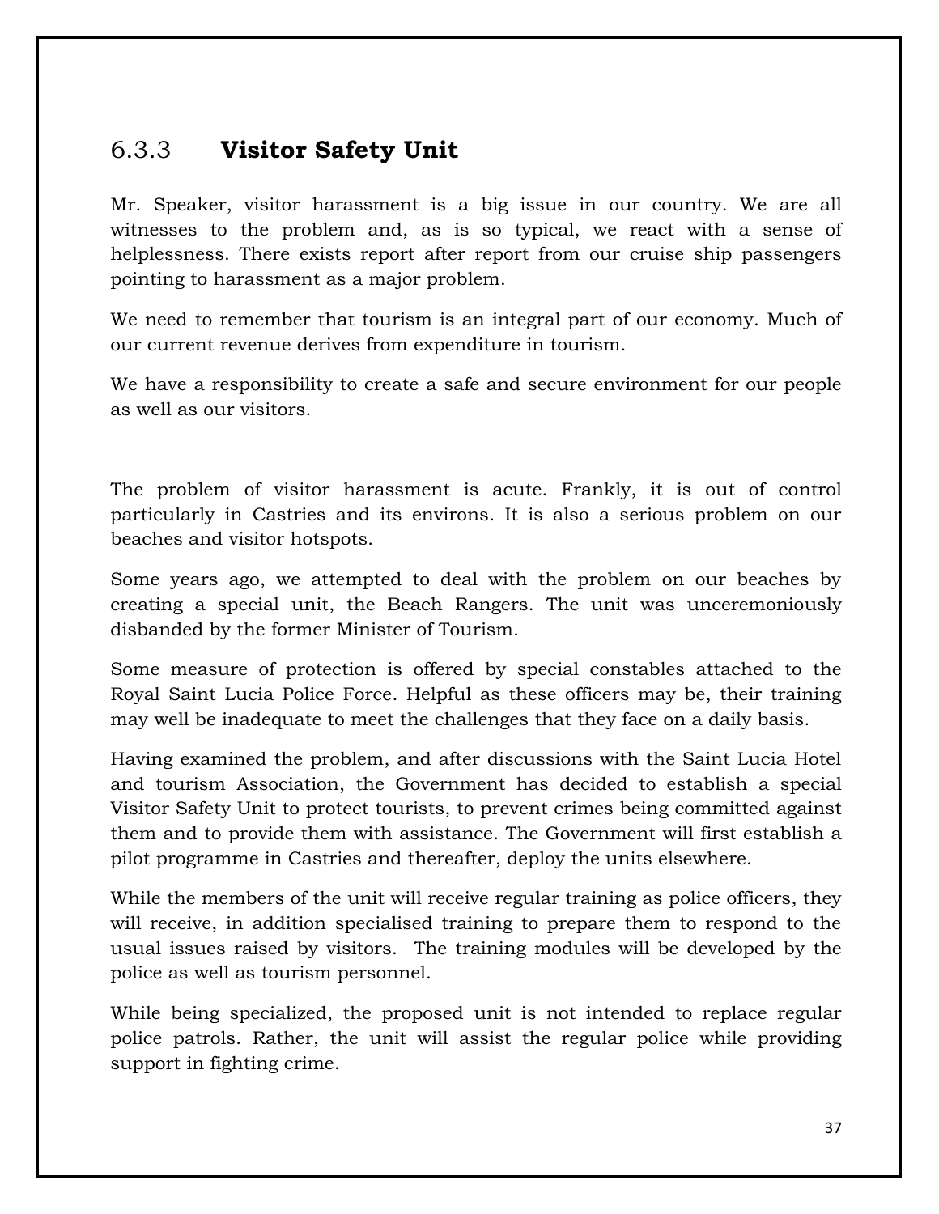### 6.3.3 **Visitor Safety Unit**

Mr. Speaker, visitor harassment is a big issue in our country. We are all witnesses to the problem and, as is so typical, we react with a sense of helplessness. There exists report after report from our cruise ship passengers pointing to harassment as a major problem.

We need to remember that tourism is an integral part of our economy. Much of our current revenue derives from expenditure in tourism.

We have a responsibility to create a safe and secure environment for our people as well as our visitors.

The problem of visitor harassment is acute. Frankly, it is out of control particularly in Castries and its environs. It is also a serious problem on our beaches and visitor hotspots.

Some years ago, we attempted to deal with the problem on our beaches by creating a special unit, the Beach Rangers. The unit was unceremoniously disbanded by the former Minister of Tourism.

Some measure of protection is offered by special constables attached to the Royal Saint Lucia Police Force. Helpful as these officers may be, their training may well be inadequate to meet the challenges that they face on a daily basis.

Having examined the problem, and after discussions with the Saint Lucia Hotel and tourism Association, the Government has decided to establish a special Visitor Safety Unit to protect tourists, to prevent crimes being committed against them and to provide them with assistance. The Government will first establish a pilot programme in Castries and thereafter, deploy the units elsewhere.

While the members of the unit will receive regular training as police officers, they will receive, in addition specialised training to prepare them to respond to the usual issues raised by visitors. The training modules will be developed by the police as well as tourism personnel.

While being specialized, the proposed unit is not intended to replace regular police patrols. Rather, the unit will assist the regular police while providing support in fighting crime.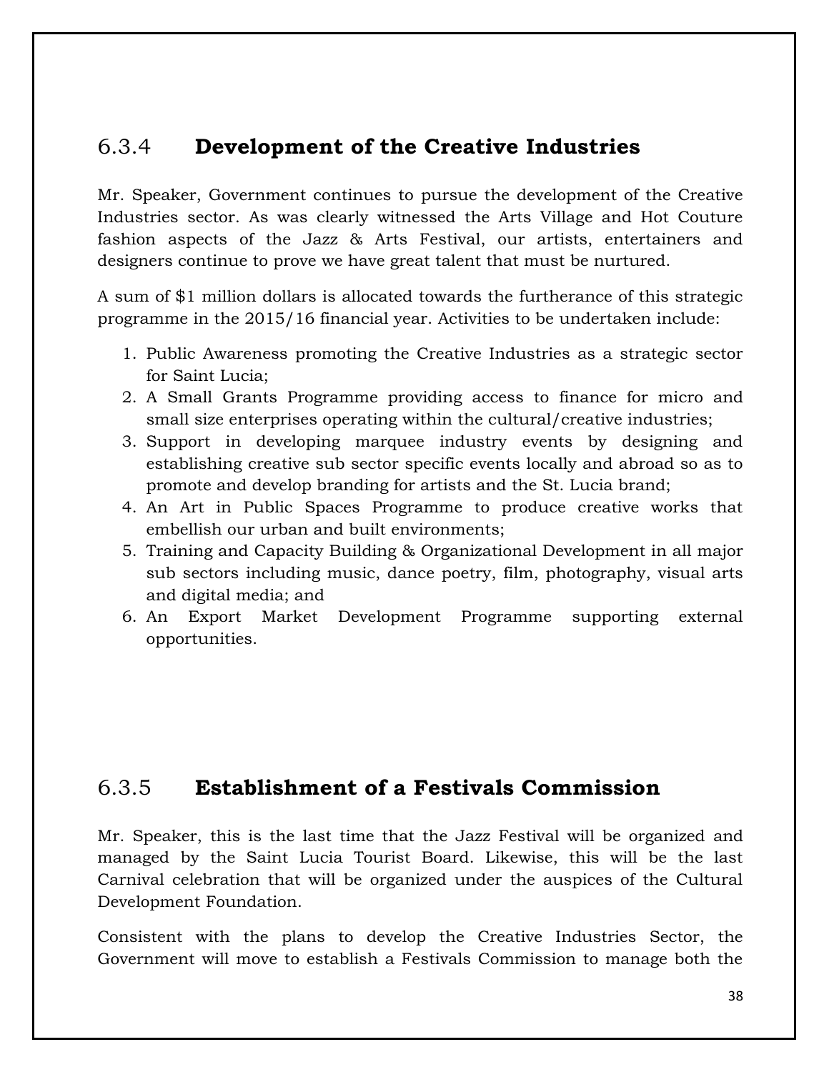### 6.3.4 **Development of the Creative Industries**

Mr. Speaker, Government continues to pursue the development of the Creative Industries sector. As was clearly witnessed the Arts Village and Hot Couture fashion aspects of the Jazz & Arts Festival, our artists, entertainers and designers continue to prove we have great talent that must be nurtured.

A sum of $1 million dollars is allocated towards the furtherance of this strategic programme in the 2015/16 financial year. Activities to be undertaken include:

1. Public Awareness promoting the Creative Industries as a strategic sector for Saint Lucia;
2. A Small Grants Programme providing access to finance for micro and small size enterprises operating within the cultural/creative industries;
3. Support in developing marquee industry events by designing and establishing creative sub sector specific events locally and abroad so as to promote and develop branding for artists and the St. Lucia brand;
4. An Art in Public Spaces Programme to produce creative works that embellish our urban and built environments;
5. Training and Capacity Building & Organizational Development in all major sub sectors including music, dance poetry, film, photography, visual arts and digital media; and
6. An Export Market Development Programme supporting external opportunities.

### 6.3.5 **Establishment of a Festivals Commission**

Mr. Speaker, this is the last time that the Jazz Festival will be organized and managed by the Saint Lucia Tourist Board. Likewise, this will be the last Carnival celebration that will be organized under the auspices of the Cultural Development Foundation.

Consistent with the plans to develop the Creative Industries Sector, the Government will move to establish a Festivals Commission to manage both the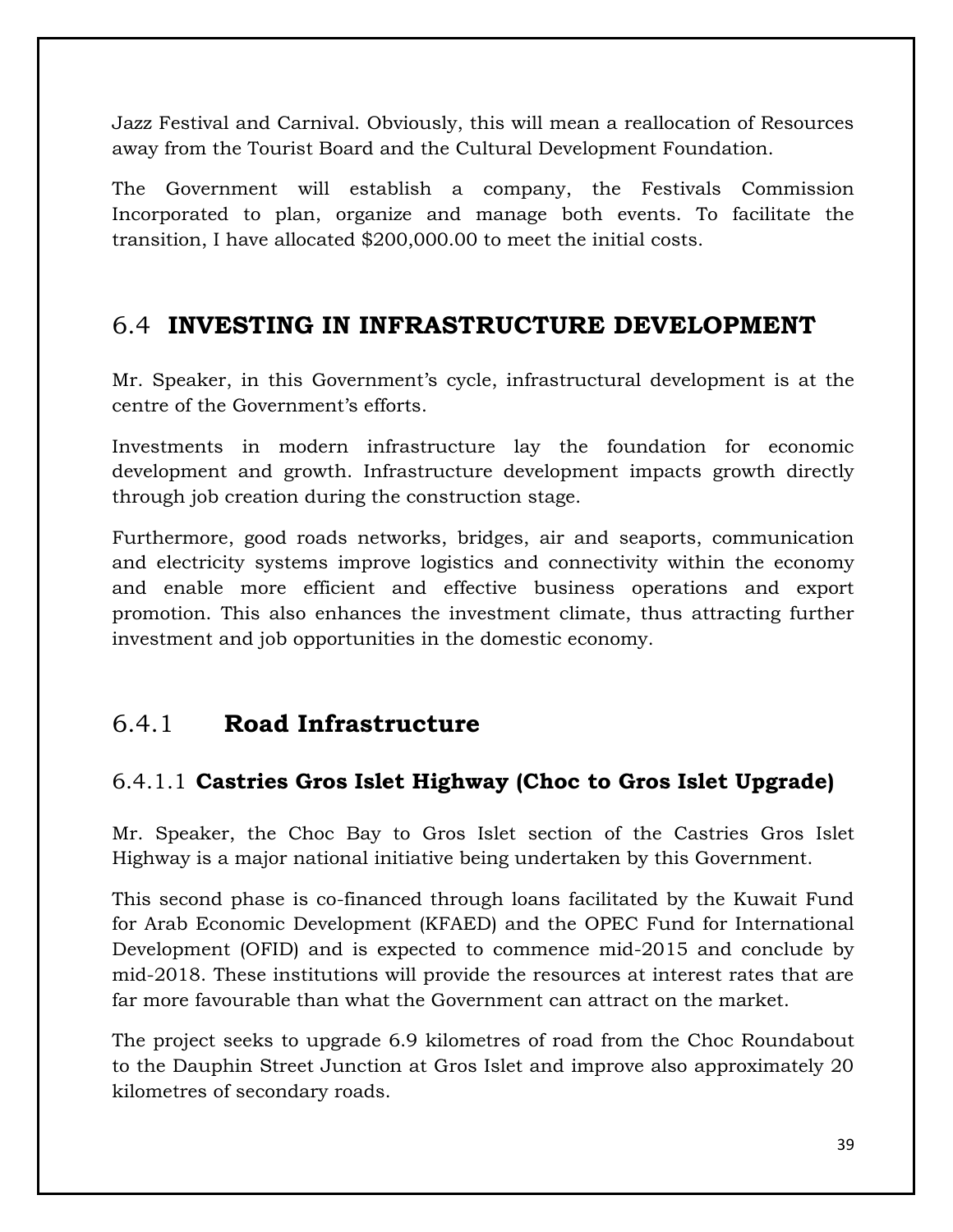Jazz Festival and Carnival. Obviously, this will mean a reallocation of Resources away from the Tourist Board and the Cultural Development Foundation.

The Government will establish a company, the Festivals Commission Incorporated to plan, organize and manage both events. To facilitate the transition, I have allocated $200,000.00 to meet the initial costs.

## 6.4 INVESTING IN INFRASTRUCTURE DEVELOPMENT

Mr. Speaker, in this Government's cycle, infrastructural development is at the centre of the Government's efforts.

Investments in modern infrastructure lay the foundation for economic development and growth. Infrastructure development impacts growth directly through job creation during the construction stage.

Furthermore, good roads networks, bridges, air and seaports, communication and electricity systems improve logistics and connectivity within the economy and enable more efficient and effective business operations and export promotion. This also enhances the investment climate, thus attracting further investment and job opportunities in the domestic economy.

### 6.4.1 Road Infrastructure

#### 6.4.1.1 Castries Gros Islet Highway (Choc to Gros Islet Upgrade)

Mr. Speaker, the Choc Bay to Gros Islet section of the Castries Gros Islet Highway is a major national initiative being undertaken by this Government.

This second phase is co-financed through loans facilitated by the Kuwait Fund for Arab Economic Development (KFAED) and the OPEC Fund for International Development (OFID) and is expected to commence mid-2015 and conclude by mid-2018. These institutions will provide the resources at interest rates that are far more favourable than what the Government can attract on the market.

The project seeks to upgrade 6.9 kilometres of road from the Choc Roundabout to the Dauphin Street Junction at Gros Islet and improve also approximately 20 kilometres of secondary roads.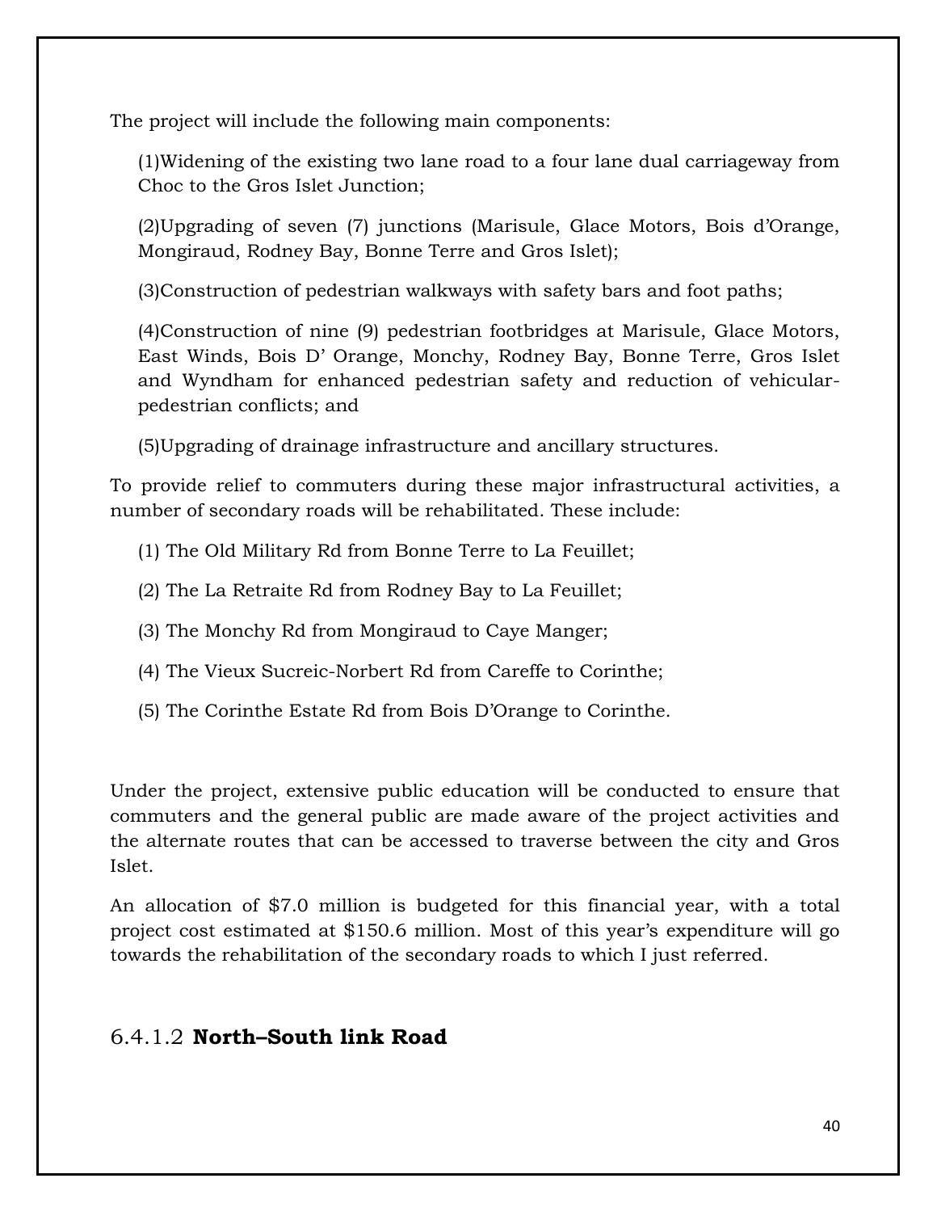The project will include the following main components:

(1)Widening of the existing two lane road to a four lane dual carriageway from Choc to the Gros Islet Junction;

(2)Upgrading of seven (7) junctions (Marisule, Glace Motors, Bois d'Orange, Mongiraud, Rodney Bay, Bonne Terre and Gros Islet);

(3)Construction of pedestrian walkways with safety bars and foot paths;

(4)Construction of nine (9) pedestrian footbridges at Marisule, Glace Motors, East Winds, Bois D' Orange, Monchy, Rodney Bay, Bonne Terre, Gros Islet and Wyndham for enhanced pedestrian safety and reduction of vehicular-pedestrian conflicts; and

(5)Upgrading of drainage infrastructure and ancillary structures.

To provide relief to commuters during these major infrastructural activities, a number of secondary roads will be rehabilitated. These include:

(1) The Old Military Rd from Bonne Terre to La Feuillet;

(2) The La Retraite Rd from Rodney Bay to La Feuillet;

(3) The Monchy Rd from Mongiraud to Caye Manger;

(4) The Vieux Sucreic-Norbert Rd from Careffe to Corinthe;

(5) The Corinthe Estate Rd from Bois D'Orange to Corinthe.

Under the project, extensive public education will be conducted to ensure that commuters and the general public are made aware of the project activities and the alternate routes that can be accessed to traverse between the city and Gros Islet.

An allocation of $7.0 million is budgeted for this financial year, with a total project cost estimated at $150.6 million. Most of this year's expenditure will go towards the rehabilitation of the secondary roads to which I just referred.

### 6.4.1.2 **North–South link Road**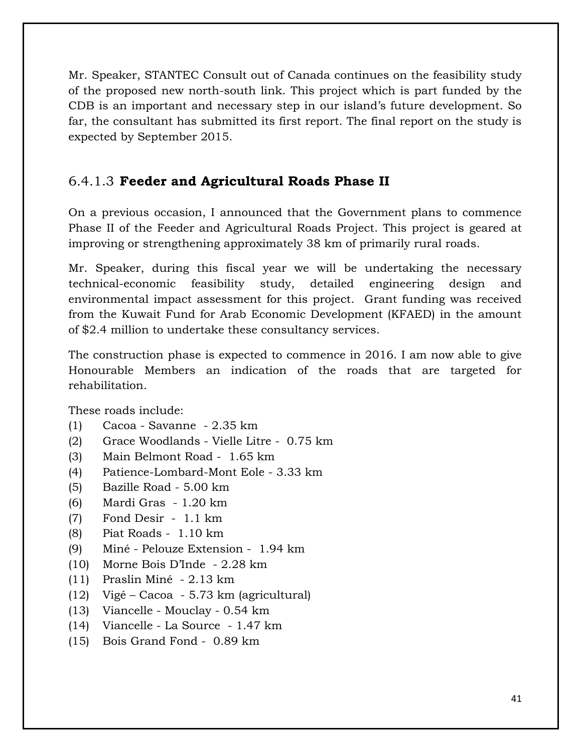Mr. Speaker, STANTEC Consult out of Canada continues on the feasibility study of the proposed new north-south link. This project which is part funded by the CDB is an important and necessary step in our island's future development. So far, the consultant has submitted its first report. The final report on the study is expected by September 2015.

### 6.4.1.3 **Feeder and Agricultural Roads Phase II**

On a previous occasion, I announced that the Government plans to commence Phase II of the Feeder and Agricultural Roads Project. This project is geared at improving or strengthening approximately 38 km of primarily rural roads.

Mr. Speaker, during this fiscal year we will be undertaking the necessary technical-economic feasibility study, detailed engineering design and environmental impact assessment for this project. Grant funding was received from the Kuwait Fund for Arab Economic Development (KFAED) in the amount of $2.4 million to undertake these consultancy services.

The construction phase is expected to commence in 2016. I am now able to give Honourable Members an indication of the roads that are targeted for rehabilitation.

These roads include:

(1) Cacoa - Savanne - 2.35 km
(2) Grace Woodlands - Vielle Litre - 0.75 km
(3) Main Belmont Road - 1.65 km
(4) Patience-Lombard-Mont Eole - 3.33 km
(5) Bazille Road - 5.00 km
(6) Mardi Gras - 1.20 km
(7) Fond Desir - 1.1 km
(8) Piat Roads - 1.10 km
(9) Miné - Pelouze Extension - 1.94 km
(10) Morne Bois D'Inde - 2.28 km
(11) Praslin Miné - 2.13 km
(12) Vigé – Cacoa - 5.73 km (agricultural)
(13) Viancelle - Mouclay - 0.54 km
(14) Viancelle - La Source - 1.47 km
(15) Bois Grand Fond - 0.89 km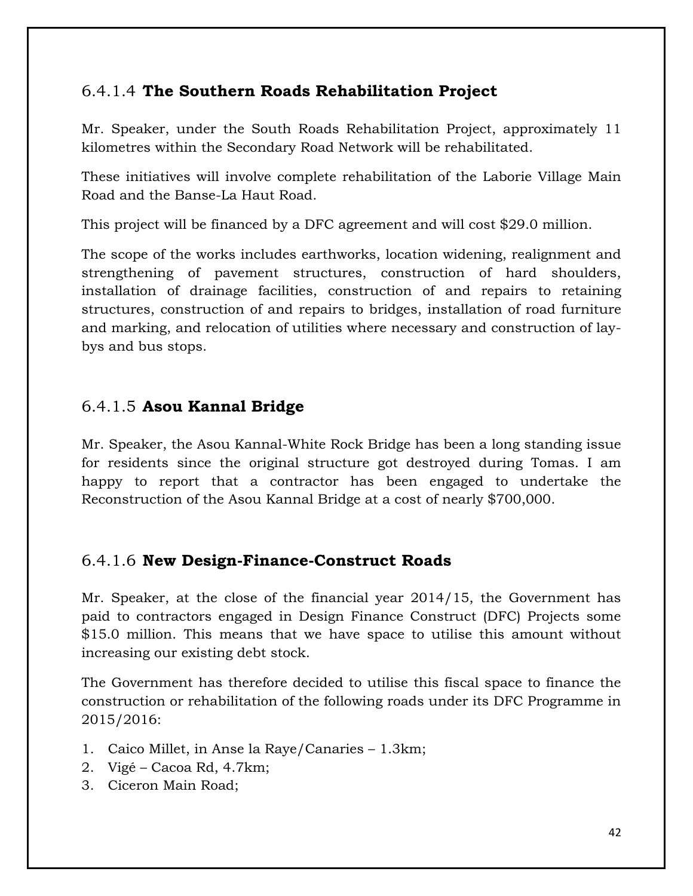#### 6.4.1.4 **The Southern Roads Rehabilitation Project**

Mr. Speaker, under the South Roads Rehabilitation Project, approximately 11 kilometres within the Secondary Road Network will be rehabilitated.

These initiatives will involve complete rehabilitation of the Laborie Village Main Road and the Banse-La Haut Road.

This project will be financed by a DFC agreement and will cost $29.0 million.

The scope of the works includes earthworks, location widening, realignment and strengthening of pavement structures, construction of hard shoulders, installation of drainage facilities, construction of and repairs to retaining structures, construction of and repairs to bridges, installation of road furniture and marking, and relocation of utilities where necessary and construction of lay-bys and bus stops.

#### 6.4.1.5 **Asou Kannal Bridge**

Mr. Speaker, the Asou Kannal-White Rock Bridge has been a long standing issue for residents since the original structure got destroyed during Tomas. I am happy to report that a contractor has been engaged to undertake the Reconstruction of the Asou Kannal Bridge at a cost of nearly $700,000.

#### 6.4.1.6 **New Design-Finance-Construct Roads**

Mr. Speaker, at the close of the financial year 2014/15, the Government has paid to contractors engaged in Design Finance Construct (DFC) Projects some $15.0 million. This means that we have space to utilise this amount without increasing our existing debt stock.

The Government has therefore decided to utilise this fiscal space to finance the construction or rehabilitation of the following roads under its DFC Programme in 2015/2016:

1. Caico Millet, in Anse la Raye/Canaries – 1.3km;
2. Vigé – Cacoa Rd, 4.7km;
3. Ciceron Main Road;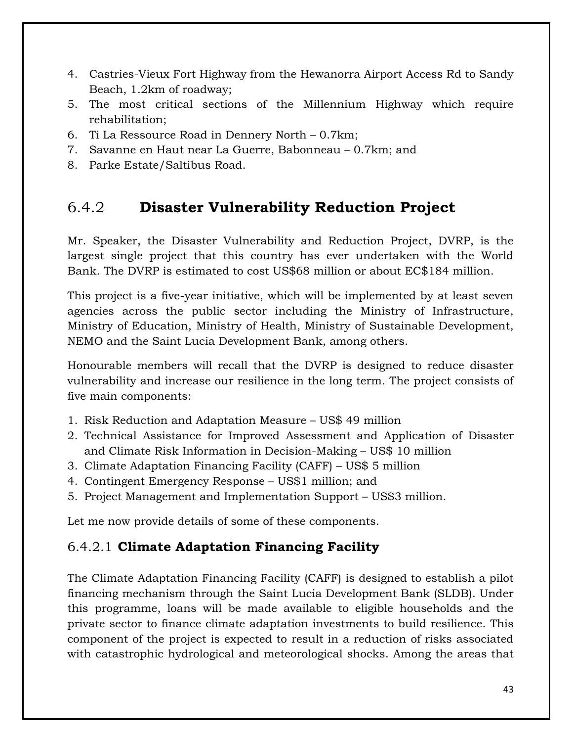4. Castries-Vieux Fort Highway from the Hewanorra Airport Access Rd to Sandy Beach, 1.2km of roadway;
5. The most critical sections of the Millennium Highway which require rehabilitation;
6. Ti La Ressource Road in Dennery North – 0.7km;
7. Savanne en Haut near La Guerre, Babonneau – 0.7km; and
8. Parke Estate/Saltibus Road.

## 6.4.2 **Disaster Vulnerability Reduction Project**

Mr. Speaker, the Disaster Vulnerability and Reduction Project, DVRP, is the largest single project that this country has ever undertaken with the World Bank. The DVRP is estimated to cost US$68 million or about EC$184 million.

This project is a five-year initiative, which will be implemented by at least seven agencies across the public sector including the Ministry of Infrastructure, Ministry of Education, Ministry of Health, Ministry of Sustainable Development, NEMO and the Saint Lucia Development Bank, among others.

Honourable members will recall that the DVRP is designed to reduce disaster vulnerability and increase our resilience in the long term. The project consists of five main components:

1. Risk Reduction and Adaptation Measure – US$ 49 million
2. Technical Assistance for Improved Assessment and Application of Disaster and Climate Risk Information in Decision-Making – US$ 10 million
3. Climate Adaptation Financing Facility (CAFF) – US$ 5 million
4. Contingent Emergency Response – US$1 million; and
5. Project Management and Implementation Support – US$3 million.

Let me now provide details of some of these components.

### 6.4.2.1 **Climate Adaptation Financing Facility**

The Climate Adaptation Financing Facility (CAFF) is designed to establish a pilot financing mechanism through the Saint Lucia Development Bank (SLDB). Under this programme, loans will be made available to eligible households and the private sector to finance climate adaptation investments to build resilience. This component of the project is expected to result in a reduction of risks associated with catastrophic hydrological and meteorological shocks. Among the areas that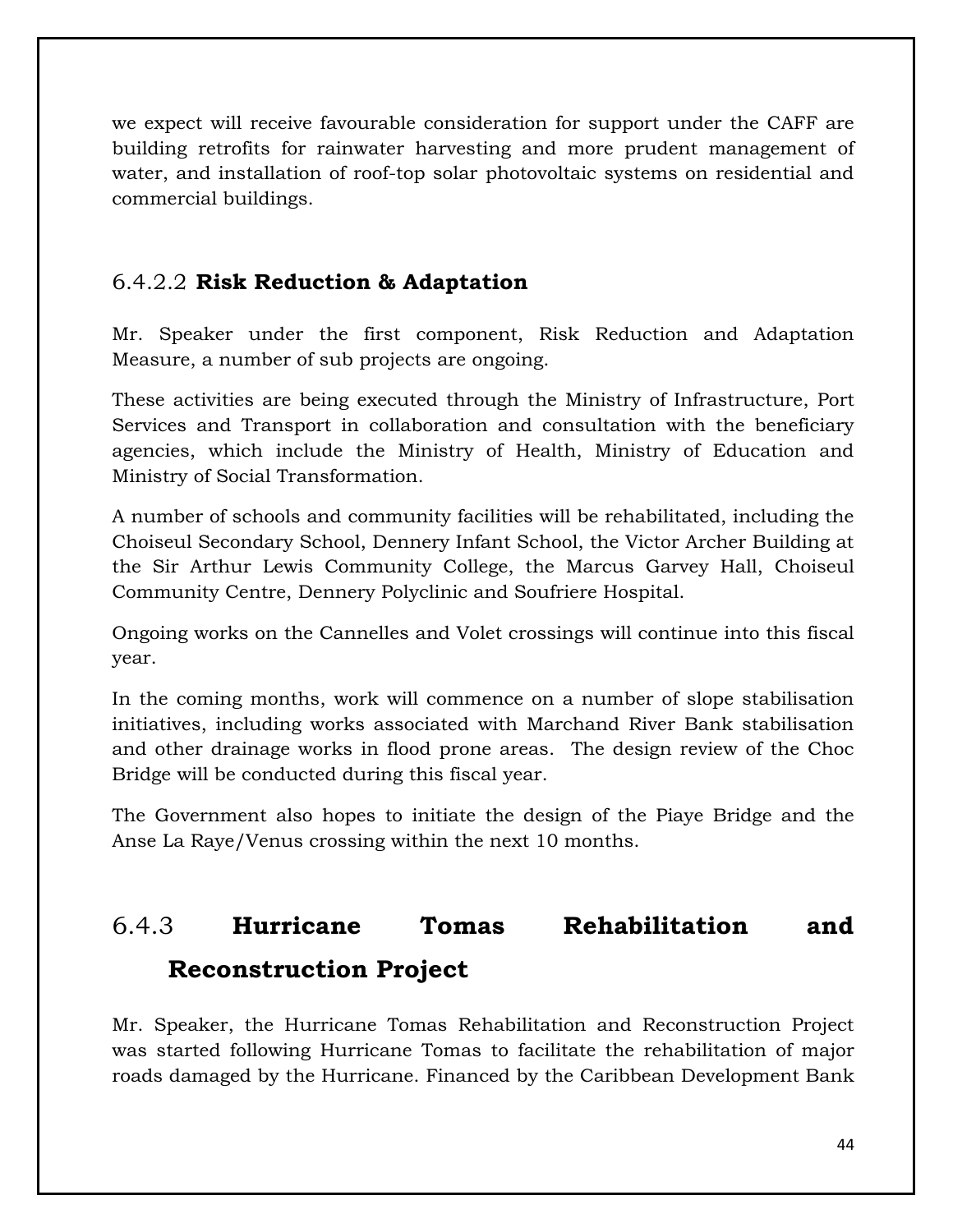we expect will receive favourable consideration for support under the CAFF are building retrofits for rainwater harvesting and more prudent management of water, and installation of roof-top solar photovoltaic systems on residential and commercial buildings.

#### 6.4.2.2 **Risk Reduction & Adaptation**

Mr. Speaker under the first component, Risk Reduction and Adaptation Measure, a number of sub projects are ongoing.

These activities are being executed through the Ministry of Infrastructure, Port Services and Transport in collaboration and consultation with the beneficiary agencies, which include the Ministry of Health, Ministry of Education and Ministry of Social Transformation.

A number of schools and community facilities will be rehabilitated, including the Choiseul Secondary School, Dennery Infant School, the Victor Archer Building at the Sir Arthur Lewis Community College, the Marcus Garvey Hall, Choiseul Community Centre, Dennery Polyclinic and Soufriere Hospital.

Ongoing works on the Cannelles and Volet crossings will continue into this fiscal year.

In the coming months, work will commence on a number of slope stabilisation initiatives, including works associated with Marchand River Bank stabilisation and other drainage works in flood prone areas. The design review of the Choc Bridge will be conducted during this fiscal year.

The Government also hopes to initiate the design of the Piaye Bridge and the Anse La Raye/Venus crossing within the next 10 months.

### 6.4.3 **Hurricane Tomas Rehabilitation and Reconstruction Project**

Mr. Speaker, the Hurricane Tomas Rehabilitation and Reconstruction Project was started following Hurricane Tomas to facilitate the rehabilitation of major roads damaged by the Hurricane. Financed by the Caribbean Development Bank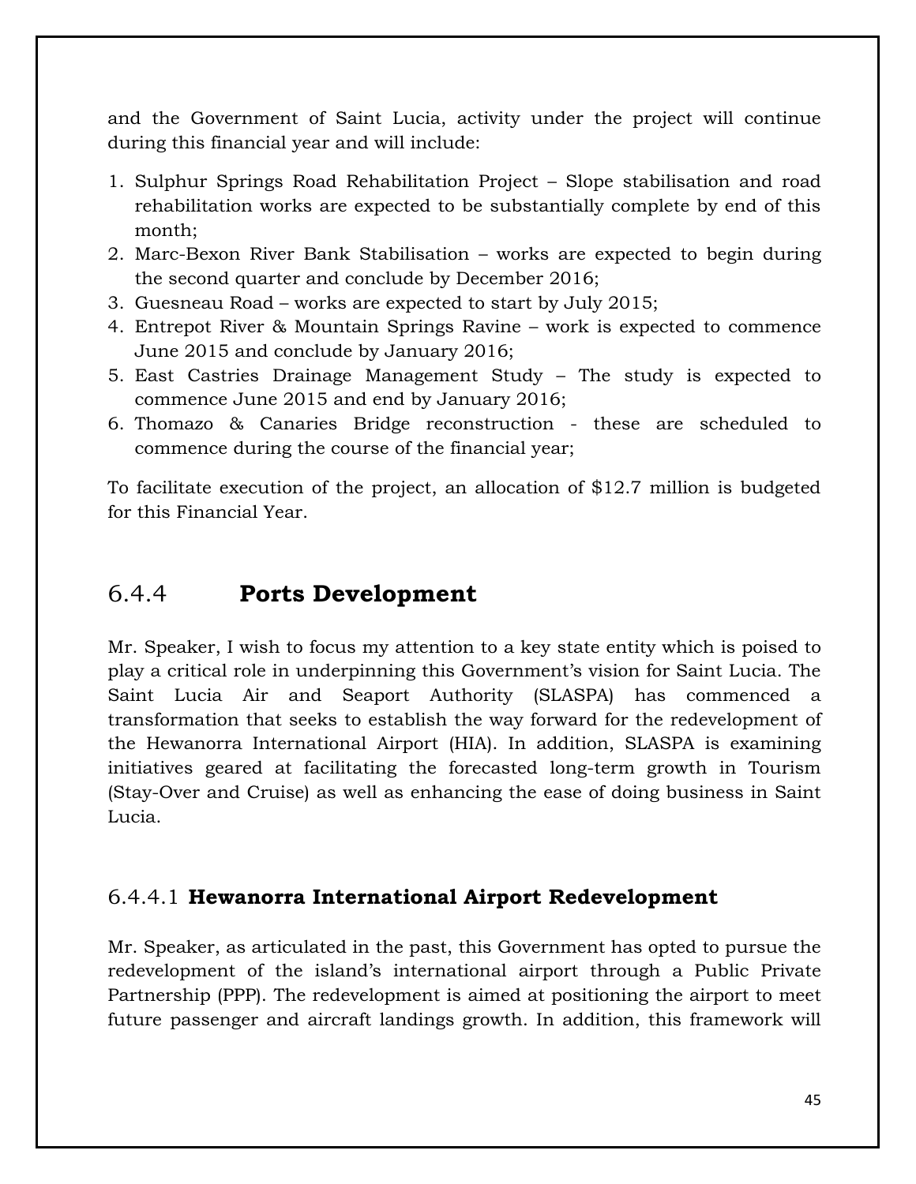and the Government of Saint Lucia, activity under the project will continue during this financial year and will include:

1. Sulphur Springs Road Rehabilitation Project – Slope stabilisation and road rehabilitation works are expected to be substantially complete by end of this month;
2. Marc-Bexon River Bank Stabilisation – works are expected to begin during the second quarter and conclude by December 2016;
3. Guesneau Road – works are expected to start by July 2015;
4. Entrepot River & Mountain Springs Ravine – work is expected to commence June 2015 and conclude by January 2016;
5. East Castries Drainage Management Study – The study is expected to commence June 2015 and end by January 2016;
6. Thomazo & Canaries Bridge reconstruction - these are scheduled to commence during the course of the financial year;

To facilitate execution of the project, an allocation of $12.7 million is budgeted for this Financial Year.

## 6.4.4 **Ports Development**

Mr. Speaker, I wish to focus my attention to a key state entity which is poised to play a critical role in underpinning this Government's vision for Saint Lucia. The Saint Lucia Air and Seaport Authority (SLASPA) has commenced a transformation that seeks to establish the way forward for the redevelopment of the Hewanorra International Airport (HIA). In addition, SLASPA is examining initiatives geared at facilitating the forecasted long-term growth in Tourism (Stay-Over and Cruise) as well as enhancing the ease of doing business in Saint Lucia.

### 6.4.4.1 **Hewanorra International Airport Redevelopment**

Mr. Speaker, as articulated in the past, this Government has opted to pursue the redevelopment of the island's international airport through a Public Private Partnership (PPP). The redevelopment is aimed at positioning the airport to meet future passenger and aircraft landings growth. In addition, this framework will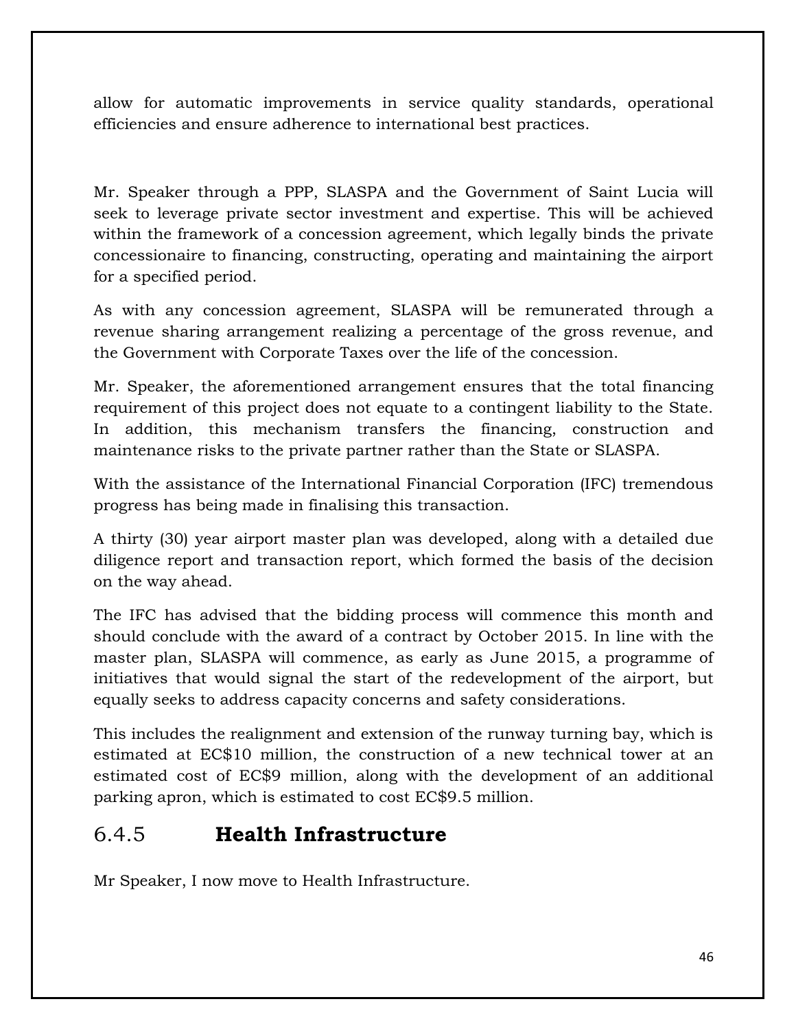allow for automatic improvements in service quality standards, operational efficiencies and ensure adherence to international best practices.

Mr. Speaker through a PPP, SLASPA and the Government of Saint Lucia will seek to leverage private sector investment and expertise. This will be achieved within the framework of a concession agreement, which legally binds the private concessionaire to financing, constructing, operating and maintaining the airport for a specified period.

As with any concession agreement, SLASPA will be remunerated through a revenue sharing arrangement realizing a percentage of the gross revenue, and the Government with Corporate Taxes over the life of the concession.

Mr. Speaker, the aforementioned arrangement ensures that the total financing requirement of this project does not equate to a contingent liability to the State. In addition, this mechanism transfers the financing, construction and maintenance risks to the private partner rather than the State or SLASPA.

With the assistance of the International Financial Corporation (IFC) tremendous progress has being made in finalising this transaction.

A thirty (30) year airport master plan was developed, along with a detailed due diligence report and transaction report, which formed the basis of the decision on the way ahead.

The IFC has advised that the bidding process will commence this month and should conclude with the award of a contract by October 2015. In line with the master plan, SLASPA will commence, as early as June 2015, a programme of initiatives that would signal the start of the redevelopment of the airport, but equally seeks to address capacity concerns and safety considerations.

This includes the realignment and extension of the runway turning bay, which is estimated at EC$10 million, the construction of a new technical tower at an estimated cost of EC$9 million, along with the development of an additional parking apron, which is estimated to cost EC$9.5 million.

### 6.4.5 **Health Infrastructure**

Mr Speaker, I now move to Health Infrastructure.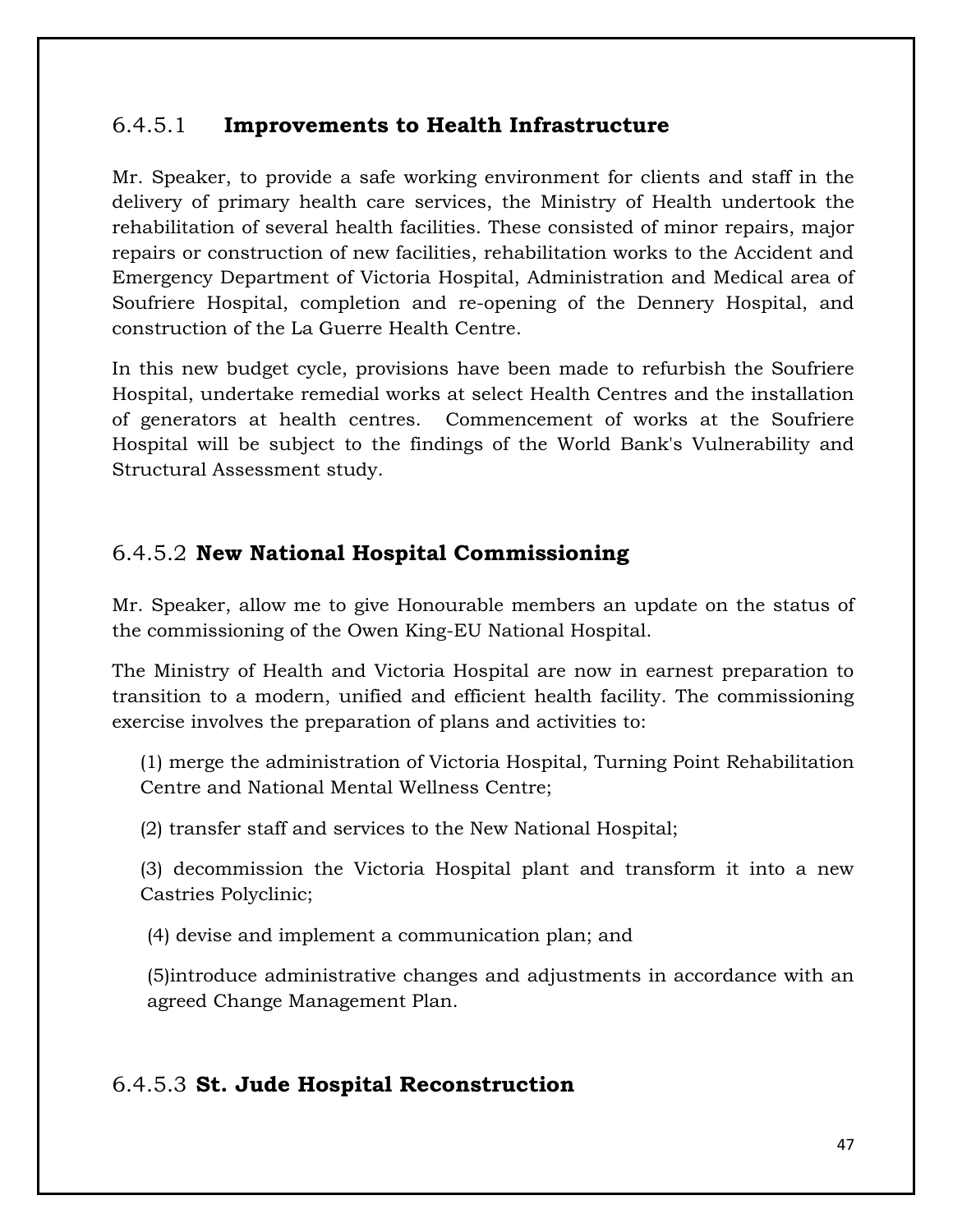#### 6.4.5.1 **Improvements to Health Infrastructure**

Mr. Speaker, to provide a safe working environment for clients and staff in the delivery of primary health care services, the Ministry of Health undertook the rehabilitation of several health facilities. These consisted of minor repairs, major repairs or construction of new facilities, rehabilitation works to the Accident and Emergency Department of Victoria Hospital, Administration and Medical area of Soufriere Hospital, completion and re-opening of the Dennery Hospital, and construction of the La Guerre Health Centre.

In this new budget cycle, provisions have been made to refurbish the Soufriere Hospital, undertake remedial works at select Health Centres and the installation of generators at health centres. Commencement of works at the Soufriere Hospital will be subject to the findings of the World Bank's Vulnerability and Structural Assessment study.

#### 6.4.5.2 **New National Hospital Commissioning**

Mr. Speaker, allow me to give Honourable members an update on the status of the commissioning of the Owen King-EU National Hospital.

The Ministry of Health and Victoria Hospital are now in earnest preparation to transition to a modern, unified and efficient health facility. The commissioning exercise involves the preparation of plans and activities to:

(1) merge the administration of Victoria Hospital, Turning Point Rehabilitation Centre and National Mental Wellness Centre;

(2) transfer staff and services to the New National Hospital;

(3) decommission the Victoria Hospital plant and transform it into a new Castries Polyclinic;

(4) devise and implement a communication plan; and

(5)introduce administrative changes and adjustments in accordance with an agreed Change Management Plan.

#### 6.4.5.3 **St. Jude Hospital Reconstruction**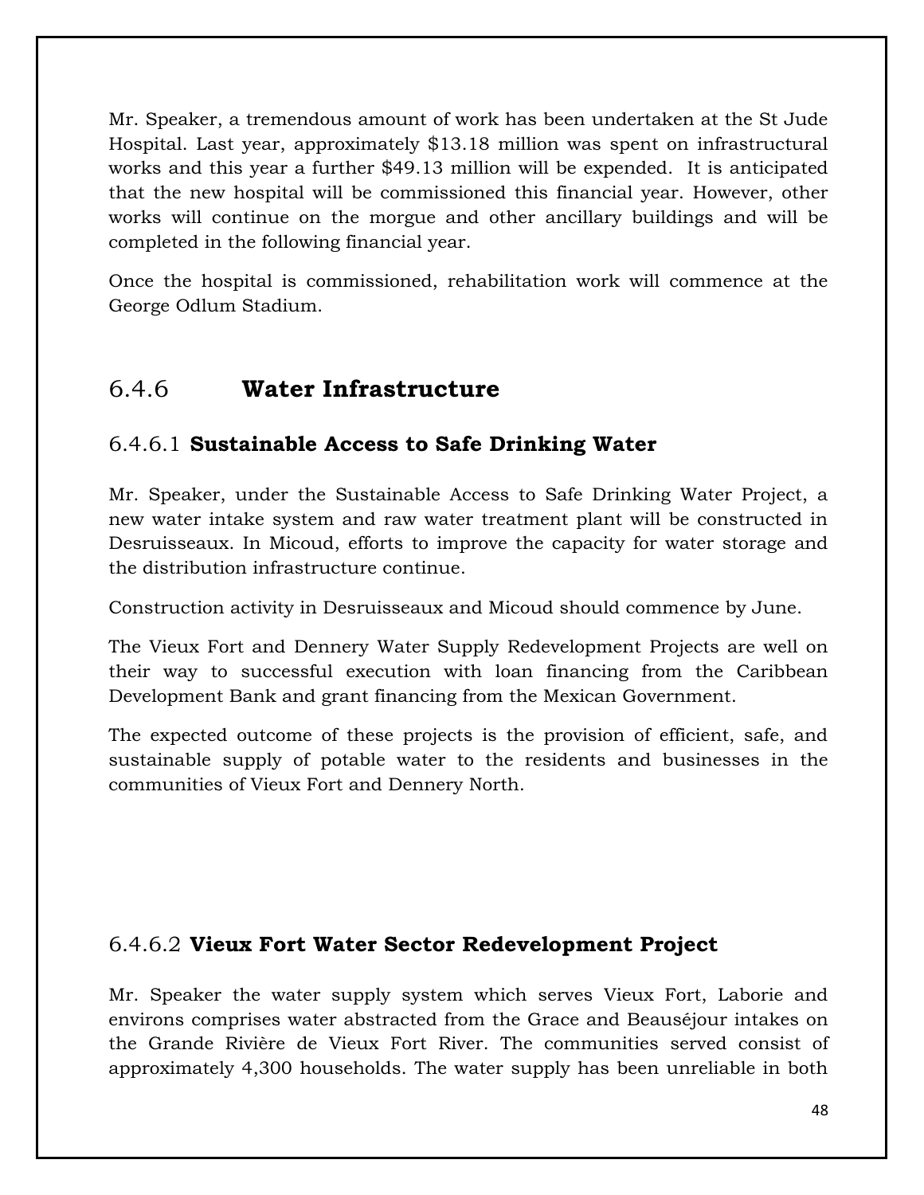Mr. Speaker, a tremendous amount of work has been undertaken at the St Jude Hospital. Last year, approximately $13.18 million was spent on infrastructural works and this year a further $49.13 million will be expended. It is anticipated that the new hospital will be commissioned this financial year. However, other works will continue on the morgue and other ancillary buildings and will be completed in the following financial year.

Once the hospital is commissioned, rehabilitation work will commence at the George Odlum Stadium.

## 6.4.6 **Water Infrastructure**

### 6.4.6.1 **Sustainable Access to Safe Drinking Water**

Mr. Speaker, under the Sustainable Access to Safe Drinking Water Project, a new water intake system and raw water treatment plant will be constructed in Desruisseaux. In Micoud, efforts to improve the capacity for water storage and the distribution infrastructure continue.

Construction activity in Desruisseaux and Micoud should commence by June.

The Vieux Fort and Dennery Water Supply Redevelopment Projects are well on their way to successful execution with loan financing from the Caribbean Development Bank and grant financing from the Mexican Government.

The expected outcome of these projects is the provision of efficient, safe, and sustainable supply of potable water to the residents and businesses in the communities of Vieux Fort and Dennery North.

### 6.4.6.2 **Vieux Fort Water Sector Redevelopment Project**

Mr. Speaker the water supply system which serves Vieux Fort, Laborie and environs comprises water abstracted from the Grace and Beauséjour intakes on the Grande Rivière de Vieux Fort River. The communities served consist of approximately 4,300 households. The water supply has been unreliable in both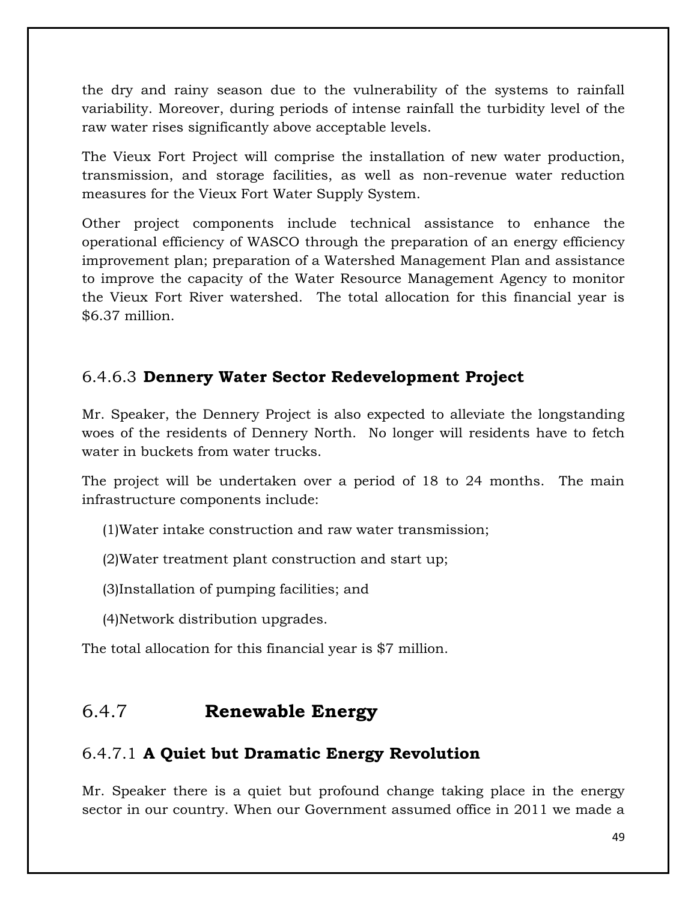the dry and rainy season due to the vulnerability of the systems to rainfall variability. Moreover, during periods of intense rainfall the turbidity level of the raw water rises significantly above acceptable levels.

The Vieux Fort Project will comprise the installation of new water production, transmission, and storage facilities, as well as non-revenue water reduction measures for the Vieux Fort Water Supply System.

Other project components include technical assistance to enhance the operational efficiency of WASCO through the preparation of an energy efficiency improvement plan; preparation of a Watershed Management Plan and assistance to improve the capacity of the Water Resource Management Agency to monitor the Vieux Fort River watershed. The total allocation for this financial year is $6.37 million.

### 6.4.6.3 **Dennery Water Sector Redevelopment Project**

Mr. Speaker, the Dennery Project is also expected to alleviate the longstanding woes of the residents of Dennery North. No longer will residents have to fetch water in buckets from water trucks.

The project will be undertaken over a period of 18 to 24 months. The main infrastructure components include:

(1)Water intake construction and raw water transmission;

(2)Water treatment plant construction and start up;

(3)Installation of pumping facilities; and

(4)Network distribution upgrades.

The total allocation for this financial year is $7 million.

## 6.4.7 **Renewable Energy**

### 6.4.7.1 **A Quiet but Dramatic Energy Revolution**

Mr. Speaker there is a quiet but profound change taking place in the energy sector in our country. When our Government assumed office in 2011 we made a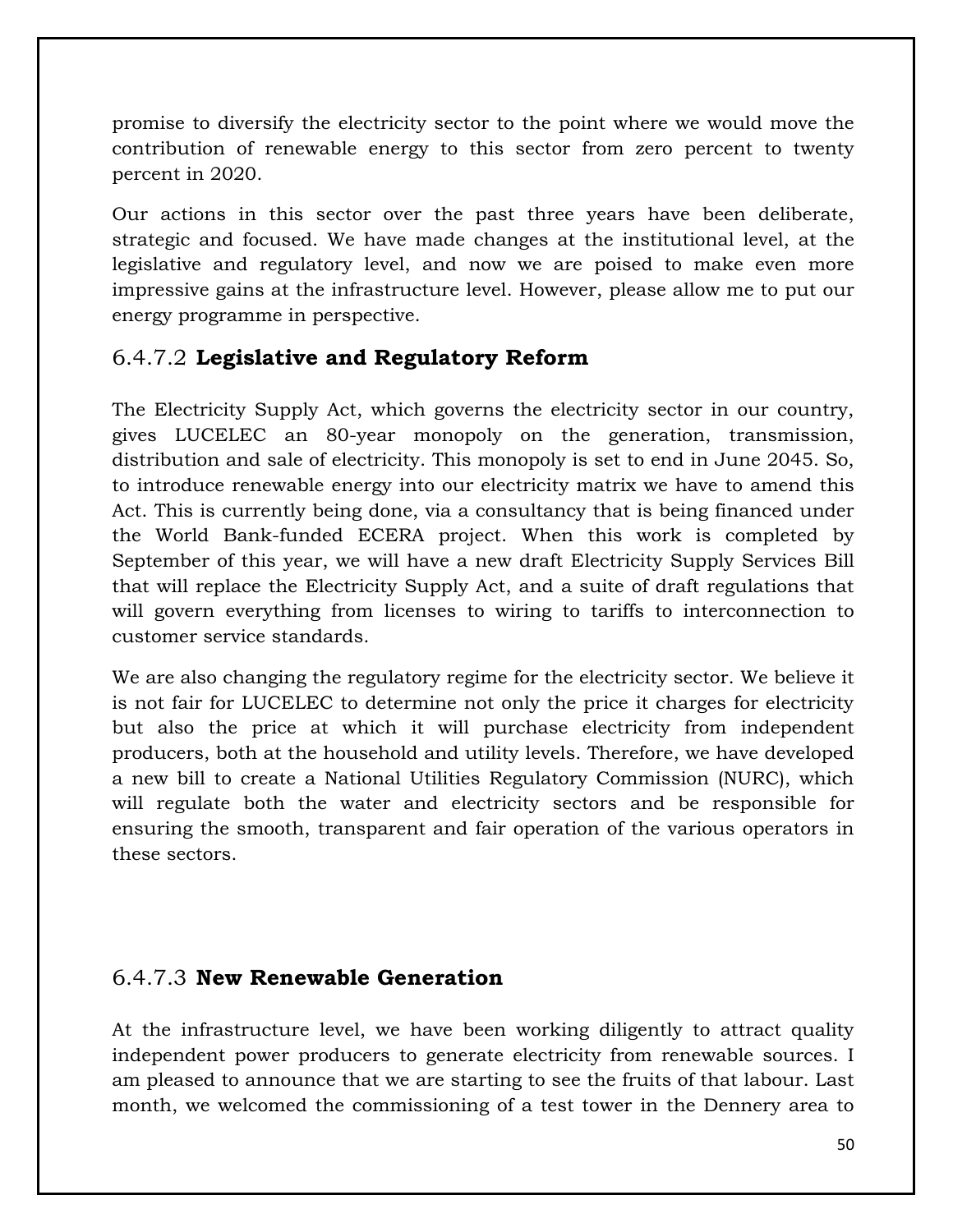promise to diversify the electricity sector to the point where we would move the contribution of renewable energy to this sector from zero percent to twenty percent in 2020.

Our actions in this sector over the past three years have been deliberate, strategic and focused. We have made changes at the institutional level, at the legislative and regulatory level, and now we are poised to make even more impressive gains at the infrastructure level. However, please allow me to put our energy programme in perspective.

### 6.4.7.2 **Legislative and Regulatory Reform**

The Electricity Supply Act, which governs the electricity sector in our country, gives LUCELEC an 80-year monopoly on the generation, transmission, distribution and sale of electricity. This monopoly is set to end in June 2045. So, to introduce renewable energy into our electricity matrix we have to amend this Act. This is currently being done, via a consultancy that is being financed under the World Bank-funded ECERA project. When this work is completed by September of this year, we will have a new draft Electricity Supply Services Bill that will replace the Electricity Supply Act, and a suite of draft regulations that will govern everything from licenses to wiring to tariffs to interconnection to customer service standards.

We are also changing the regulatory regime for the electricity sector. We believe it is not fair for LUCELEC to determine not only the price it charges for electricity but also the price at which it will purchase electricity from independent producers, both at the household and utility levels. Therefore, we have developed a new bill to create a National Utilities Regulatory Commission (NURC), which will regulate both the water and electricity sectors and be responsible for ensuring the smooth, transparent and fair operation of the various operators in these sectors.

### 6.4.7.3 **New Renewable Generation**

At the infrastructure level, we have been working diligently to attract quality independent power producers to generate electricity from renewable sources. I am pleased to announce that we are starting to see the fruits of that labour. Last month, we welcomed the commissioning of a test tower in the Dennery area to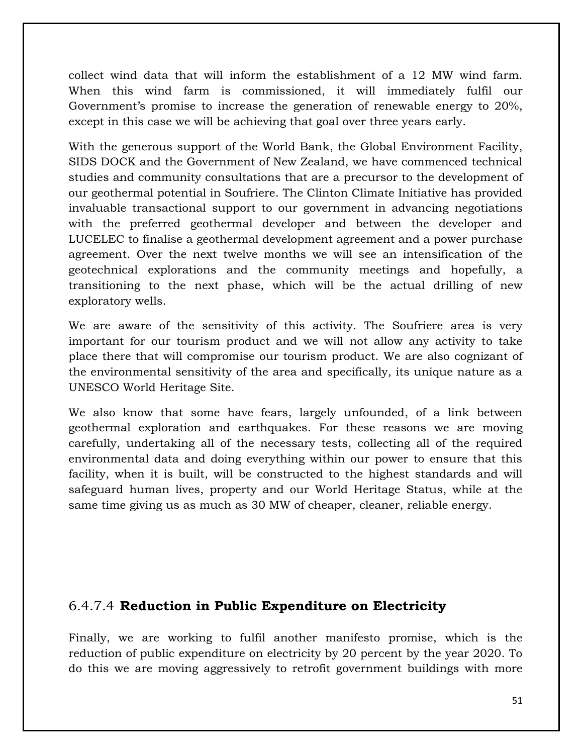collect wind data that will inform the establishment of a 12 MW wind farm. When this wind farm is commissioned, it will immediately fulfil our Government's promise to increase the generation of renewable energy to 20%, except in this case we will be achieving that goal over three years early.

With the generous support of the World Bank, the Global Environment Facility, SIDS DOCK and the Government of New Zealand, we have commenced technical studies and community consultations that are a precursor to the development of our geothermal potential in Soufriere. The Clinton Climate Initiative has provided invaluable transactional support to our government in advancing negotiations with the preferred geothermal developer and between the developer and LUCELEC to finalise a geothermal development agreement and a power purchase agreement. Over the next twelve months we will see an intensification of the geotechnical explorations and the community meetings and hopefully, a transitioning to the next phase, which will be the actual drilling of new exploratory wells.

We are aware of the sensitivity of this activity. The Soufriere area is very important for our tourism product and we will not allow any activity to take place there that will compromise our tourism product. We are also cognizant of the environmental sensitivity of the area and specifically, its unique nature as a UNESCO World Heritage Site.

We also know that some have fears, largely unfounded, of a link between geothermal exploration and earthquakes. For these reasons we are moving carefully, undertaking all of the necessary tests, collecting all of the required environmental data and doing everything within our power to ensure that this facility, when it is built, will be constructed to the highest standards and will safeguard human lives, property and our World Heritage Status, while at the same time giving us as much as 30 MW of cheaper, cleaner, reliable energy.

### 6.4.7.4 **Reduction in Public Expenditure on Electricity**

Finally, we are working to fulfil another manifesto promise, which is the reduction of public expenditure on electricity by 20 percent by the year 2020. To do this we are moving aggressively to retrofit government buildings with more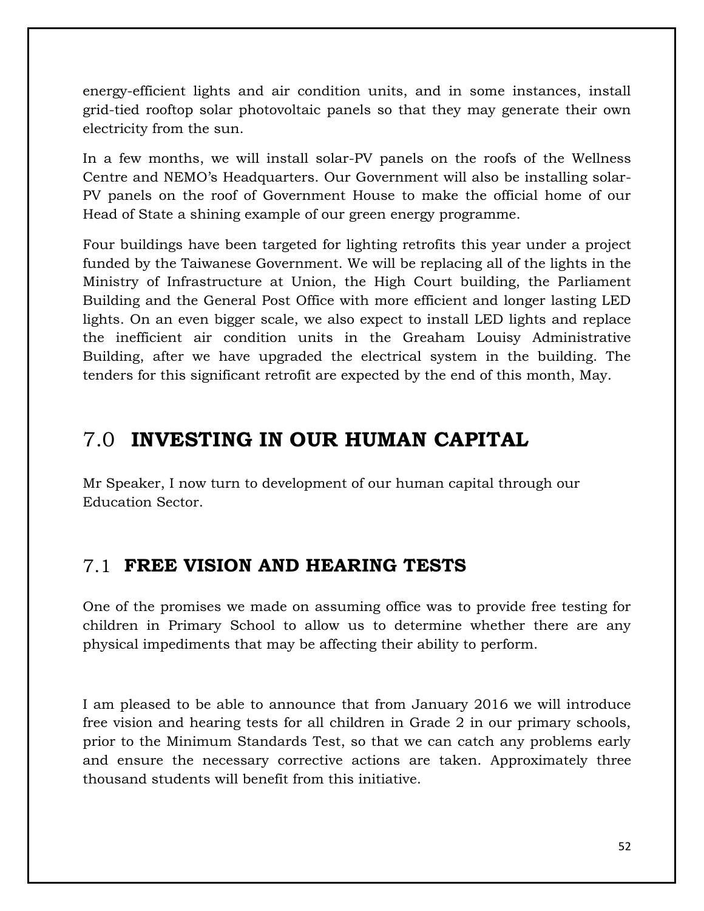energy-efficient lights and air condition units, and in some instances, install grid-tied rooftop solar photovoltaic panels so that they may generate their own electricity from the sun.

In a few months, we will install solar-PV panels on the roofs of the Wellness Centre and NEMO's Headquarters. Our Government will also be installing solar-PV panels on the roof of Government House to make the official home of our Head of State a shining example of our green energy programme.

Four buildings have been targeted for lighting retrofits this year under a project funded by the Taiwanese Government. We will be replacing all of the lights in the Ministry of Infrastructure at Union, the High Court building, the Parliament Building and the General Post Office with more efficient and longer lasting LED lights. On an even bigger scale, we also expect to install LED lights and replace the inefficient air condition units in the Greaham Louisy Administrative Building, after we have upgraded the electrical system in the building. The tenders for this significant retrofit are expected by the end of this month, May.

# 7.0 INVESTING IN OUR HUMAN CAPITAL

Mr Speaker, I now turn to development of our human capital through our Education Sector.

## 7.1 FREE VISION AND HEARING TESTS

One of the promises we made on assuming office was to provide free testing for children in Primary School to allow us to determine whether there are any physical impediments that may be affecting their ability to perform.

I am pleased to be able to announce that from January 2016 we will introduce free vision and hearing tests for all children in Grade 2 in our primary schools, prior to the Minimum Standards Test, so that we can catch any problems early and ensure the necessary corrective actions are taken. Approximately three thousand students will benefit from this initiative.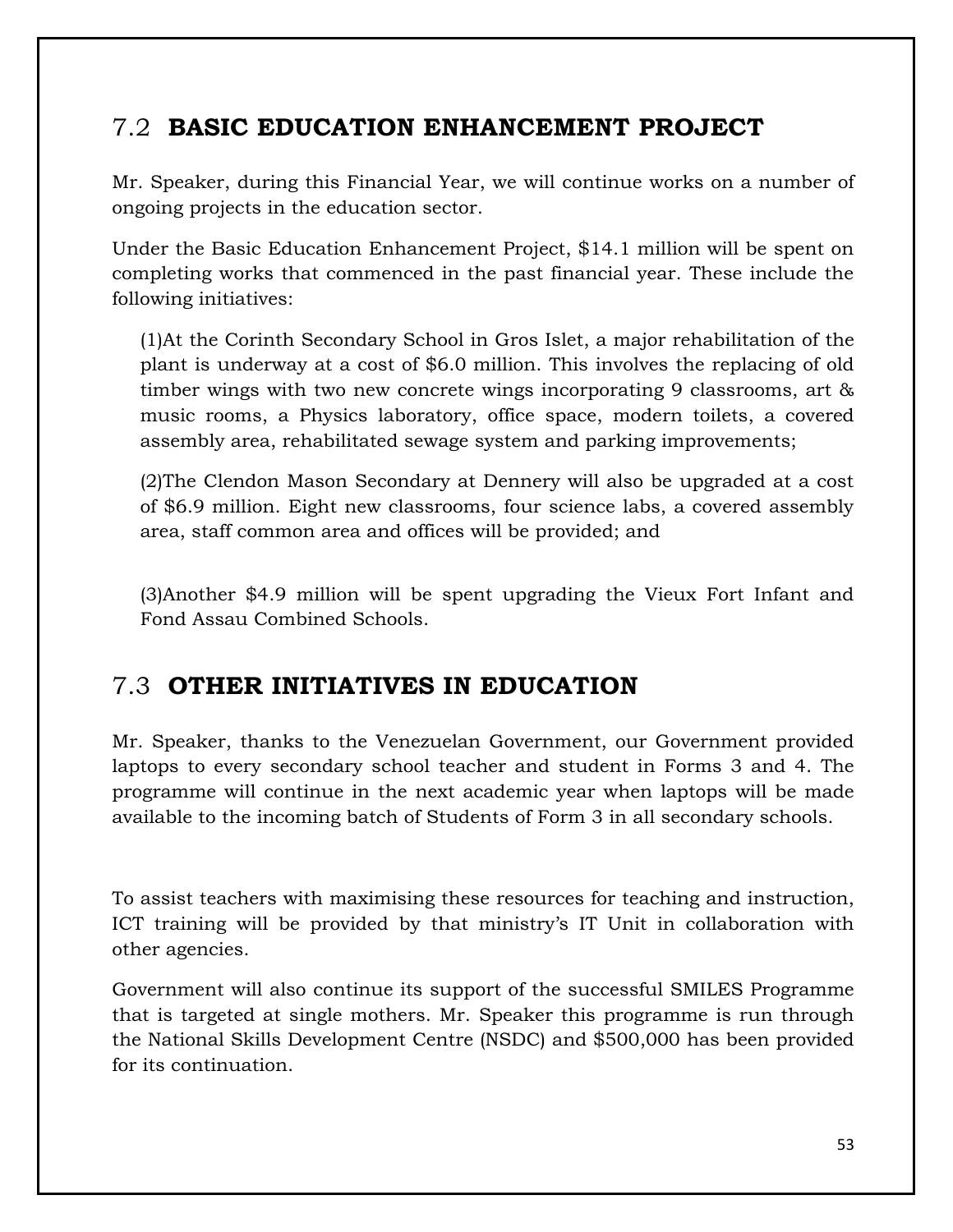## 7.2 **BASIC EDUCATION ENHANCEMENT PROJECT**

Mr. Speaker, during this Financial Year, we will continue works on a number of ongoing projects in the education sector.

Under the Basic Education Enhancement Project, $14.1 million will be spent on completing works that commenced in the past financial year. These include the following initiatives:

(1)At the Corinth Secondary School in Gros Islet, a major rehabilitation of the plant is underway at a cost of $6.0 million. This involves the replacing of old timber wings with two new concrete wings incorporating 9 classrooms, art & music rooms, a Physics laboratory, office space, modern toilets, a covered assembly area, rehabilitated sewage system and parking improvements;

(2)The Clendon Mason Secondary at Dennery will also be upgraded at a cost of $6.9 million. Eight new classrooms, four science labs, a covered assembly area, staff common area and offices will be provided; and

(3)Another $4.9 million will be spent upgrading the Vieux Fort Infant and Fond Assau Combined Schools.

## 7.3 **OTHER INITIATIVES IN EDUCATION**

Mr. Speaker, thanks to the Venezuelan Government, our Government provided laptops to every secondary school teacher and student in Forms 3 and 4. The programme will continue in the next academic year when laptops will be made available to the incoming batch of Students of Form 3 in all secondary schools.

To assist teachers with maximising these resources for teaching and instruction, ICT training will be provided by that ministry's IT Unit in collaboration with other agencies.

Government will also continue its support of the successful SMILES Programme that is targeted at single mothers. Mr. Speaker this programme is run through the National Skills Development Centre (NSDC) and $500,000 has been provided for its continuation.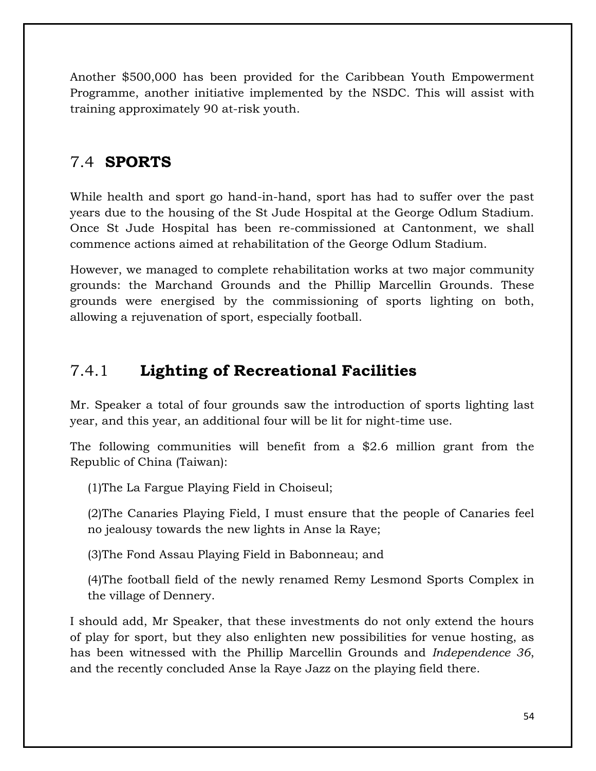Another $500,000 has been provided for the Caribbean Youth Empowerment Programme, another initiative implemented by the NSDC. This will assist with training approximately 90 at-risk youth.

## 7.4 **SPORTS**

While health and sport go hand-in-hand, sport has had to suffer over the past years due to the housing of the St Jude Hospital at the George Odlum Stadium. Once St Jude Hospital has been re-commissioned at Cantonment, we shall commence actions aimed at rehabilitation of the George Odlum Stadium.

However, we managed to complete rehabilitation works at two major community grounds: the Marchand Grounds and the Phillip Marcellin Grounds. These grounds were energised by the commissioning of sports lighting on both, allowing a rejuvenation of sport, especially football.

### 7.4.1 **Lighting of Recreational Facilities**

Mr. Speaker a total of four grounds saw the introduction of sports lighting last year, and this year, an additional four will be lit for night-time use.

The following communities will benefit from a $2.6 million grant from the Republic of China (Taiwan):

(1)The La Fargue Playing Field in Choiseul;

(2)The Canaries Playing Field, I must ensure that the people of Canaries feel no jealousy towards the new lights in Anse la Raye;

(3)The Fond Assau Playing Field in Babonneau; and

(4)The football field of the newly renamed Remy Lesmond Sports Complex in the village of Dennery.

I should add, Mr Speaker, that these investments do not only extend the hours of play for sport, but they also enlighten new possibilities for venue hosting, as has been witnessed with the Phillip Marcellin Grounds and *Independence 36*, and the recently concluded Anse la Raye Jazz on the playing field there.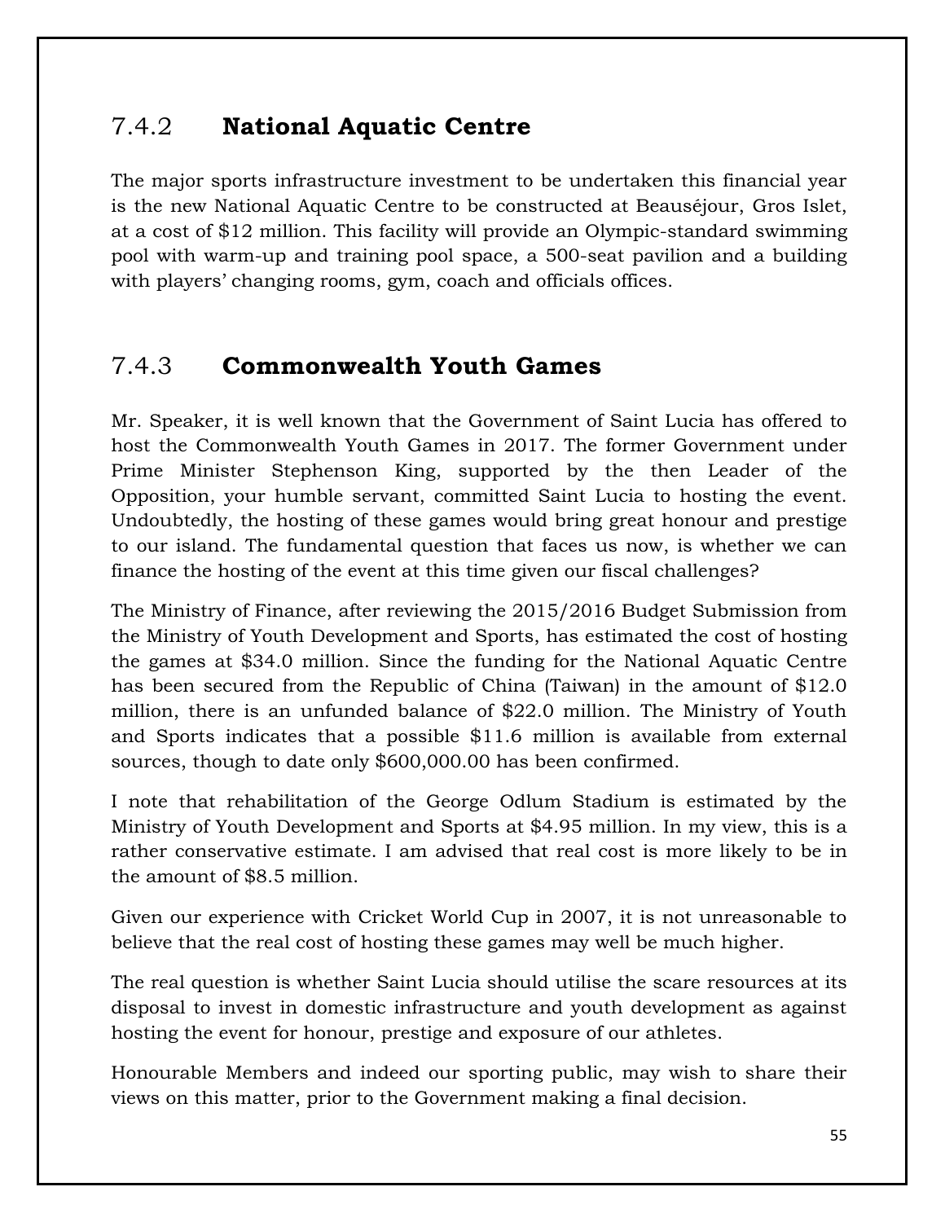### 7.4.2 **National Aquatic Centre**

The major sports infrastructure investment to be undertaken this financial year is the new National Aquatic Centre to be constructed at Beauséjour, Gros Islet, at a cost of $12 million. This facility will provide an Olympic-standard swimming pool with warm-up and training pool space, a 500-seat pavilion and a building with players' changing rooms, gym, coach and officials offices.

### 7.4.3 **Commonwealth Youth Games**

Mr. Speaker, it is well known that the Government of Saint Lucia has offered to host the Commonwealth Youth Games in 2017. The former Government under Prime Minister Stephenson King, supported by the then Leader of the Opposition, your humble servant, committed Saint Lucia to hosting the event. Undoubtedly, the hosting of these games would bring great honour and prestige to our island. The fundamental question that faces us now, is whether we can finance the hosting of the event at this time given our fiscal challenges?

The Ministry of Finance, after reviewing the 2015/2016 Budget Submission from the Ministry of Youth Development and Sports, has estimated the cost of hosting the games at $34.0 million. Since the funding for the National Aquatic Centre has been secured from the Republic of China (Taiwan) in the amount of $12.0 million, there is an unfunded balance of $22.0 million. The Ministry of Youth and Sports indicates that a possible $11.6 million is available from external sources, though to date only $600,000.00 has been confirmed.

I note that rehabilitation of the George Odlum Stadium is estimated by the Ministry of Youth Development and Sports at $4.95 million. In my view, this is a rather conservative estimate. I am advised that real cost is more likely to be in the amount of $8.5 million.

Given our experience with Cricket World Cup in 2007, it is not unreasonable to believe that the real cost of hosting these games may well be much higher.

The real question is whether Saint Lucia should utilise the scare resources at its disposal to invest in domestic infrastructure and youth development as against hosting the event for honour, prestige and exposure of our athletes.

Honourable Members and indeed our sporting public, may wish to share their views on this matter, prior to the Government making a final decision.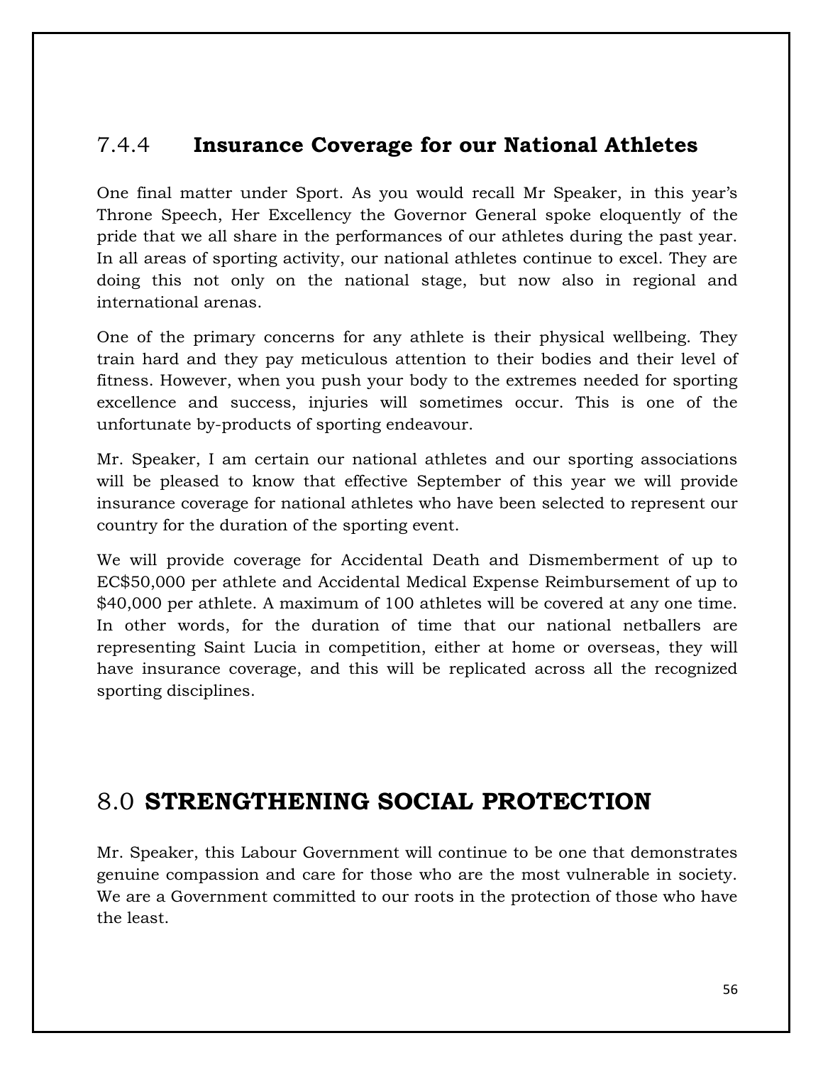### 7.4.4 **Insurance Coverage for our National Athletes**

One final matter under Sport. As you would recall Mr Speaker, in this year's Throne Speech, Her Excellency the Governor General spoke eloquently of the pride that we all share in the performances of our athletes during the past year. In all areas of sporting activity, our national athletes continue to excel. They are doing this not only on the national stage, but now also in regional and international arenas.

One of the primary concerns for any athlete is their physical wellbeing. They train hard and they pay meticulous attention to their bodies and their level of fitness. However, when you push your body to the extremes needed for sporting excellence and success, injuries will sometimes occur. This is one of the unfortunate by-products of sporting endeavour.

Mr. Speaker, I am certain our national athletes and our sporting associations will be pleased to know that effective September of this year we will provide insurance coverage for national athletes who have been selected to represent our country for the duration of the sporting event.

We will provide coverage for Accidental Death and Dismemberment of up to EC$50,000 per athlete and Accidental Medical Expense Reimbursement of up to $40,000 per athlete. A maximum of 100 athletes will be covered at any one time. In other words, for the duration of time that our national netballers are representing Saint Lucia in competition, either at home or overseas, they will have insurance coverage, and this will be replicated across all the recognized sporting disciplines.

## 8.0 **STRENGTHENING SOCIAL PROTECTION**

Mr. Speaker, this Labour Government will continue to be one that demonstrates genuine compassion and care for those who are the most vulnerable in society. We are a Government committed to our roots in the protection of those who have the least.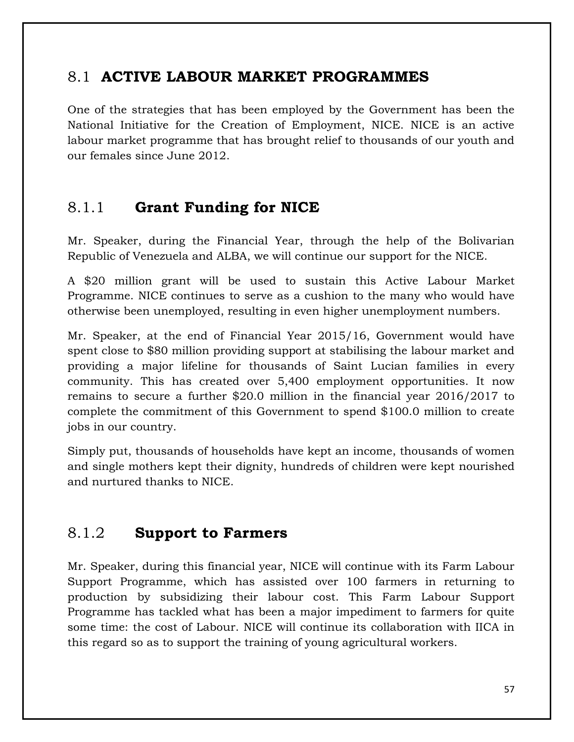## 8.1 ACTIVE LABOUR MARKET PROGRAMMES

One of the strategies that has been employed by the Government has been the National Initiative for the Creation of Employment, NICE. NICE is an active labour market programme that has brought relief to thousands of our youth and our females since June 2012.

### 8.1.1 Grant Funding for NICE

Mr. Speaker, during the Financial Year, through the help of the Bolivarian Republic of Venezuela and ALBA, we will continue our support for the NICE.

A $20 million grant will be used to sustain this Active Labour Market Programme. NICE continues to serve as a cushion to the many who would have otherwise been unemployed, resulting in even higher unemployment numbers.

Mr. Speaker, at the end of Financial Year 2015/16, Government would have spent close to $80 million providing support at stabilising the labour market and providing a major lifeline for thousands of Saint Lucian families in every community. This has created over 5,400 employment opportunities. It now remains to secure a further $20.0 million in the financial year 2016/2017 to complete the commitment of this Government to spend $100.0 million to create jobs in our country.

Simply put, thousands of households have kept an income, thousands of women and single mothers kept their dignity, hundreds of children were kept nourished and nurtured thanks to NICE.

### 8.1.2 Support to Farmers

Mr. Speaker, during this financial year, NICE will continue with its Farm Labour Support Programme, which has assisted over 100 farmers in returning to production by subsidizing their labour cost. This Farm Labour Support Programme has tackled what has been a major impediment to farmers for quite some time: the cost of Labour. NICE will continue its collaboration with IICA in this regard so as to support the training of young agricultural workers.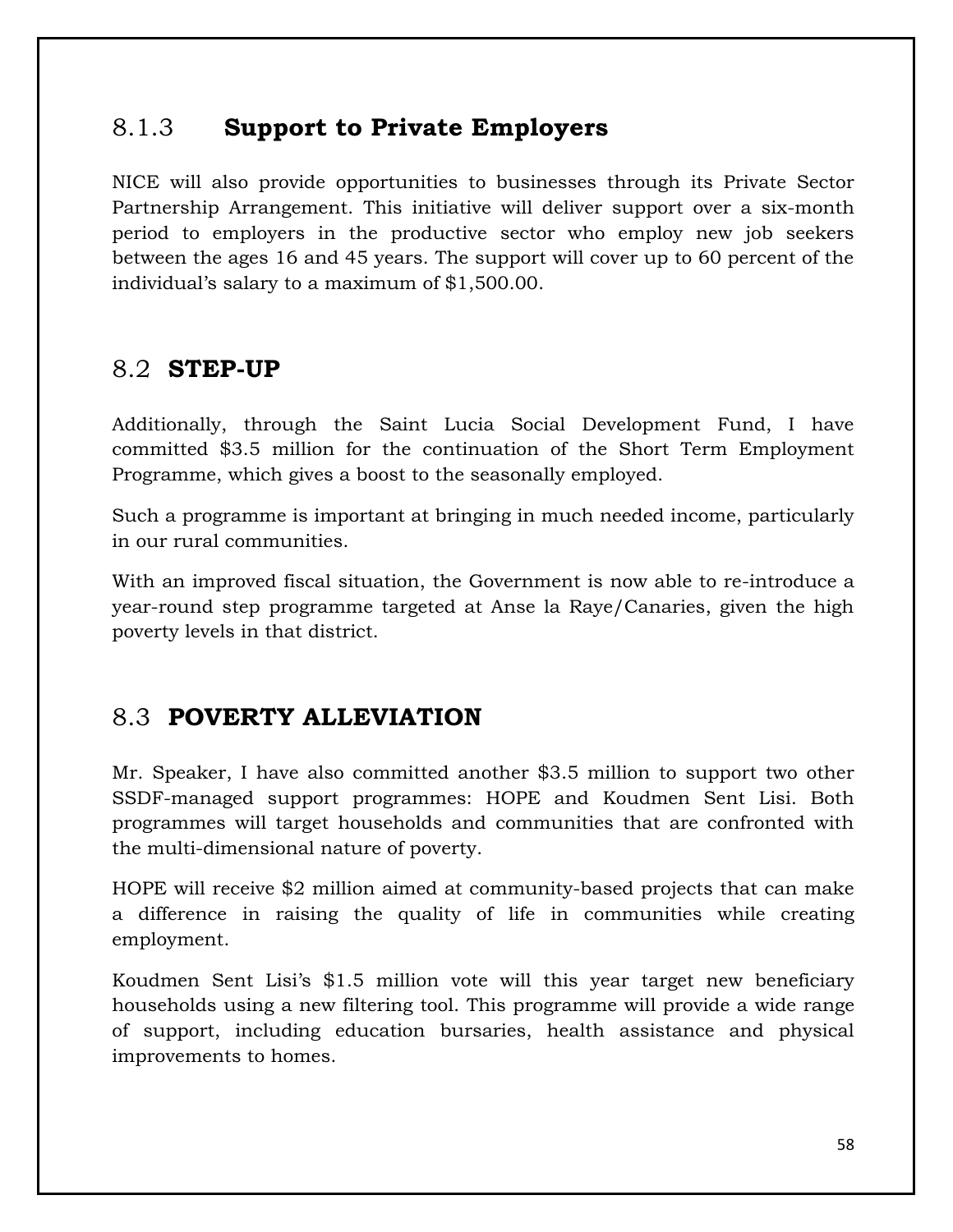### 8.1.3 **Support to Private Employers**

NICE will also provide opportunities to businesses through its Private Sector Partnership Arrangement. This initiative will deliver support over a six-month period to employers in the productive sector who employ new job seekers between the ages 16 and 45 years. The support will cover up to 60 percent of the individual's salary to a maximum of $1,500.00.

## 8.2 **STEP-UP**

Additionally, through the Saint Lucia Social Development Fund, I have committed $3.5 million for the continuation of the Short Term Employment Programme, which gives a boost to the seasonally employed.

Such a programme is important at bringing in much needed income, particularly in our rural communities.

With an improved fiscal situation, the Government is now able to re-introduce a year-round step programme targeted at Anse la Raye/Canaries, given the high poverty levels in that district.

## 8.3 **POVERTY ALLEVIATION**

Mr. Speaker, I have also committed another $3.5 million to support two other SSDF-managed support programmes: HOPE and Koudmen Sent Lisi. Both programmes will target households and communities that are confronted with the multi-dimensional nature of poverty.

HOPE will receive $2 million aimed at community-based projects that can make a difference in raising the quality of life in communities while creating employment.

Koudmen Sent Lisi's $1.5 million vote will this year target new beneficiary households using a new filtering tool. This programme will provide a wide range of support, including education bursaries, health assistance and physical improvements to homes.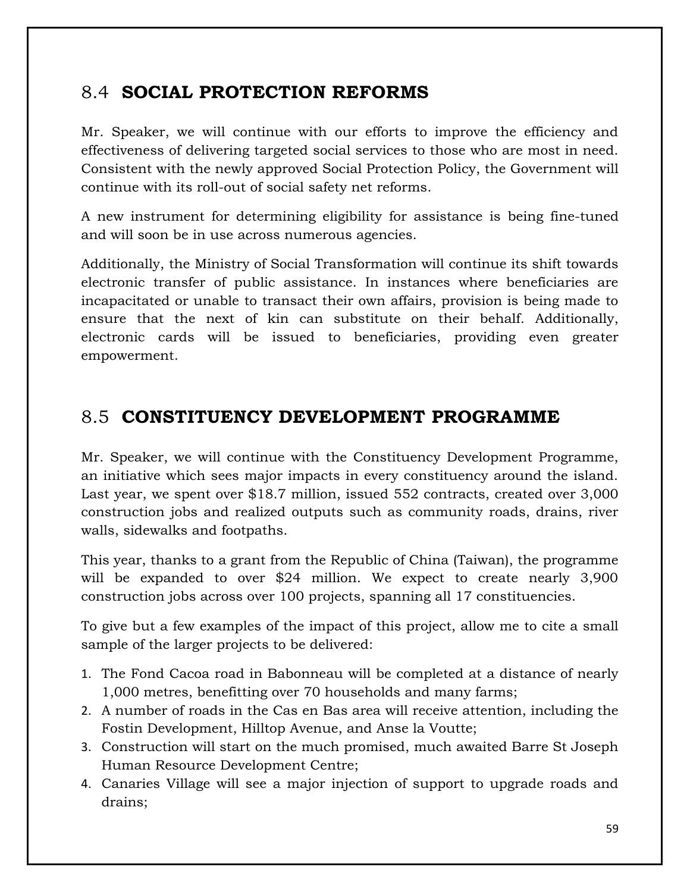## 8.4 SOCIAL PROTECTION REFORMS

Mr. Speaker, we will continue with our efforts to improve the efficiency and effectiveness of delivering targeted social services to those who are most in need. Consistent with the newly approved Social Protection Policy, the Government will continue with its roll-out of social safety net reforms.

A new instrument for determining eligibility for assistance is being fine-tuned and will soon be in use across numerous agencies.

Additionally, the Ministry of Social Transformation will continue its shift towards electronic transfer of public assistance. In instances where beneficiaries are incapacitated or unable to transact their own affairs, provision is being made to ensure that the next of kin can substitute on their behalf. Additionally, electronic cards will be issued to beneficiaries, providing even greater empowerment.

## 8.5 CONSTITUENCY DEVELOPMENT PROGRAMME

Mr. Speaker, we will continue with the Constituency Development Programme, an initiative which sees major impacts in every constituency around the island. Last year, we spent over $18.7 million, issued 552 contracts, created over 3,000 construction jobs and realized outputs such as community roads, drains, river walls, sidewalks and footpaths.

This year, thanks to a grant from the Republic of China (Taiwan), the programme will be expanded to over $24 million. We expect to create nearly 3,900 construction jobs across over 100 projects, spanning all 17 constituencies.

To give but a few examples of the impact of this project, allow me to cite a small sample of the larger projects to be delivered:

1. The Fond Cacoa road in Babonneau will be completed at a distance of nearly 1,000 metres, benefitting over 70 households and many farms;
2. A number of roads in the Cas en Bas area will receive attention, including the Fostin Development, Hilltop Avenue, and Anse la Voutte;
3. Construction will start on the much promised, much awaited Barre St Joseph Human Resource Development Centre;
4. Canaries Village will see a major injection of support to upgrade roads and drains;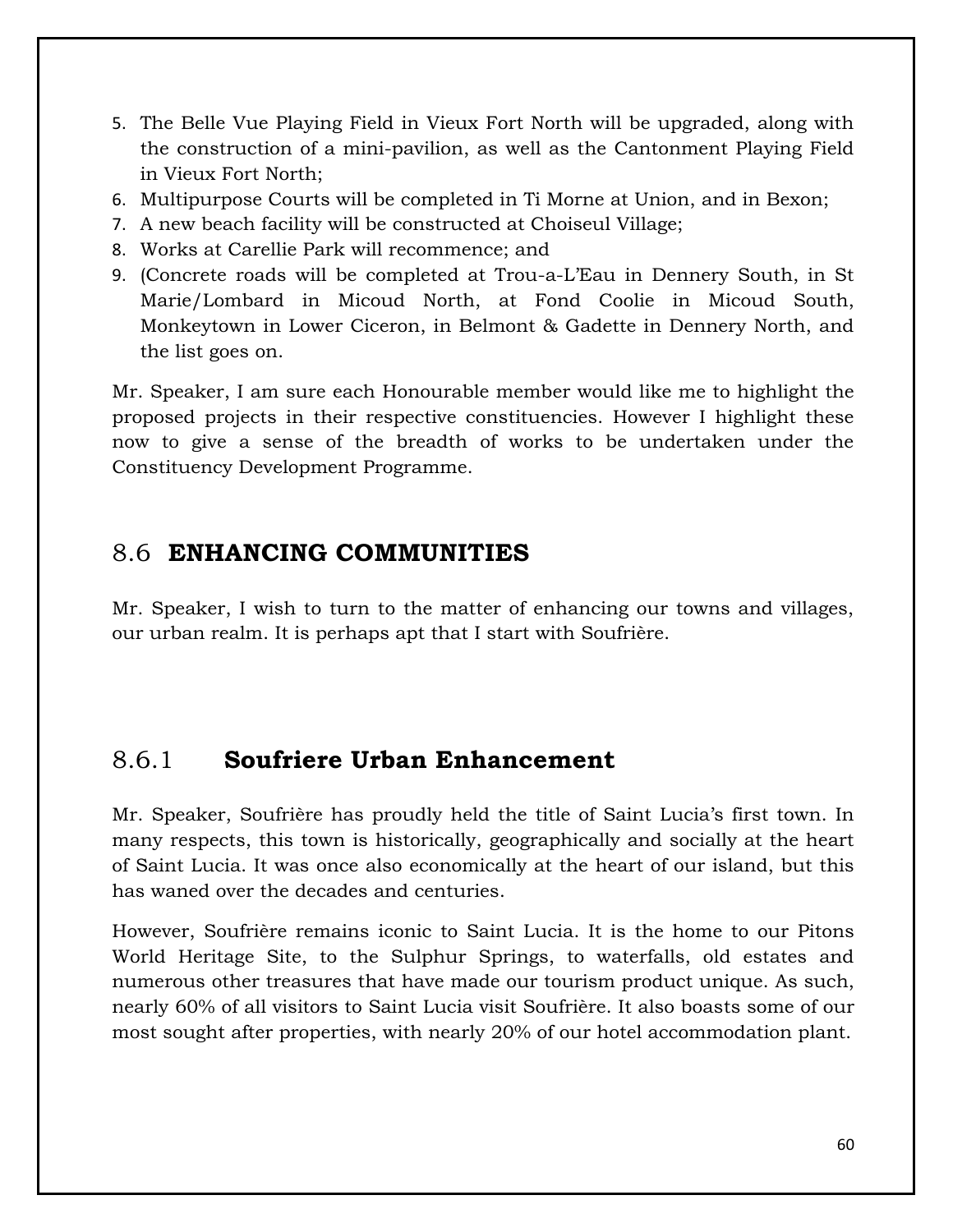5. The Belle Vue Playing Field in Vieux Fort North will be upgraded, along with the construction of a mini-pavilion, as well as the Cantonment Playing Field in Vieux Fort North;
6. Multipurpose Courts will be completed in Ti Morne at Union, and in Bexon;
7. A new beach facility will be constructed at Choiseul Village;
8. Works at Carellie Park will recommence; and
9. (Concrete roads will be completed at Trou-a-L'Eau in Dennery South, in St Marie/Lombard in Micoud North, at Fond Coolie in Micoud South, Monkeytown in Lower Ciceron, in Belmont & Gadette in Dennery North, and the list goes on.

Mr. Speaker, I am sure each Honourable member would like me to highlight the proposed projects in their respective constituencies. However I highlight these now to give a sense of the breadth of works to be undertaken under the Constituency Development Programme.

## 8.6 **ENHANCING COMMUNITIES**

Mr. Speaker, I wish to turn to the matter of enhancing our towns and villages, our urban realm. It is perhaps apt that I start with Soufrière.

### 8.6.1 **Soufriere Urban Enhancement**

Mr. Speaker, Soufrière has proudly held the title of Saint Lucia's first town. In many respects, this town is historically, geographically and socially at the heart of Saint Lucia. It was once also economically at the heart of our island, but this has waned over the decades and centuries.

However, Soufrière remains iconic to Saint Lucia. It is the home to our Pitons World Heritage Site, to the Sulphur Springs, to waterfalls, old estates and numerous other treasures that have made our tourism product unique. As such, nearly 60% of all visitors to Saint Lucia visit Soufrière. It also boasts some of our most sought after properties, with nearly 20% of our hotel accommodation plant.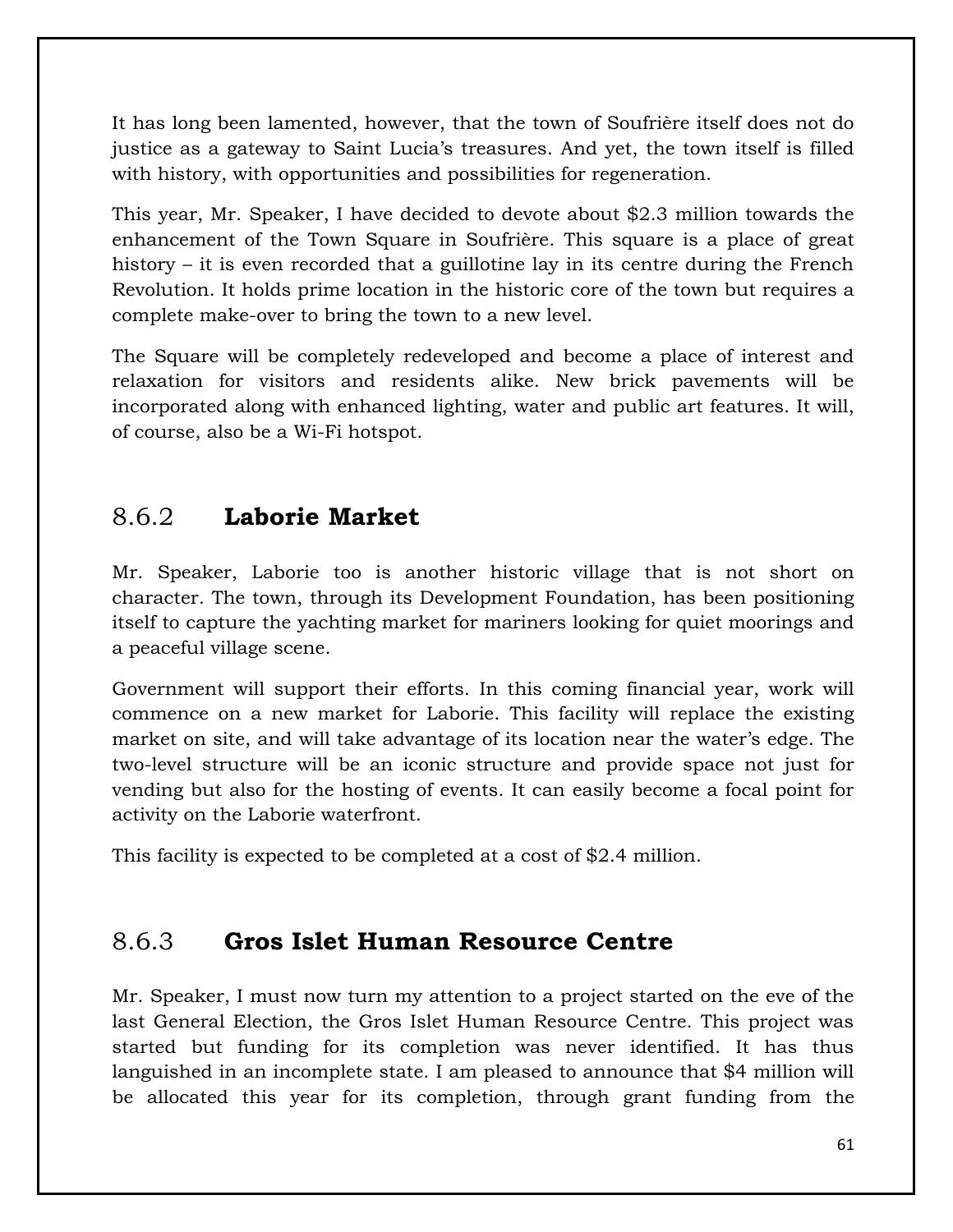It has long been lamented, however, that the town of Soufrière itself does not do justice as a gateway to Saint Lucia's treasures. And yet, the town itself is filled with history, with opportunities and possibilities for regeneration.

This year, Mr. Speaker, I have decided to devote about $2.3 million towards the enhancement of the Town Square in Soufrière. This square is a place of great history – it is even recorded that a guillotine lay in its centre during the French Revolution. It holds prime location in the historic core of the town but requires a complete make-over to bring the town to a new level.

The Square will be completely redeveloped and become a place of interest and relaxation for visitors and residents alike. New brick pavements will be incorporated along with enhanced lighting, water and public art features. It will, of course, also be a Wi-Fi hotspot.

### 8.6.2 **Laborie Market**

Mr. Speaker, Laborie too is another historic village that is not short on character. The town, through its Development Foundation, has been positioning itself to capture the yachting market for mariners looking for quiet moorings and a peaceful village scene.

Government will support their efforts. In this coming financial year, work will commence on a new market for Laborie. This facility will replace the existing market on site, and will take advantage of its location near the water's edge. The two-level structure will be an iconic structure and provide space not just for vending but also for the hosting of events. It can easily become a focal point for activity on the Laborie waterfront.

This facility is expected to be completed at a cost of $2.4 million.

### 8.6.3 **Gros Islet Human Resource Centre**

Mr. Speaker, I must now turn my attention to a project started on the eve of the last General Election, the Gros Islet Human Resource Centre. This project was started but funding for its completion was never identified. It has thus languished in an incomplete state. I am pleased to announce that $4 million will be allocated this year for its completion, through grant funding from the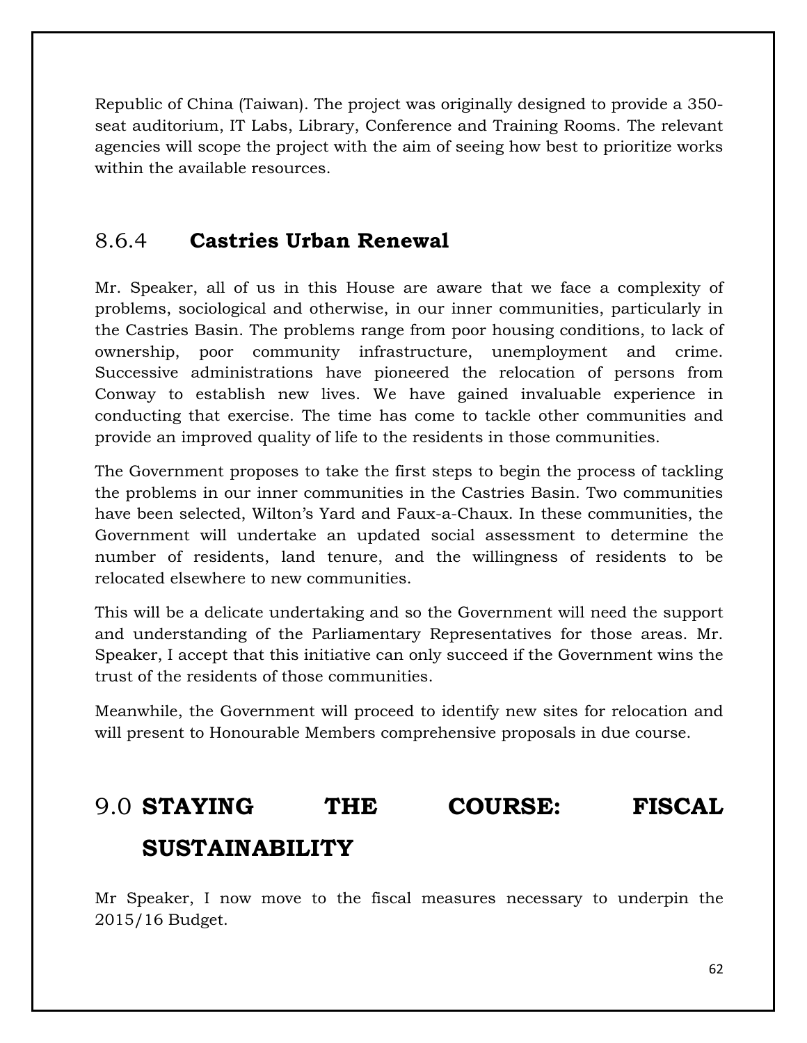Republic of China (Taiwan). The project was originally designed to provide a 350-seat auditorium, IT Labs, Library, Conference and Training Rooms. The relevant agencies will scope the project with the aim of seeing how best to prioritize works within the available resources.

### 8.6.4 **Castries Urban Renewal**

Mr. Speaker, all of us in this House are aware that we face a complexity of problems, sociological and otherwise, in our inner communities, particularly in the Castries Basin. The problems range from poor housing conditions, to lack of ownership, poor community infrastructure, unemployment and crime. Successive administrations have pioneered the relocation of persons from Conway to establish new lives. We have gained invaluable experience in conducting that exercise. The time has come to tackle other communities and provide an improved quality of life to the residents in those communities.

The Government proposes to take the first steps to begin the process of tackling the problems in our inner communities in the Castries Basin. Two communities have been selected, Wilton's Yard and Faux-a-Chaux. In these communities, the Government will undertake an updated social assessment to determine the number of residents, land tenure, and the willingness of residents to be relocated elsewhere to new communities.

This will be a delicate undertaking and so the Government will need the support and understanding of the Parliamentary Representatives for those areas. Mr. Speaker, I accept that this initiative can only succeed if the Government wins the trust of the residents of those communities.

Meanwhile, the Government will proceed to identify new sites for relocation and will present to Honourable Members comprehensive proposals in due course.

# 9.0 **STAYING THE COURSE: FISCAL SUSTAINABILITY**

Mr Speaker, I now move to the fiscal measures necessary to underpin the 2015/16 Budget.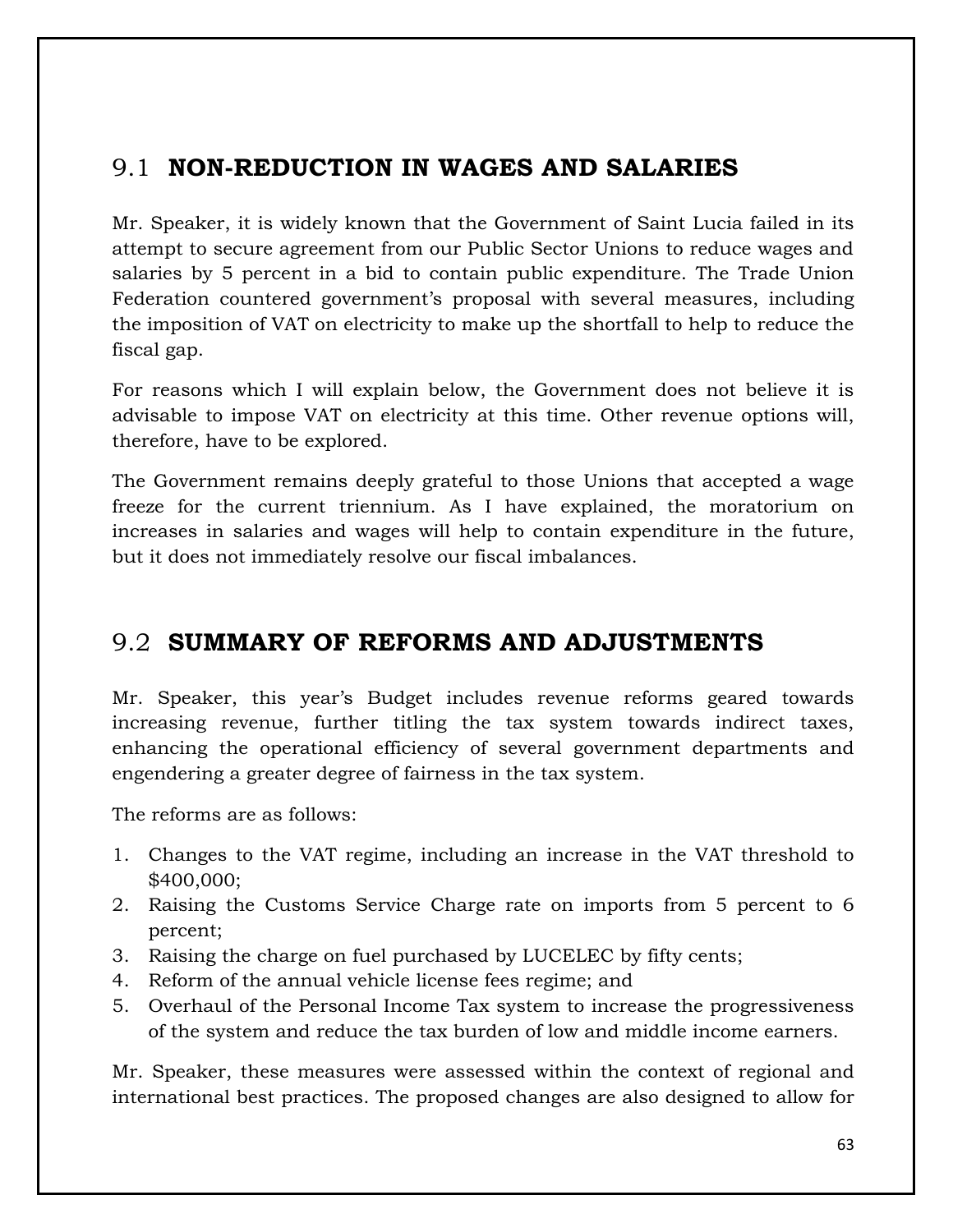## 9.1 NON-REDUCTION IN WAGES AND SALARIES

Mr. Speaker, it is widely known that the Government of Saint Lucia failed in its attempt to secure agreement from our Public Sector Unions to reduce wages and salaries by 5 percent in a bid to contain public expenditure. The Trade Union Federation countered government's proposal with several measures, including the imposition of VAT on electricity to make up the shortfall to help to reduce the fiscal gap.

For reasons which I will explain below, the Government does not believe it is advisable to impose VAT on electricity at this time. Other revenue options will, therefore, have to be explored.

The Government remains deeply grateful to those Unions that accepted a wage freeze for the current triennium. As I have explained, the moratorium on increases in salaries and wages will help to contain expenditure in the future, but it does not immediately resolve our fiscal imbalances.

## 9.2 SUMMARY OF REFORMS AND ADJUSTMENTS

Mr. Speaker, this year's Budget includes revenue reforms geared towards increasing revenue, further titling the tax system towards indirect taxes, enhancing the operational efficiency of several government departments and engendering a greater degree of fairness in the tax system.

The reforms are as follows:

1. Changes to the VAT regime, including an increase in the VAT threshold to $400,000;
2. Raising the Customs Service Charge rate on imports from 5 percent to 6 percent;
3. Raising the charge on fuel purchased by LUCELEC by fifty cents;
4. Reform of the annual vehicle license fees regime; and
5. Overhaul of the Personal Income Tax system to increase the progressiveness of the system and reduce the tax burden of low and middle income earners.

Mr. Speaker, these measures were assessed within the context of regional and international best practices. The proposed changes are also designed to allow for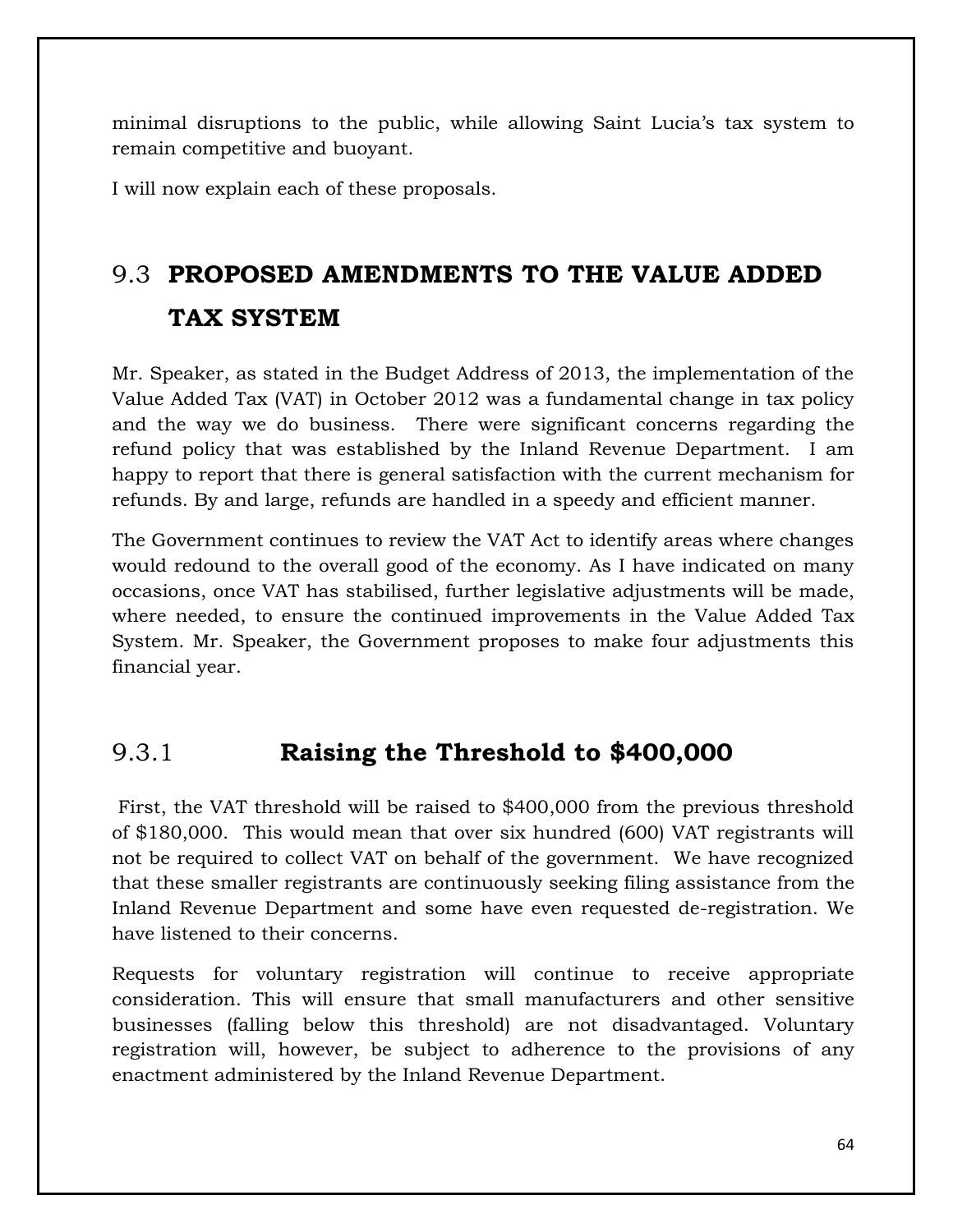minimal disruptions to the public, while allowing Saint Lucia's tax system to remain competitive and buoyant.

I will now explain each of these proposals.

## 9.3 PROPOSED AMENDMENTS TO THE VALUE ADDED TAX SYSTEM

Mr. Speaker, as stated in the Budget Address of 2013, the implementation of the Value Added Tax (VAT) in October 2012 was a fundamental change in tax policy and the way we do business. There were significant concerns regarding the refund policy that was established by the Inland Revenue Department. I am happy to report that there is general satisfaction with the current mechanism for refunds. By and large, refunds are handled in a speedy and efficient manner.

The Government continues to review the VAT Act to identify areas where changes would redound to the overall good of the economy. As I have indicated on many occasions, once VAT has stabilised, further legislative adjustments will be made, where needed, to ensure the continued improvements in the Value Added Tax System. Mr. Speaker, the Government proposes to make four adjustments this financial year.

### 9.3.1 Raising the Threshold to $400,000

First, the VAT threshold will be raised to $400,000 from the previous threshold of $180,000. This would mean that over six hundred (600) VAT registrants will not be required to collect VAT on behalf of the government. We have recognized that these smaller registrants are continuously seeking filing assistance from the Inland Revenue Department and some have even requested de-registration. We have listened to their concerns.

Requests for voluntary registration will continue to receive appropriate consideration. This will ensure that small manufacturers and other sensitive businesses (falling below this threshold) are not disadvantaged. Voluntary registration will, however, be subject to adherence to the provisions of any enactment administered by the Inland Revenue Department.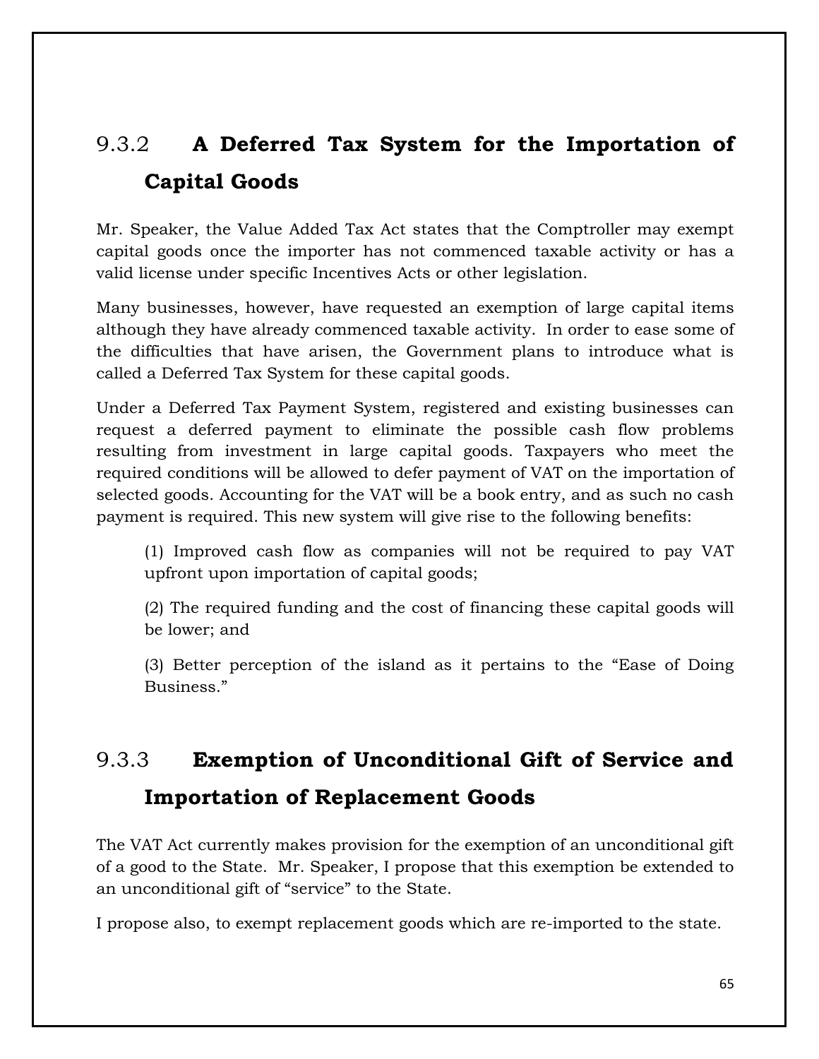### 9.3.2 **A Deferred Tax System for the Importation of Capital Goods**

Mr. Speaker, the Value Added Tax Act states that the Comptroller may exempt capital goods once the importer has not commenced taxable activity or has a valid license under specific Incentives Acts or other legislation.

Many businesses, however, have requested an exemption of large capital items although they have already commenced taxable activity. In order to ease some of the difficulties that have arisen, the Government plans to introduce what is called a Deferred Tax System for these capital goods.

Under a Deferred Tax Payment System, registered and existing businesses can request a deferred payment to eliminate the possible cash flow problems resulting from investment in large capital goods. Taxpayers who meet the required conditions will be allowed to defer payment of VAT on the importation of selected goods. Accounting for the VAT will be a book entry, and as such no cash payment is required. This new system will give rise to the following benefits:

(1) Improved cash flow as companies will not be required to pay VAT upfront upon importation of capital goods;

(2) The required funding and the cost of financing these capital goods will be lower; and

(3) Better perception of the island as it pertains to the "Ease of Doing Business."

### 9.3.3 **Exemption of Unconditional Gift of Service and Importation of Replacement Goods**

The VAT Act currently makes provision for the exemption of an unconditional gift of a good to the State. Mr. Speaker, I propose that this exemption be extended to an unconditional gift of "service" to the State.

I propose also, to exempt replacement goods which are re-imported to the state.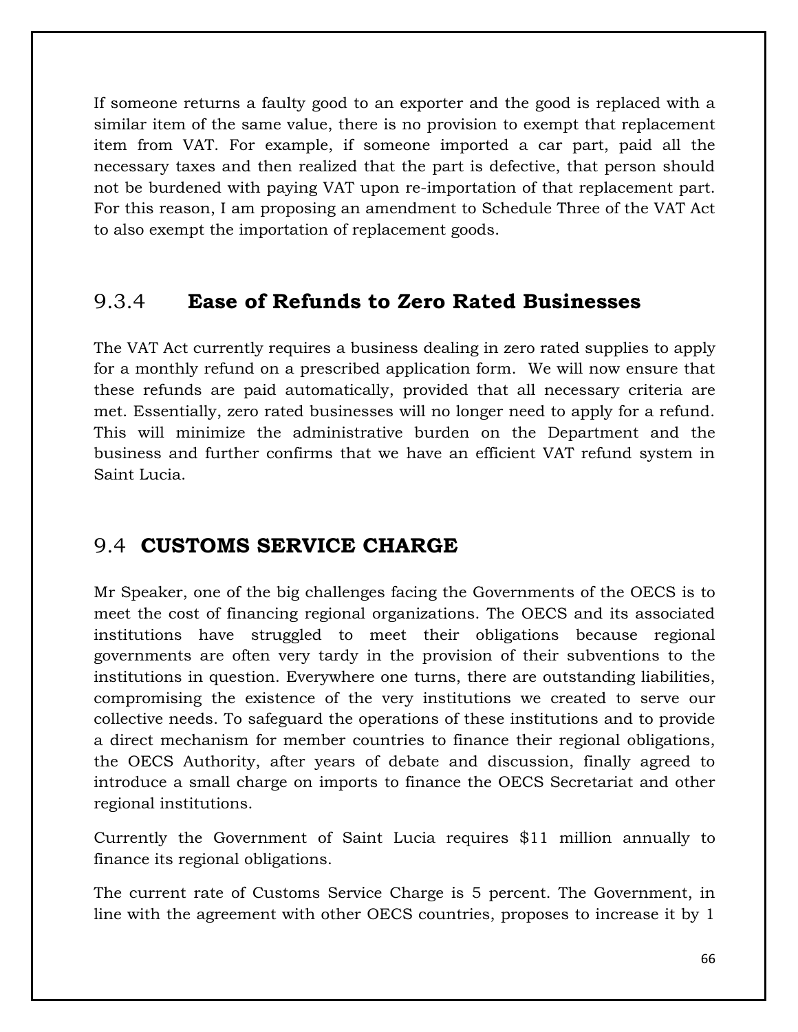If someone returns a faulty good to an exporter and the good is replaced with a similar item of the same value, there is no provision to exempt that replacement item from VAT. For example, if someone imported a car part, paid all the necessary taxes and then realized that the part is defective, that person should not be burdened with paying VAT upon re-importation of that replacement part. For this reason, I am proposing an amendment to Schedule Three of the VAT Act to also exempt the importation of replacement goods.

### 9.3.4 **Ease of Refunds to Zero Rated Businesses**

The VAT Act currently requires a business dealing in zero rated supplies to apply for a monthly refund on a prescribed application form. We will now ensure that these refunds are paid automatically, provided that all necessary criteria are met. Essentially, zero rated businesses will no longer need to apply for a refund. This will minimize the administrative burden on the Department and the business and further confirms that we have an efficient VAT refund system in Saint Lucia.

## 9.4 **CUSTOMS SERVICE CHARGE**

Mr Speaker, one of the big challenges facing the Governments of the OECS is to meet the cost of financing regional organizations. The OECS and its associated institutions have struggled to meet their obligations because regional governments are often very tardy in the provision of their subventions to the institutions in question. Everywhere one turns, there are outstanding liabilities, compromising the existence of the very institutions we created to serve our collective needs. To safeguard the operations of these institutions and to provide a direct mechanism for member countries to finance their regional obligations, the OECS Authority, after years of debate and discussion, finally agreed to introduce a small charge on imports to finance the OECS Secretariat and other regional institutions.

Currently the Government of Saint Lucia requires $11 million annually to finance its regional obligations.

The current rate of Customs Service Charge is 5 percent. The Government, in line with the agreement with other OECS countries, proposes to increase it by 1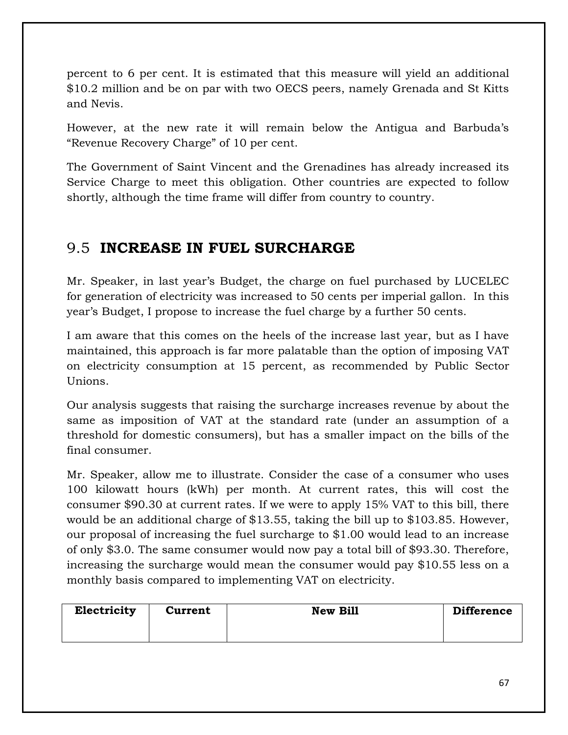percent to 6 per cent. It is estimated that this measure will yield an additional $10.2 million and be on par with two OECS peers, namely Grenada and St Kitts and Nevis.

However, at the new rate it will remain below the Antigua and Barbuda's "Revenue Recovery Charge" of 10 per cent.

The Government of Saint Vincent and the Grenadines has already increased its Service Charge to meet this obligation. Other countries are expected to follow shortly, although the time frame will differ from country to country.

## 9.5 INCREASE IN FUEL SURCHARGE

Mr. Speaker, in last year's Budget, the charge on fuel purchased by LUCELEC for generation of electricity was increased to 50 cents per imperial gallon. In this year's Budget, I propose to increase the fuel charge by a further 50 cents.

I am aware that this comes on the heels of the increase last year, but as I have maintained, this approach is far more palatable than the option of imposing VAT on electricity consumption at 15 percent, as recommended by Public Sector Unions.

Our analysis suggests that raising the surcharge increases revenue by about the same as imposition of VAT at the standard rate (under an assumption of a threshold for domestic consumers), but has a smaller impact on the bills of the final consumer.

Mr. Speaker, allow me to illustrate. Consider the case of a consumer who uses 100 kilowatt hours (kWh) per month. At current rates, this will cost the consumer $90.30 at current rates. If we were to apply 15% VAT to this bill, there would be an additional charge of $13.55, taking the bill up to $103.85. However, our proposal of increasing the fuel surcharge to $1.00 would lead to an increase of only $3.0. The same consumer would now pay a total bill of $93.30. Therefore, increasing the surcharge would mean the consumer would pay $10.55 less on a monthly basis compared to implementing VAT on electricity.

| Electricity | Current | New Bill | Difference |
|---|---|---|---|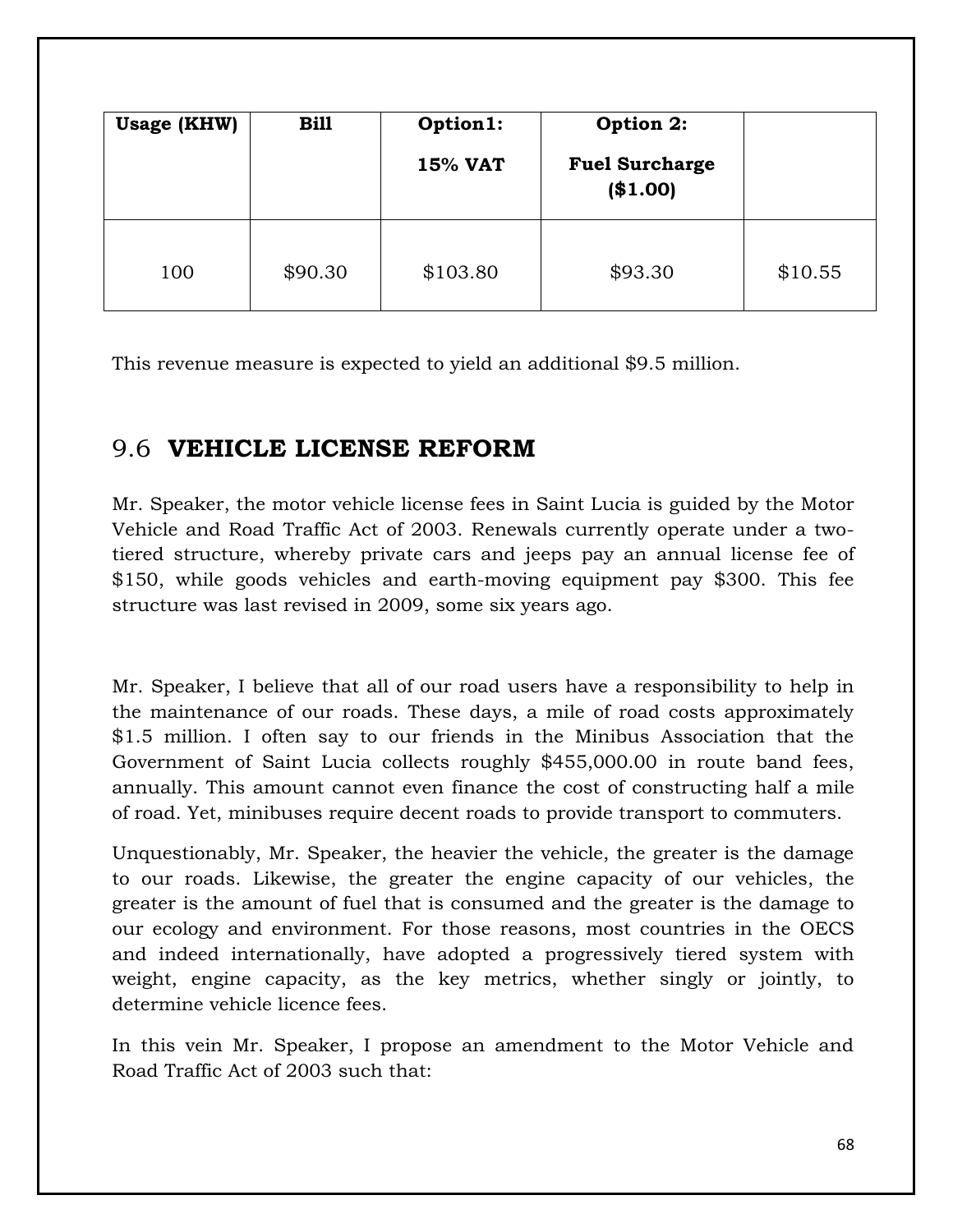| Usage (KHW) | Bill | Option1: 15% VAT | Option 2: Fuel Surcharge ($1.00) | |
|---|---|---|---|---|
| 100 | $90.30 | $103.80 | $93.30 | $10.55 |

This revenue measure is expected to yield an additional $9.5 million.

## 9.6 **VEHICLE LICENSE REFORM**

Mr. Speaker, the motor vehicle license fees in Saint Lucia is guided by the Motor Vehicle and Road Traffic Act of 2003. Renewals currently operate under a two-tiered structure, whereby private cars and jeeps pay an annual license fee of $150, while goods vehicles and earth-moving equipment pay $300. This fee structure was last revised in 2009, some six years ago.

Mr. Speaker, I believe that all of our road users have a responsibility to help in the maintenance of our roads. These days, a mile of road costs approximately $1.5 million. I often say to our friends in the Minibus Association that the Government of Saint Lucia collects roughly $455,000.00 in route band fees, annually. This amount cannot even finance the cost of constructing half a mile of road. Yet, minibuses require decent roads to provide transport to commuters.

Unquestionably, Mr. Speaker, the heavier the vehicle, the greater is the damage to our roads. Likewise, the greater the engine capacity of our vehicles, the greater is the amount of fuel that is consumed and the greater is the damage to our ecology and environment. For those reasons, most countries in the OECS and indeed internationally, have adopted a progressively tiered system with weight, engine capacity, as the key metrics, whether singly or jointly, to determine vehicle licence fees.

In this vein Mr. Speaker, I propose an amendment to the Motor Vehicle and Road Traffic Act of 2003 such that: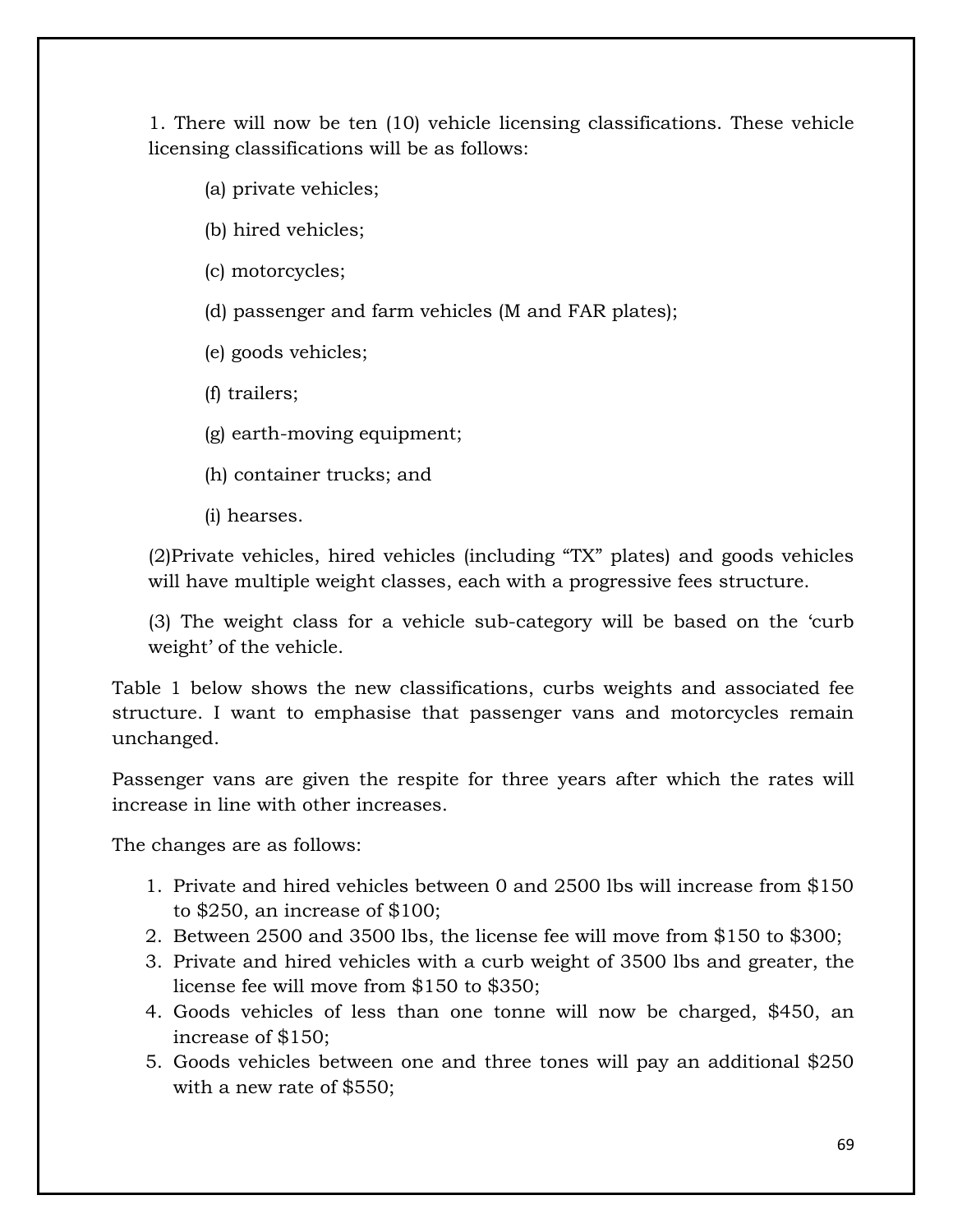1. There will now be ten (10) vehicle licensing classifications. These vehicle licensing classifications will be as follows:

   (a) private vehicles;

   (b) hired vehicles;

   (c) motorcycles;

   (d) passenger and farm vehicles (M and FAR plates);

   (e) goods vehicles;

   (f) trailers;

   (g) earth-moving equipment;

   (h) container trucks; and

   (i) hearses.

(2)Private vehicles, hired vehicles (including "TX" plates) and goods vehicles will have multiple weight classes, each with a progressive fees structure.

(3) The weight class for a vehicle sub-category will be based on the 'curb weight' of the vehicle.

Table 1 below shows the new classifications, curbs weights and associated fee structure. I want to emphasise that passenger vans and motorcycles remain unchanged.

Passenger vans are given the respite for three years after which the rates will increase in line with other increases.

The changes are as follows:

1. Private and hired vehicles between 0 and 2500 lbs will increase from $150 to $250, an increase of $100;
2. Between 2500 and 3500 lbs, the license fee will move from $150 to $300;
3. Private and hired vehicles with a curb weight of 3500 lbs and greater, the license fee will move from $150 to $350;
4. Goods vehicles of less than one tonne will now be charged, $450, an increase of $150;
5. Goods vehicles between one and three tones will pay an additional $250 with a new rate of $550;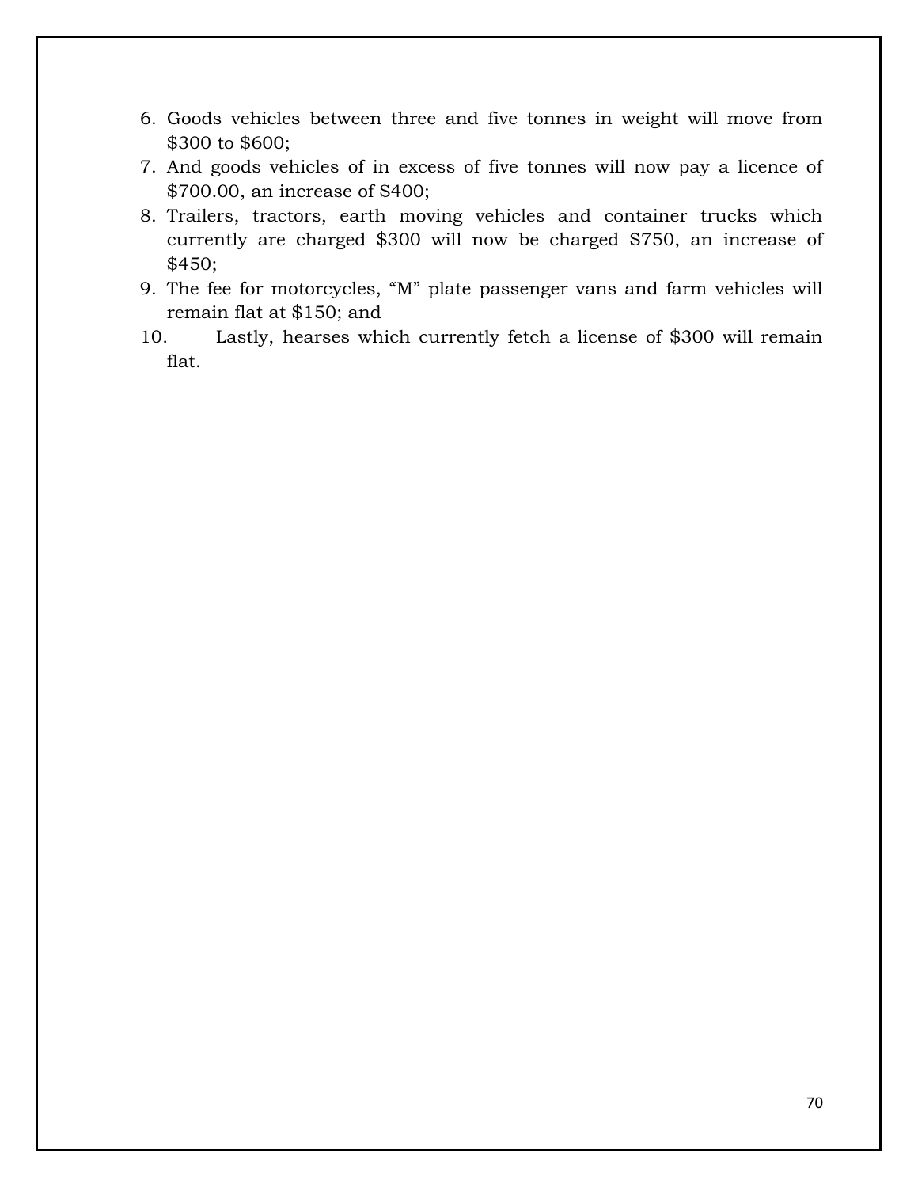6. Goods vehicles between three and five tonnes in weight will move from $300 to $600;
7. And goods vehicles of in excess of five tonnes will now pay a licence of $700.00, an increase of $400;
8. Trailers, tractors, earth moving vehicles and container trucks which currently are charged $300 will now be charged $750, an increase of $450;
9. The fee for motorcycles, "M" plate passenger vans and farm vehicles will remain flat at $150; and
10. Lastly, hearses which currently fetch a license of $300 will remain flat.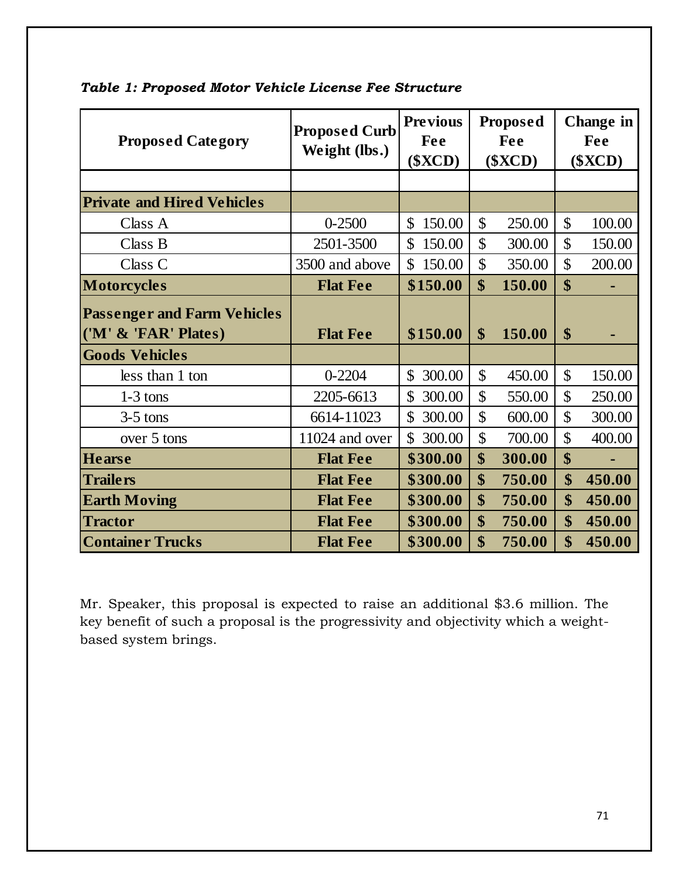*Table 1: Proposed Motor Vehicle License Fee Structure*

| Proposed Category | Proposed Curb Weight (lbs.) | Previous Fee ($XCD) | Proposed Fee ($XCD) | Change in Fee ($XCD) |
|---|---|---|---|---|
| | | | | |
| **Private and Hired Vehicles** | | | | |
| Class A | 0-2500 | $ 150.00 | $ 250.00 | $ 100.00 |
| Class B | 2501-3500 | $ 150.00 | $ 300.00 | $ 150.00 |
| Class C | 3500 and above | $ 150.00 | $ 350.00 | $ 200.00 |
| **Motorcycles** | **Flat Fee** | **$150.00** | **$ 150.00** | **$ -** |
| **Passenger and Farm Vehicles ('M' & 'FAR' Plates)** | **Flat Fee** | **$150.00** | **$ 150.00** | **$ -** |
| **Goods Vehicles** | | | | |
| less than 1 ton | 0-2204 | $ 300.00 | $ 450.00 | $ 150.00 |
| 1-3 tons | 2205-6613 | $ 300.00 | $ 550.00 | $ 250.00 |
| 3-5 tons | 6614-11023 | $ 300.00 | $ 600.00 | $ 300.00 |
| over 5 tons | 11024 and over | $ 300.00 | $ 700.00 | $ 400.00 |
| **Hearse** | **Flat Fee** | **$300.00** | **$ 300.00** | **$ -** |
| **Trailers** | **Flat Fee** | **$300.00** | **$ 750.00** | **$ 450.00** |
| **Earth Moving** | **Flat Fee** | **$300.00** | **$ 750.00** | **$ 450.00** |
| **Tractor** | **Flat Fee** | **$300.00** | **$ 750.00** | **$ 450.00** |
| **Container Trucks** | **Flat Fee** | **$300.00** | **$ 750.00** | **$ 450.00** |

Mr. Speaker, this proposal is expected to raise an additional $3.6 million. The key benefit of such a proposal is the progressivity and objectivity which a weight-based system brings.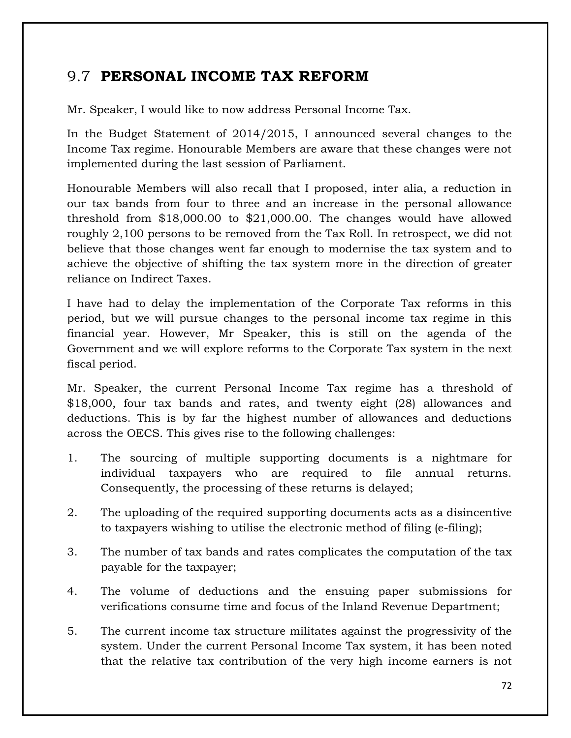## 9.7 **PERSONAL INCOME TAX REFORM**

Mr. Speaker, I would like to now address Personal Income Tax.

In the Budget Statement of 2014/2015, I announced several changes to the Income Tax regime. Honourable Members are aware that these changes were not implemented during the last session of Parliament.

Honourable Members will also recall that I proposed, inter alia, a reduction in our tax bands from four to three and an increase in the personal allowance threshold from $18,000.00 to $21,000.00. The changes would have allowed roughly 2,100 persons to be removed from the Tax Roll. In retrospect, we did not believe that those changes went far enough to modernise the tax system and to achieve the objective of shifting the tax system more in the direction of greater reliance on Indirect Taxes.

I have had to delay the implementation of the Corporate Tax reforms in this period, but we will pursue changes to the personal income tax regime in this financial year. However, Mr Speaker, this is still on the agenda of the Government and we will explore reforms to the Corporate Tax system in the next fiscal period.

Mr. Speaker, the current Personal Income Tax regime has a threshold of $18,000, four tax bands and rates, and twenty eight (28) allowances and deductions. This is by far the highest number of allowances and deductions across the OECS. This gives rise to the following challenges:

1. The sourcing of multiple supporting documents is a nightmare for individual taxpayers who are required to file annual returns. Consequently, the processing of these returns is delayed;

2. The uploading of the required supporting documents acts as a disincentive to taxpayers wishing to utilise the electronic method of filing (e-filing);

3. The number of tax bands and rates complicates the computation of the tax payable for the taxpayer;

4. The volume of deductions and the ensuing paper submissions for verifications consume time and focus of the Inland Revenue Department;

5. The current income tax structure militates against the progressivity of the system. Under the current Personal Income Tax system, it has been noted that the relative tax contribution of the very high income earners is not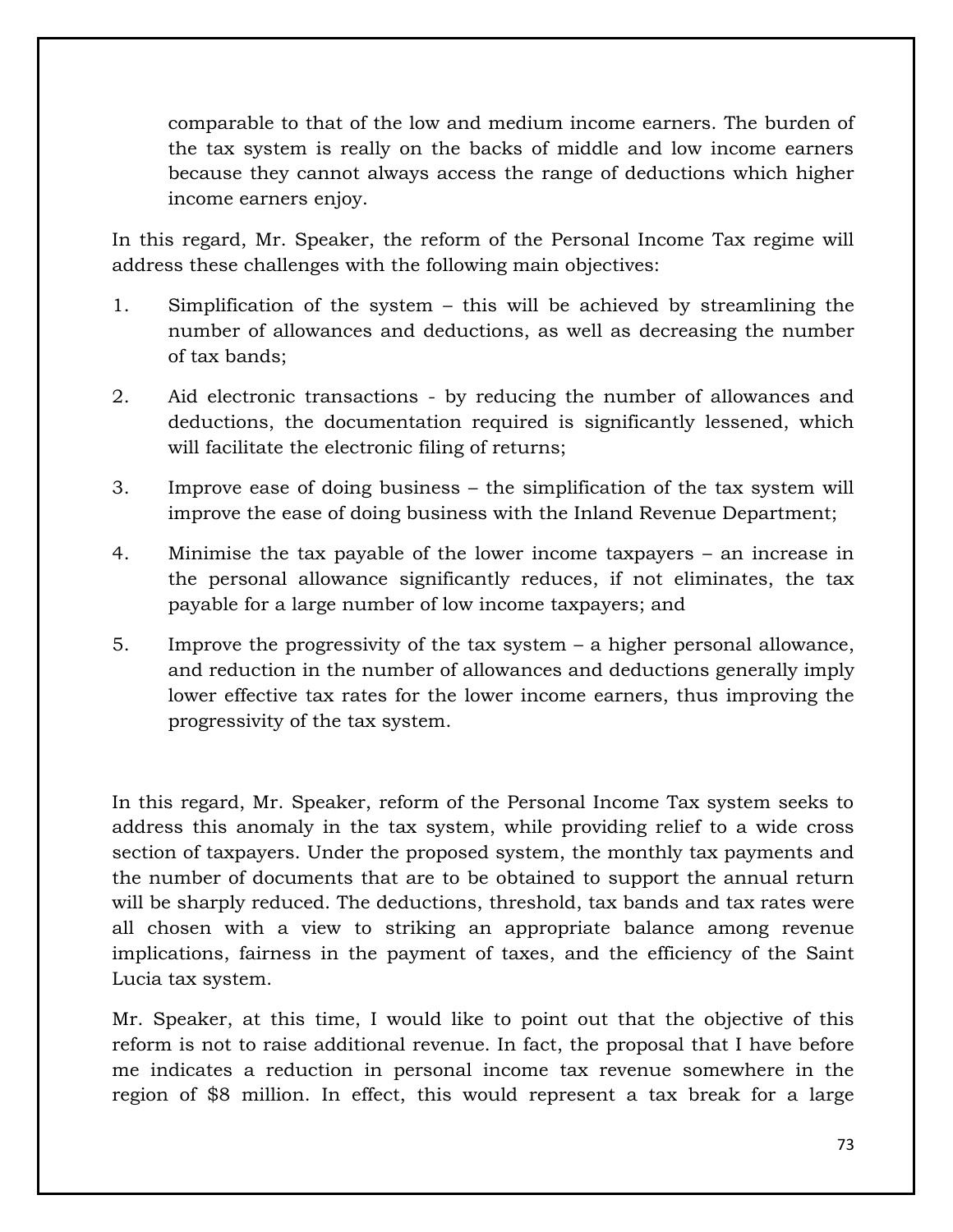comparable to that of the low and medium income earners. The burden of the tax system is really on the backs of middle and low income earners because they cannot always access the range of deductions which higher income earners enjoy.

In this regard, Mr. Speaker, the reform of the Personal Income Tax regime will address these challenges with the following main objectives:

1. Simplification of the system – this will be achieved by streamlining the number of allowances and deductions, as well as decreasing the number of tax bands;

2. Aid electronic transactions - by reducing the number of allowances and deductions, the documentation required is significantly lessened, which will facilitate the electronic filing of returns;

3. Improve ease of doing business – the simplification of the tax system will improve the ease of doing business with the Inland Revenue Department;

4. Minimise the tax payable of the lower income taxpayers – an increase in the personal allowance significantly reduces, if not eliminates, the tax payable for a large number of low income taxpayers; and

5. Improve the progressivity of the tax system – a higher personal allowance, and reduction in the number of allowances and deductions generally imply lower effective tax rates for the lower income earners, thus improving the progressivity of the tax system.

In this regard, Mr. Speaker, reform of the Personal Income Tax system seeks to address this anomaly in the tax system, while providing relief to a wide cross section of taxpayers. Under the proposed system, the monthly tax payments and the number of documents that are to be obtained to support the annual return will be sharply reduced. The deductions, threshold, tax bands and tax rates were all chosen with a view to striking an appropriate balance among revenue implications, fairness in the payment of taxes, and the efficiency of the Saint Lucia tax system.

Mr. Speaker, at this time, I would like to point out that the objective of this reform is not to raise additional revenue. In fact, the proposal that I have before me indicates a reduction in personal income tax revenue somewhere in the region of $8 million. In effect, this would represent a tax break for a large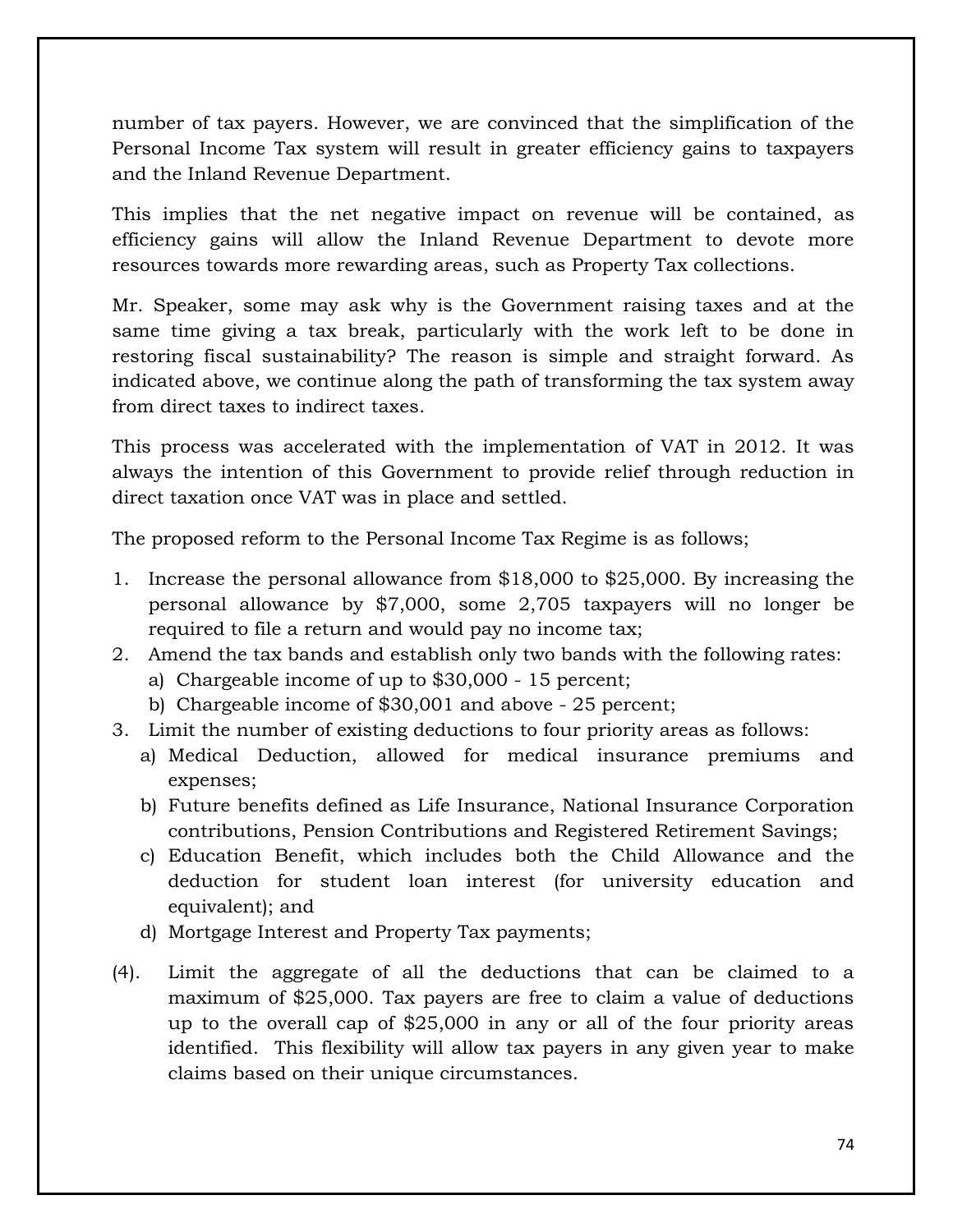number of tax payers. However, we are convinced that the simplification of the Personal Income Tax system will result in greater efficiency gains to taxpayers and the Inland Revenue Department.

This implies that the net negative impact on revenue will be contained, as efficiency gains will allow the Inland Revenue Department to devote more resources towards more rewarding areas, such as Property Tax collections.

Mr. Speaker, some may ask why is the Government raising taxes and at the same time giving a tax break, particularly with the work left to be done in restoring fiscal sustainability? The reason is simple and straight forward. As indicated above, we continue along the path of transforming the tax system away from direct taxes to indirect taxes.

This process was accelerated with the implementation of VAT in 2012. It was always the intention of this Government to provide relief through reduction in direct taxation once VAT was in place and settled.

The proposed reform to the Personal Income Tax Regime is as follows;

1. Increase the personal allowance from $18,000 to $25,000. By increasing the personal allowance by $7,000, some 2,705 taxpayers will no longer be required to file a return and would pay no income tax;
2. Amend the tax bands and establish only two bands with the following rates:
   a) Chargeable income of up to $30,000 - 15 percent;
   b) Chargeable income of $30,001 and above - 25 percent;
3. Limit the number of existing deductions to four priority areas as follows:
   a) Medical Deduction, allowed for medical insurance premiums and expenses;
   b) Future benefits defined as Life Insurance, National Insurance Corporation contributions, Pension Contributions and Registered Retirement Savings;
   c) Education Benefit, which includes both the Child Allowance and the deduction for student loan interest (for university education and equivalent); and
   d) Mortgage Interest and Property Tax payments;

(4). Limit the aggregate of all the deductions that can be claimed to a maximum of $25,000. Tax payers are free to claim a value of deductions up to the overall cap of $25,000 in any or all of the four priority areas identified. This flexibility will allow tax payers in any given year to make claims based on their unique circumstances.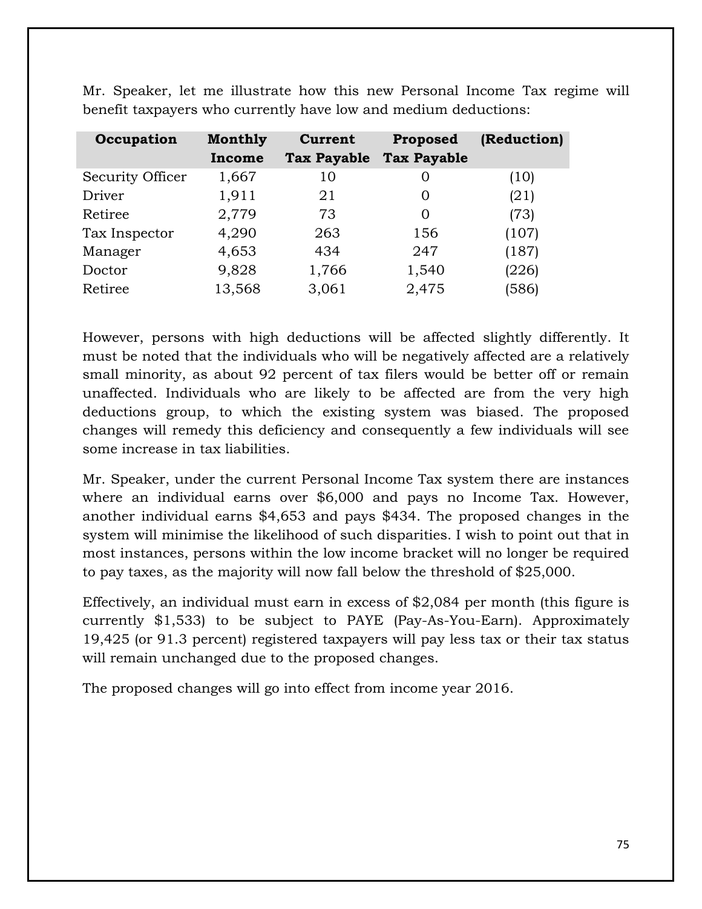Mr. Speaker, let me illustrate how this new Personal Income Tax regime will benefit taxpayers who currently have low and medium deductions:

| Occupation | Monthly Income | Current Tax Payable | Proposed Tax Payable | (Reduction) |
|---|---|---|---|---|
| Security Officer | 1,667 | 10 | 0 | (10) |
| Driver | 1,911 | 21 | 0 | (21) |
| Retiree | 2,779 | 73 | 0 | (73) |
| Tax Inspector | 4,290 | 263 | 156 | (107) |
| Manager | 4,653 | 434 | 247 | (187) |
| Doctor | 9,828 | 1,766 | 1,540 | (226) |
| Retiree | 13,568 | 3,061 | 2,475 | (586) |

However, persons with high deductions will be affected slightly differently. It must be noted that the individuals who will be negatively affected are a relatively small minority, as about 92 percent of tax filers would be better off or remain unaffected. Individuals who are likely to be affected are from the very high deductions group, to which the existing system was biased. The proposed changes will remedy this deficiency and consequently a few individuals will see some increase in tax liabilities.

Mr. Speaker, under the current Personal Income Tax system there are instances where an individual earns over $6,000 and pays no Income Tax. However, another individual earns $4,653 and pays $434. The proposed changes in the system will minimise the likelihood of such disparities. I wish to point out that in most instances, persons within the low income bracket will no longer be required to pay taxes, as the majority will now fall below the threshold of $25,000.

Effectively, an individual must earn in excess of $2,084 per month (this figure is currently $1,533) to be subject to PAYE (Pay-As-You-Earn). Approximately 19,425 (or 91.3 percent) registered taxpayers will pay less tax or their tax status will remain unchanged due to the proposed changes.

The proposed changes will go into effect from income year 2016.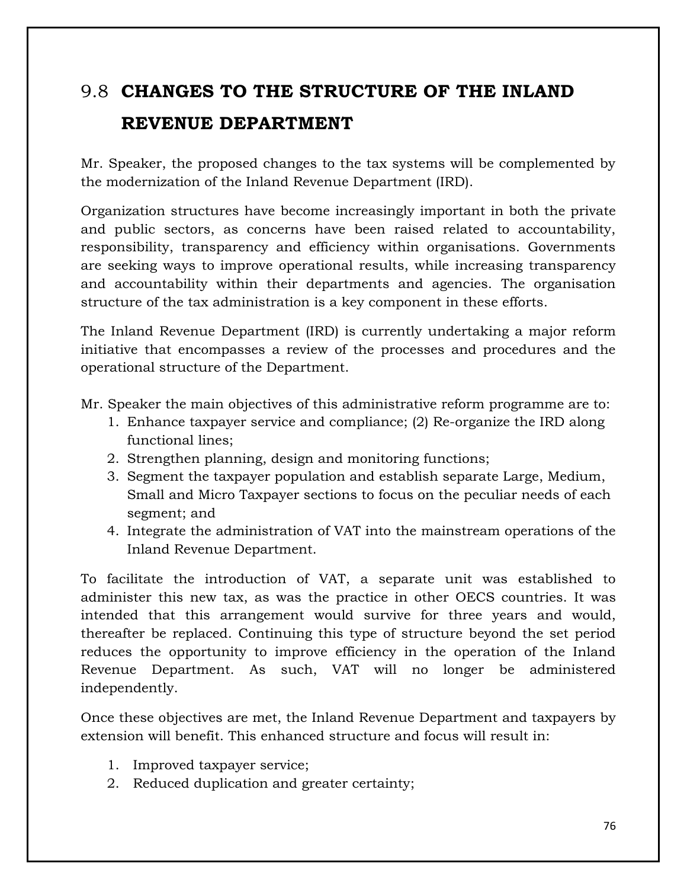## 9.8 CHANGES TO THE STRUCTURE OF THE INLAND REVENUE DEPARTMENT

Mr. Speaker, the proposed changes to the tax systems will be complemented by the modernization of the Inland Revenue Department (IRD).

Organization structures have become increasingly important in both the private and public sectors, as concerns have been raised related to accountability, responsibility, transparency and efficiency within organisations. Governments are seeking ways to improve operational results, while increasing transparency and accountability within their departments and agencies. The organisation structure of the tax administration is a key component in these efforts.

The Inland Revenue Department (IRD) is currently undertaking a major reform initiative that encompasses a review of the processes and procedures and the operational structure of the Department.

Mr. Speaker the main objectives of this administrative reform programme are to:

1. Enhance taxpayer service and compliance; (2) Re-organize the IRD along functional lines;
2. Strengthen planning, design and monitoring functions;
3. Segment the taxpayer population and establish separate Large, Medium, Small and Micro Taxpayer sections to focus on the peculiar needs of each segment; and
4. Integrate the administration of VAT into the mainstream operations of the Inland Revenue Department.

To facilitate the introduction of VAT, a separate unit was established to administer this new tax, as was the practice in other OECS countries. It was intended that this arrangement would survive for three years and would, thereafter be replaced. Continuing this type of structure beyond the set period reduces the opportunity to improve efficiency in the operation of the Inland Revenue Department. As such, VAT will no longer be administered independently.

Once these objectives are met, the Inland Revenue Department and taxpayers by extension will benefit. This enhanced structure and focus will result in:

1. Improved taxpayer service;
2. Reduced duplication and greater certainty;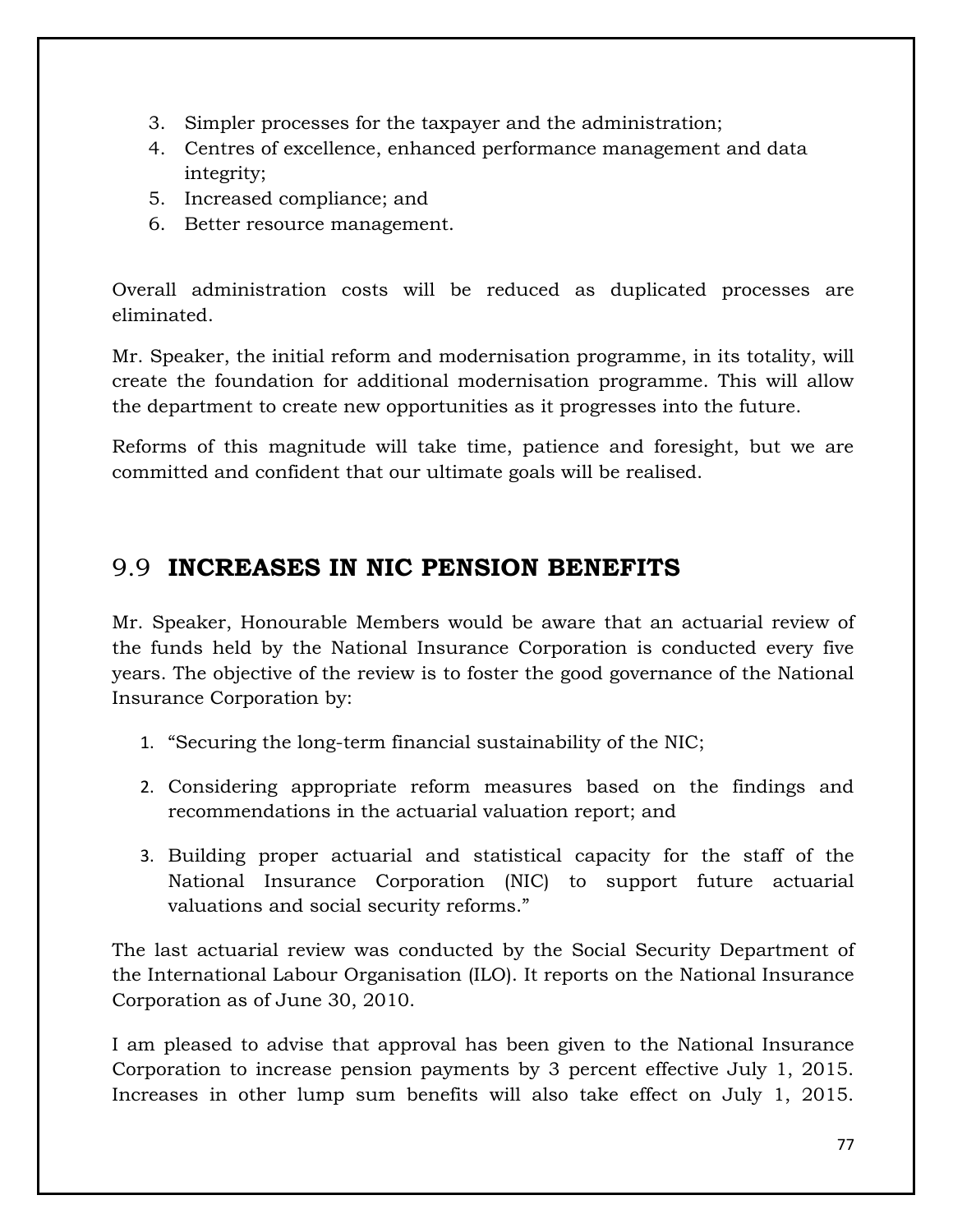3. Simpler processes for the taxpayer and the administration;
4. Centres of excellence, enhanced performance management and data integrity;
5. Increased compliance; and
6. Better resource management.

Overall administration costs will be reduced as duplicated processes are eliminated.

Mr. Speaker, the initial reform and modernisation programme, in its totality, will create the foundation for additional modernisation programme. This will allow the department to create new opportunities as it progresses into the future.

Reforms of this magnitude will take time, patience and foresight, but we are committed and confident that our ultimate goals will be realised.

## 9.9 **INCREASES IN NIC PENSION BENEFITS**

Mr. Speaker, Honourable Members would be aware that an actuarial review of the funds held by the National Insurance Corporation is conducted every five years. The objective of the review is to foster the good governance of the National Insurance Corporation by:

1. "Securing the long-term financial sustainability of the NIC;
2. Considering appropriate reform measures based on the findings and recommendations in the actuarial valuation report; and
3. Building proper actuarial and statistical capacity for the staff of the National Insurance Corporation (NIC) to support future actuarial valuations and social security reforms."

The last actuarial review was conducted by the Social Security Department of the International Labour Organisation (ILO). It reports on the National Insurance Corporation as of June 30, 2010.

I am pleased to advise that approval has been given to the National Insurance Corporation to increase pension payments by 3 percent effective July 1, 2015. Increases in other lump sum benefits will also take effect on July 1, 2015.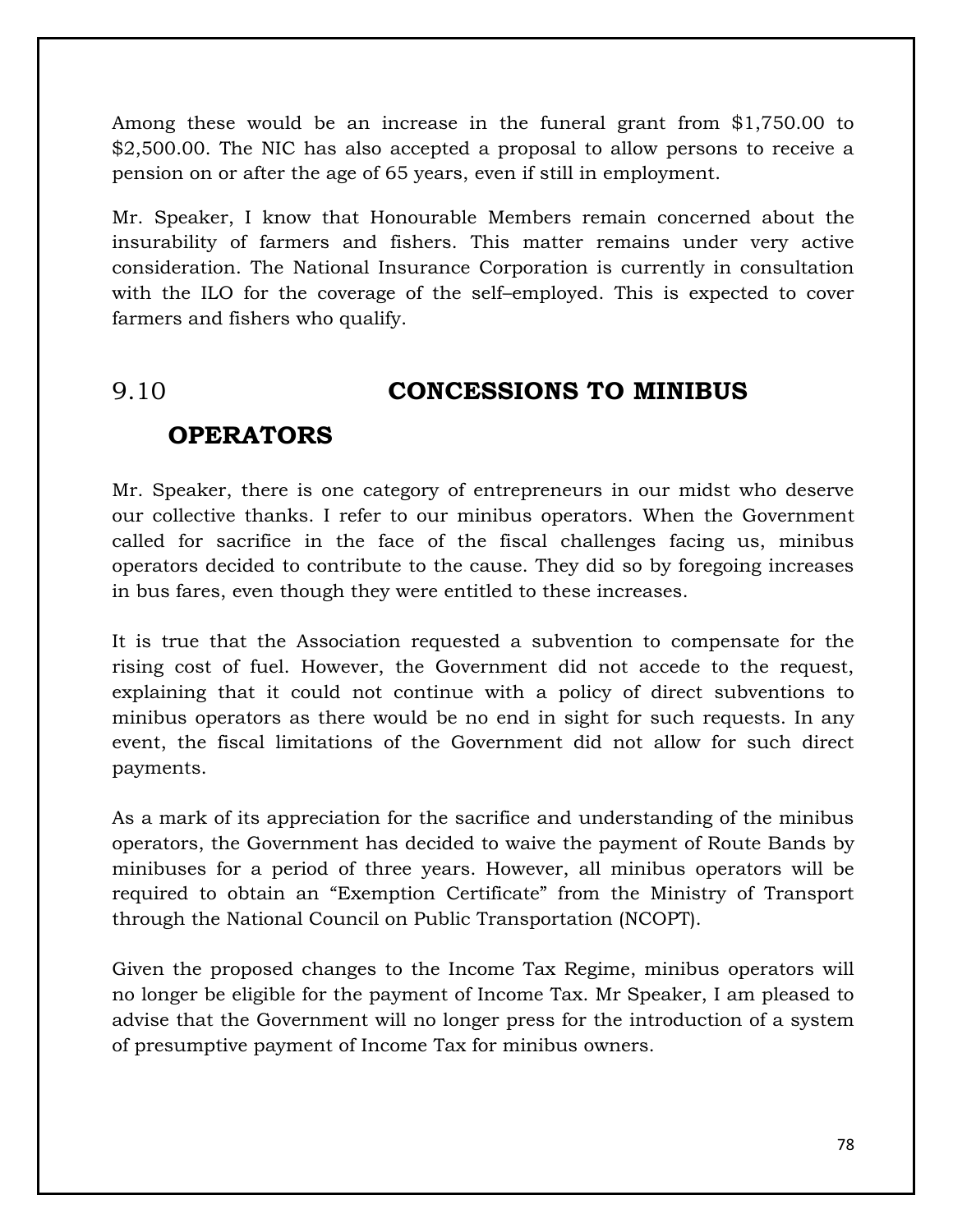Among these would be an increase in the funeral grant from $1,750.00 to $2,500.00. The NIC has also accepted a proposal to allow persons to receive a pension on or after the age of 65 years, even if still in employment.

Mr. Speaker, I know that Honourable Members remain concerned about the insurability of farmers and fishers. This matter remains under very active consideration. The National Insurance Corporation is currently in consultation with the ILO for the coverage of the self–employed. This is expected to cover farmers and fishers who qualify.

## 9.10 CONCESSIONS TO MINIBUS OPERATORS

Mr. Speaker, there is one category of entrepreneurs in our midst who deserve our collective thanks. I refer to our minibus operators. When the Government called for sacrifice in the face of the fiscal challenges facing us, minibus operators decided to contribute to the cause. They did so by foregoing increases in bus fares, even though they were entitled to these increases.

It is true that the Association requested a subvention to compensate for the rising cost of fuel. However, the Government did not accede to the request, explaining that it could not continue with a policy of direct subventions to minibus operators as there would be no end in sight for such requests. In any event, the fiscal limitations of the Government did not allow for such direct payments.

As a mark of its appreciation for the sacrifice and understanding of the minibus operators, the Government has decided to waive the payment of Route Bands by minibuses for a period of three years. However, all minibus operators will be required to obtain an "Exemption Certificate" from the Ministry of Transport through the National Council on Public Transportation (NCOPT).

Given the proposed changes to the Income Tax Regime, minibus operators will no longer be eligible for the payment of Income Tax. Mr Speaker, I am pleased to advise that the Government will no longer press for the introduction of a system of presumptive payment of Income Tax for minibus owners.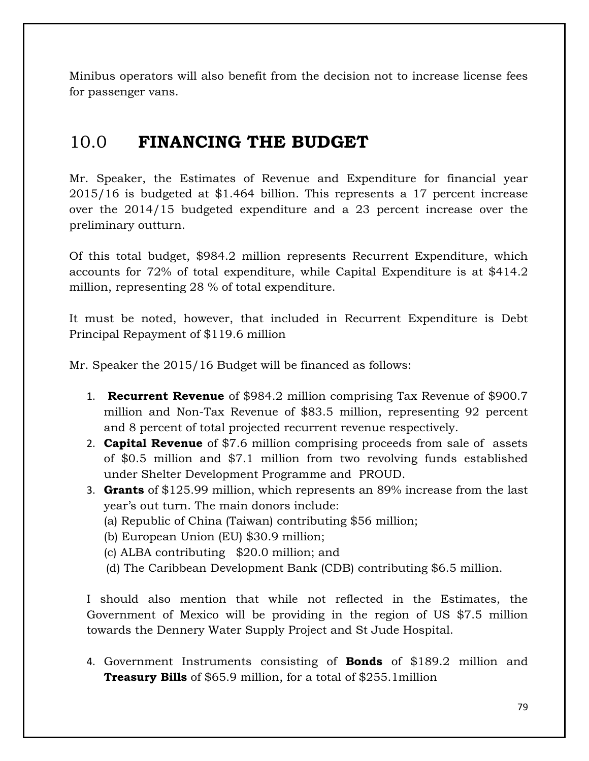Minibus operators will also benefit from the decision not to increase license fees for passenger vans.

## 10.0 **FINANCING THE BUDGET**

Mr. Speaker, the Estimates of Revenue and Expenditure for financial year 2015/16 is budgeted at $1.464 billion. This represents a 17 percent increase over the 2014/15 budgeted expenditure and a 23 percent increase over the preliminary outturn.

Of this total budget, $984.2 million represents Recurrent Expenditure, which accounts for 72% of total expenditure, while Capital Expenditure is at $414.2 million, representing 28 % of total expenditure.

It must be noted, however, that included in Recurrent Expenditure is Debt Principal Repayment of $119.6 million

Mr. Speaker the 2015/16 Budget will be financed as follows:

1. **Recurrent Revenue** of $984.2 million comprising Tax Revenue of $900.7 million and Non-Tax Revenue of $83.5 million, representing 92 percent and 8 percent of total projected recurrent revenue respectively.
2. **Capital Revenue** of $7.6 million comprising proceeds from sale of assets of $0.5 million and $7.1 million from two revolving funds established under Shelter Development Programme and PROUD.
3. **Grants** of $125.99 million, which represents an 89% increase from the last year's out turn. The main donors include:
   (a) Republic of China (Taiwan) contributing $56 million;
   (b) European Union (EU) $30.9 million;
   (c) ALBA contributing $20.0 million; and
   (d) The Caribbean Development Bank (CDB) contributing $6.5 million.

   I should also mention that while not reflected in the Estimates, the Government of Mexico will be providing in the region of US $7.5 million towards the Dennery Water Supply Project and St Jude Hospital.

4. Government Instruments consisting of **Bonds** of $189.2 million and **Treasury Bills** of $65.9 million, for a total of $255.1million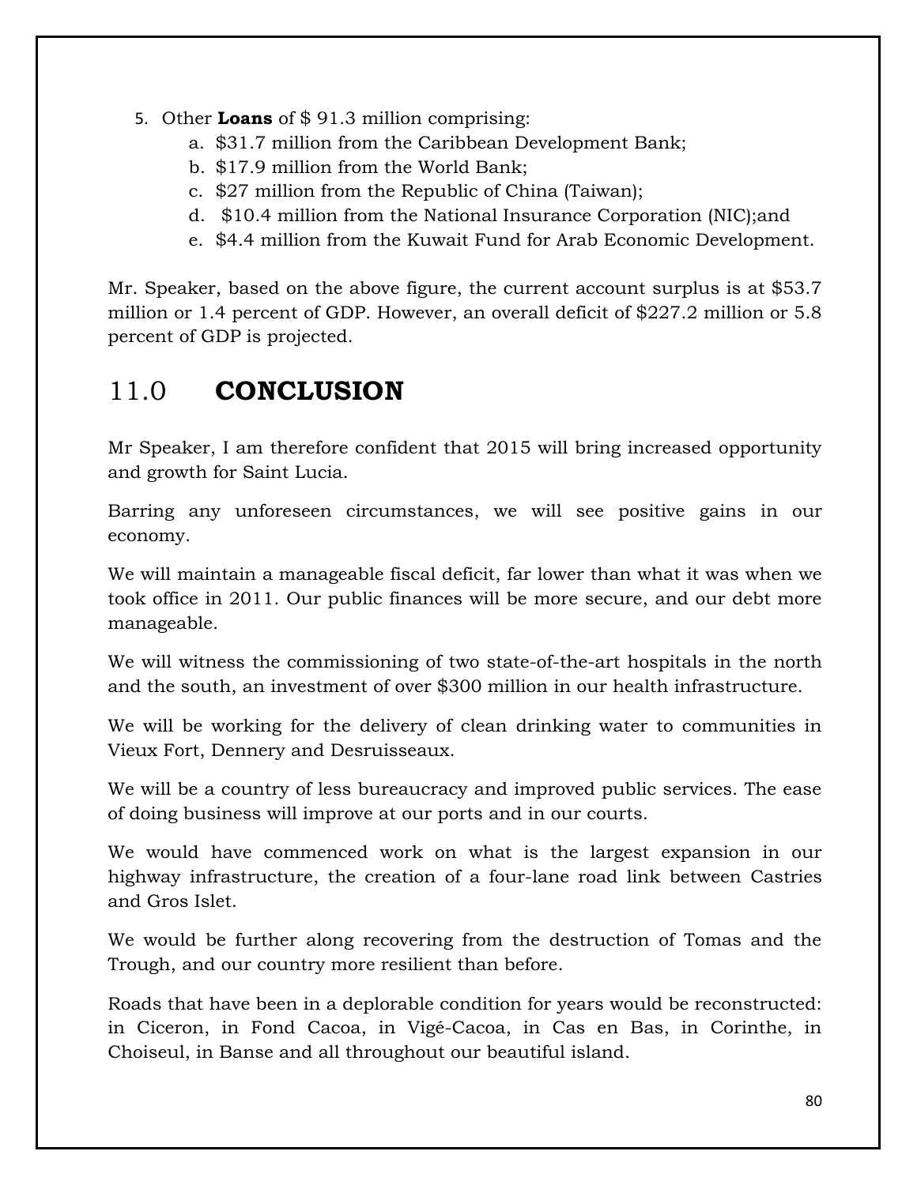5. Other **Loans** of $ 91.3 million comprising:
    a. $31.7 million from the Caribbean Development Bank;
    b. $17.9 million from the World Bank;
    c. $27 million from the Republic of China (Taiwan);
    d. $10.4 million from the National Insurance Corporation (NIC);and
    e. $4.4 million from the Kuwait Fund for Arab Economic Development.

Mr. Speaker, based on the above figure, the current account surplus is at $53.7 million or 1.4 percent of GDP. However, an overall deficit of $227.2 million or 5.8 percent of GDP is projected.

## 11.0 **CONCLUSION**

Mr Speaker, I am therefore confident that 2015 will bring increased opportunity and growth for Saint Lucia.

Barring any unforeseen circumstances, we will see positive gains in our economy.

We will maintain a manageable fiscal deficit, far lower than what it was when we took office in 2011. Our public finances will be more secure, and our debt more manageable.

We will witness the commissioning of two state-of-the-art hospitals in the north and the south, an investment of over $300 million in our health infrastructure.

We will be working for the delivery of clean drinking water to communities in Vieux Fort, Dennery and Desruisseaux.

We will be a country of less bureaucracy and improved public services. The ease of doing business will improve at our ports and in our courts.

We would have commenced work on what is the largest expansion in our highway infrastructure, the creation of a four-lane road link between Castries and Gros Islet.

We would be further along recovering from the destruction of Tomas and the Trough, and our country more resilient than before.

Roads that have been in a deplorable condition for years would be reconstructed: in Ciceron, in Fond Cacoa, in Vigé-Cacoa, in Cas en Bas, in Corinthe, in Choiseul, in Banse and all throughout our beautiful island.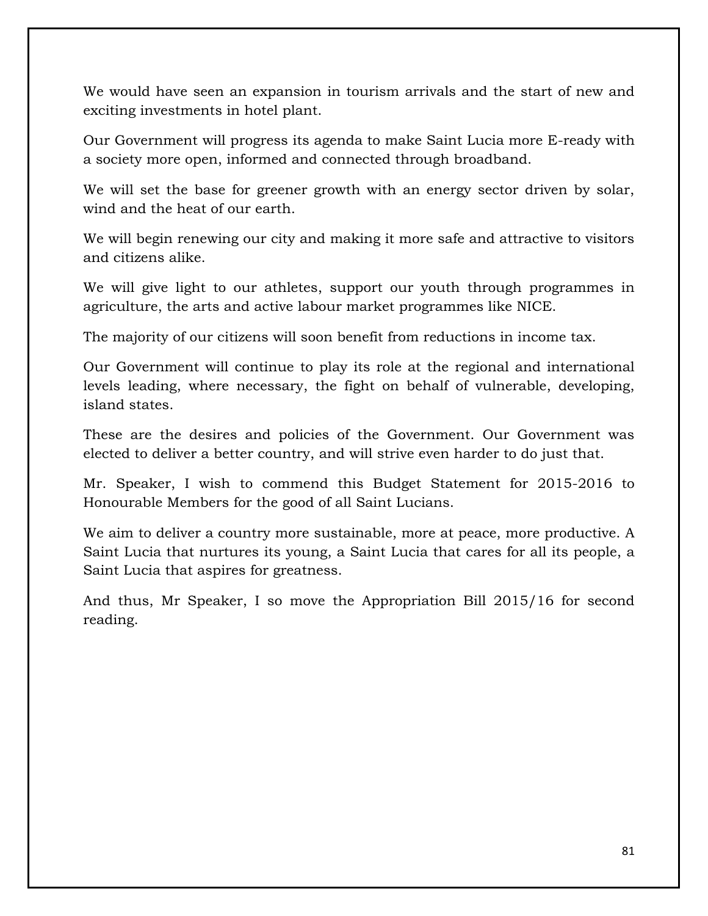We would have seen an expansion in tourism arrivals and the start of new and exciting investments in hotel plant.

Our Government will progress its agenda to make Saint Lucia more E-ready with a society more open, informed and connected through broadband.

We will set the base for greener growth with an energy sector driven by solar, wind and the heat of our earth.

We will begin renewing our city and making it more safe and attractive to visitors and citizens alike.

We will give light to our athletes, support our youth through programmes in agriculture, the arts and active labour market programmes like NICE.

The majority of our citizens will soon benefit from reductions in income tax.

Our Government will continue to play its role at the regional and international levels leading, where necessary, the fight on behalf of vulnerable, developing, island states.

These are the desires and policies of the Government. Our Government was elected to deliver a better country, and will strive even harder to do just that.

Mr. Speaker, I wish to commend this Budget Statement for 2015-2016 to Honourable Members for the good of all Saint Lucians.

We aim to deliver a country more sustainable, more at peace, more productive. A Saint Lucia that nurtures its young, a Saint Lucia that cares for all its people, a Saint Lucia that aspires for greatness.

And thus, Mr Speaker, I so move the Appropriation Bill 2015/16 for second reading.